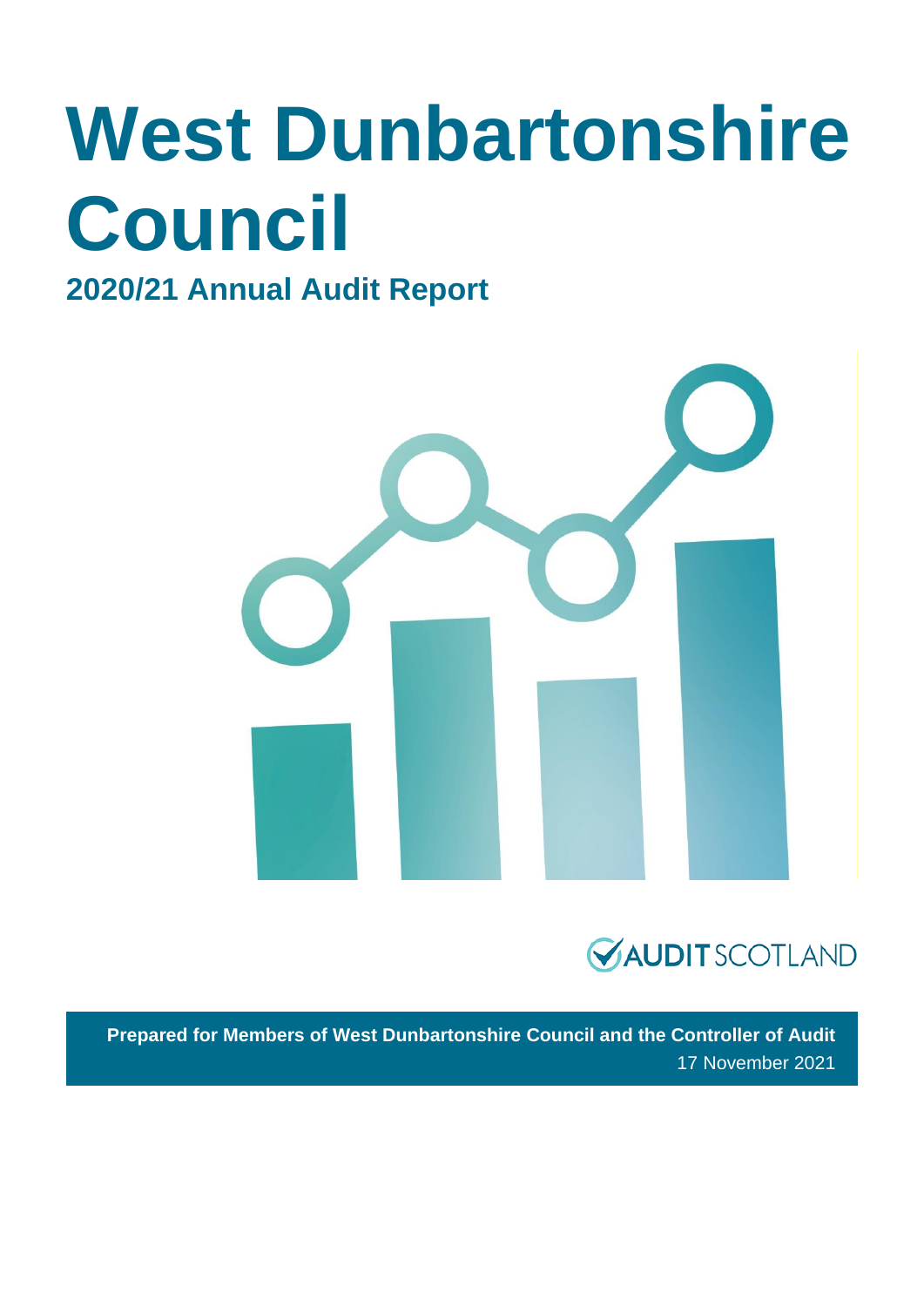# West Dunbartonshire Council

## 2020/21 Annual Audit Report

AUDIT SCOTLAND

**Prepared for Members of West Dunbartonshire Council and the Controller of Audit**

17 November 2021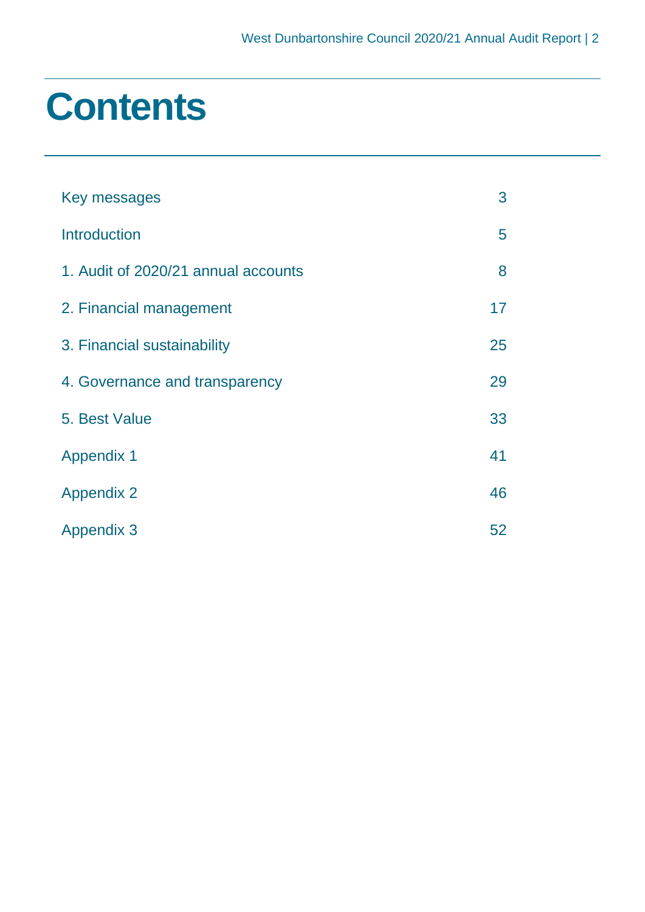# Contents

| | |
|---|---|
| Key messages | 3 |
| Introduction | 5 |
| 1. Audit of 2020/21 annual accounts | 8 |
| 2. Financial management | 17 |
| 3. Financial sustainability | 25 |
| 4. Governance and transparency | 29 |
| 5. Best Value | 33 |
| Appendix 1 | 41 |
| Appendix 2 | 46 |
| Appendix 3 | 52 |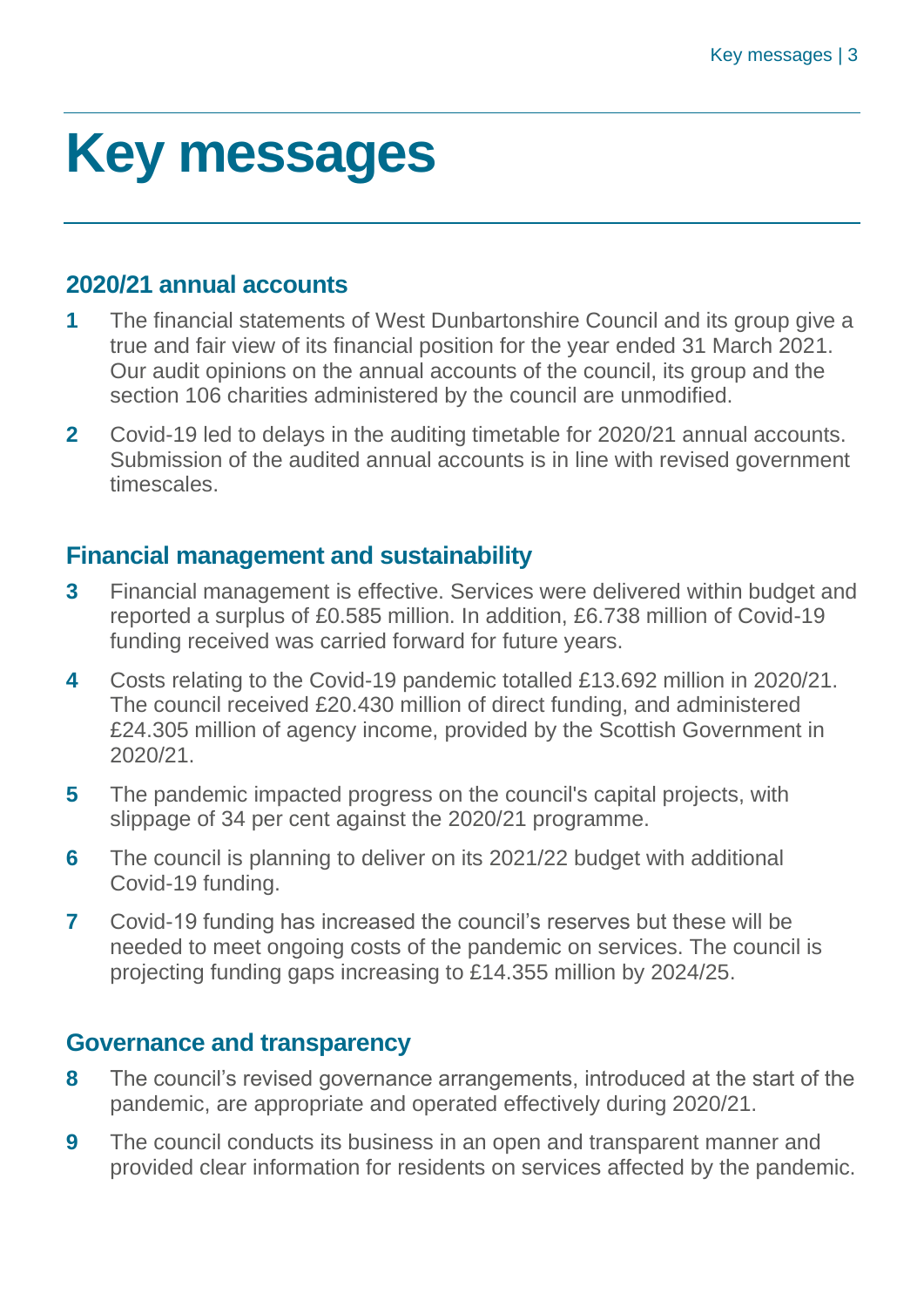# Key messages

## 2020/21 annual accounts

1. The financial statements of West Dunbartonshire Council and its group give a true and fair view of its financial position for the year ended 31 March 2021. Our audit opinions on the annual accounts of the council, its group and the section 106 charities administered by the council are unmodified.
2. Covid-19 led to delays in the auditing timetable for 2020/21 annual accounts. Submission of the audited annual accounts is in line with revised government timescales.

## Financial management and sustainability

3. Financial management is effective. Services were delivered within budget and reported a surplus of £0.585 million. In addition, £6.738 million of Covid-19 funding received was carried forward for future years.
4. Costs relating to the Covid-19 pandemic totalled £13.692 million in 2020/21. The council received £20.430 million of direct funding, and administered £24.305 million of agency income, provided by the Scottish Government in 2020/21.
5. The pandemic impacted progress on the council's capital projects, with slippage of 34 per cent against the 2020/21 programme.
6. The council is planning to deliver on its 2021/22 budget with additional Covid-19 funding.
7. Covid-19 funding has increased the council's reserves but these will be needed to meet ongoing costs of the pandemic on services. The council is projecting funding gaps increasing to £14.355 million by 2024/25.

## Governance and transparency

8. The council's revised governance arrangements, introduced at the start of the pandemic, are appropriate and operated effectively during 2020/21.
9. The council conducts its business in an open and transparent manner and provided clear information for residents on services affected by the pandemic.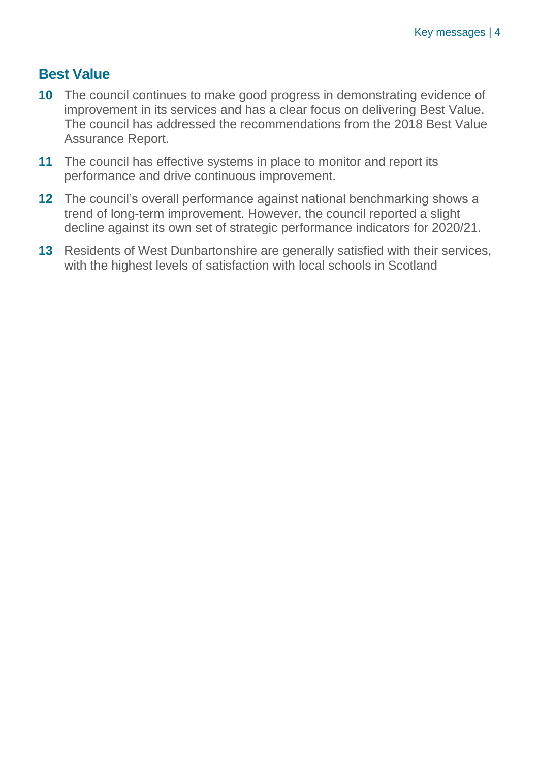## Best Value

10 The council continues to make good progress in demonstrating evidence of improvement in its services and has a clear focus on delivering Best Value. The council has addressed the recommendations from the 2018 Best Value Assurance Report.

11 The council has effective systems in place to monitor and report its performance and drive continuous improvement.

12 The council's overall performance against national benchmarking shows a trend of long-term improvement. However, the council reported a slight decline against its own set of strategic performance indicators for 2020/21.

13 Residents of West Dunbartonshire are generally satisfied with their services, with the highest levels of satisfaction with local schools in Scotland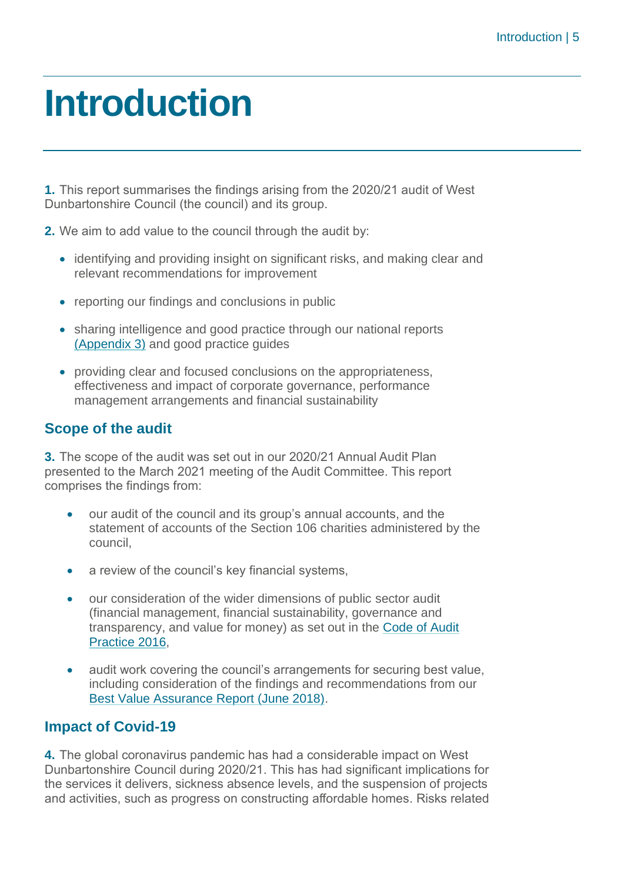# Introduction

**1.** This report summarises the findings arising from the 2020/21 audit of West Dunbartonshire Council (the council) and its group.

**2.** We aim to add value to the council through the audit by:

- identifying and providing insight on significant risks, and making clear and relevant recommendations for improvement
- reporting our findings and conclusions in public
- sharing intelligence and good practice through our national reports (Appendix 3) and good practice guides
- providing clear and focused conclusions on the appropriateness, effectiveness and impact of corporate governance, performance management arrangements and financial sustainability

## Scope of the audit

**3.** The scope of the audit was set out in our 2020/21 Annual Audit Plan presented to the March 2021 meeting of the Audit Committee. This report comprises the findings from:

- our audit of the council and its group's annual accounts, and the statement of accounts of the Section 106 charities administered by the council,
- a review of the council's key financial systems,
- our consideration of the wider dimensions of public sector audit (financial management, financial sustainability, governance and transparency, and value for money) as set out in the Code of Audit Practice 2016,
- audit work covering the council's arrangements for securing best value, including consideration of the findings and recommendations from our Best Value Assurance Report (June 2018).

## Impact of Covid-19

**4.** The global coronavirus pandemic has had a considerable impact on West Dunbartonshire Council during 2020/21. This has had significant implications for the services it delivers, sickness absence levels, and the suspension of projects and activities, such as progress on constructing affordable homes. Risks related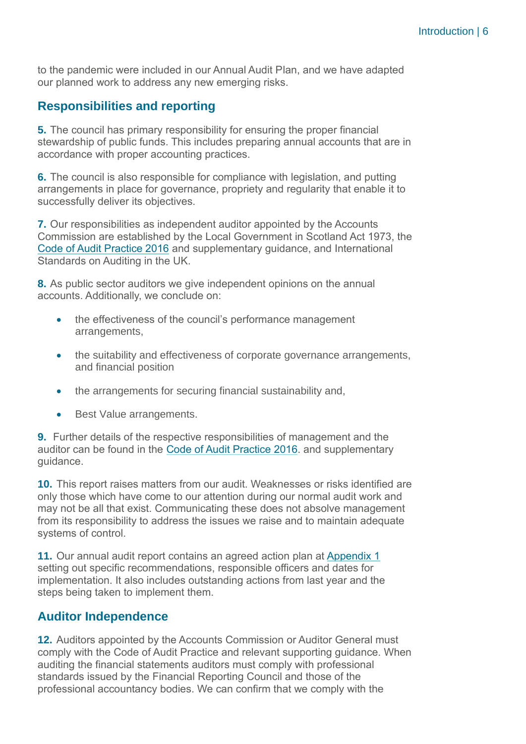to the pandemic were included in our Annual Audit Plan, and we have adapted our planned work to address any new emerging risks.

## Responsibilities and reporting

**5.** The council has primary responsibility for ensuring the proper financial stewardship of public funds. This includes preparing annual accounts that are in accordance with proper accounting practices.

**6.** The council is also responsible for compliance with legislation, and putting arrangements in place for governance, propriety and regularity that enable it to successfully deliver its objectives.

**7.** Our responsibilities as independent auditor appointed by the Accounts Commission are established by the Local Government in Scotland Act 1973, the Code of Audit Practice 2016 and supplementary guidance, and International Standards on Auditing in the UK.

**8.** As public sector auditors we give independent opinions on the annual accounts. Additionally, we conclude on:

- the effectiveness of the council's performance management arrangements,
- the suitability and effectiveness of corporate governance arrangements, and financial position
- the arrangements for securing financial sustainability and,
- Best Value arrangements.

**9.** Further details of the respective responsibilities of management and the auditor can be found in the Code of Audit Practice 2016. and supplementary guidance.

**10.** This report raises matters from our audit. Weaknesses or risks identified are only those which have come to our attention during our normal audit work and may not be all that exist. Communicating these does not absolve management from its responsibility to address the issues we raise and to maintain adequate systems of control.

**11.** Our annual audit report contains an agreed action plan at Appendix 1 setting out specific recommendations, responsible officers and dates for implementation. It also includes outstanding actions from last year and the steps being taken to implement them.

## Auditor Independence

**12.** Auditors appointed by the Accounts Commission or Auditor General must comply with the Code of Audit Practice and relevant supporting guidance. When auditing the financial statements auditors must comply with professional standards issued by the Financial Reporting Council and those of the professional accountancy bodies. We can confirm that we comply with the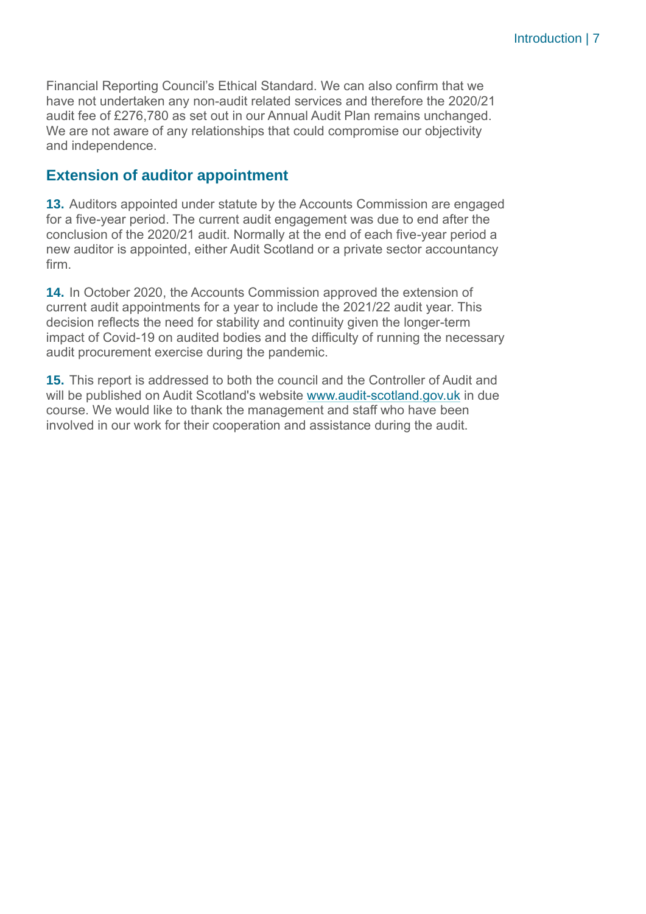Financial Reporting Council's Ethical Standard. We can also confirm that we have not undertaken any non-audit related services and therefore the 2020/21 audit fee of £276,780 as set out in our Annual Audit Plan remains unchanged. We are not aware of any relationships that could compromise our objectivity and independence.

## Extension of auditor appointment

**13.** Auditors appointed under statute by the Accounts Commission are engaged for a five-year period. The current audit engagement was due to end after the conclusion of the 2020/21 audit. Normally at the end of each five-year period a new auditor is appointed, either Audit Scotland or a private sector accountancy firm.

**14.** In October 2020, the Accounts Commission approved the extension of current audit appointments for a year to include the 2021/22 audit year. This decision reflects the need for stability and continuity given the longer-term impact of Covid-19 on audited bodies and the difficulty of running the necessary audit procurement exercise during the pandemic.

**15.** This report is addressed to both the council and the Controller of Audit and will be published on Audit Scotland's website [www.audit-scotland.gov.uk](http://www.audit-scotland.gov.uk) in due course. We would like to thank the management and staff who have been involved in our work for their cooperation and assistance during the audit.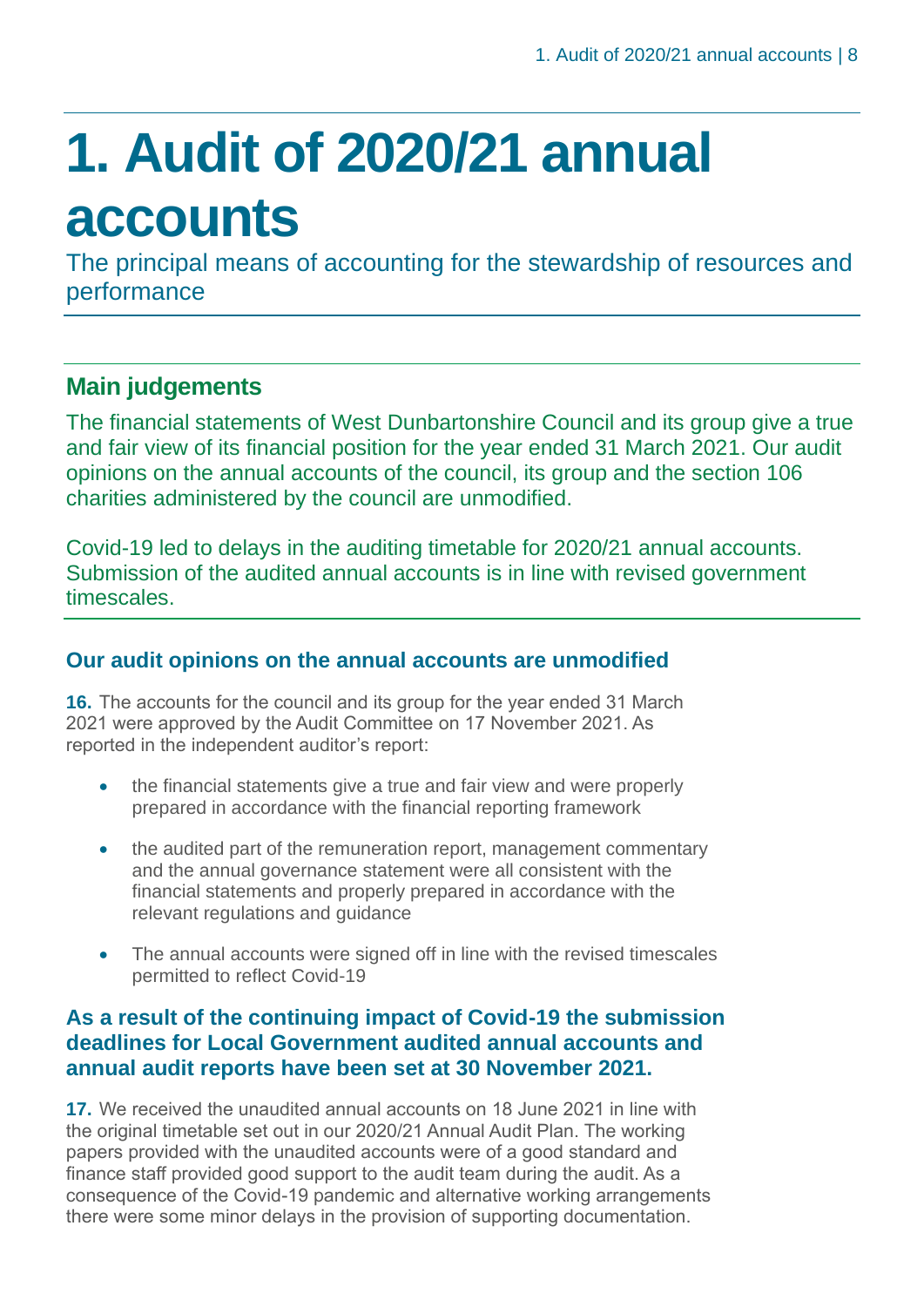# 1. Audit of 2020/21 annual accounts

The principal means of accounting for the stewardship of resources and performance

## Main judgements

The financial statements of West Dunbartonshire Council and its group give a true and fair view of its financial position for the year ended 31 March 2021. Our audit opinions on the annual accounts of the council, its group and the section 106 charities administered by the council are unmodified.

Covid-19 led to delays in the auditing timetable for 2020/21 annual accounts. Submission of the audited annual accounts is in line with revised government timescales.

### Our audit opinions on the annual accounts are unmodified

**16.** The accounts for the council and its group for the year ended 31 March 2021 were approved by the Audit Committee on 17 November 2021. As reported in the independent auditor's report:

- the financial statements give a true and fair view and were properly prepared in accordance with the financial reporting framework
- the audited part of the remuneration report, management commentary and the annual governance statement were all consistent with the financial statements and properly prepared in accordance with the relevant regulations and guidance
- The annual accounts were signed off in line with the revised timescales permitted to reflect Covid-19

### As a result of the continuing impact of Covid-19 the submission deadlines for Local Government audited annual accounts and annual audit reports have been set at 30 November 2021.

**17.** We received the unaudited annual accounts on 18 June 2021 in line with the original timetable set out in our 2020/21 Annual Audit Plan. The working papers provided with the unaudited accounts were of a good standard and finance staff provided good support to the audit team during the audit. As a consequence of the Covid-19 pandemic and alternative working arrangements there were some minor delays in the provision of supporting documentation.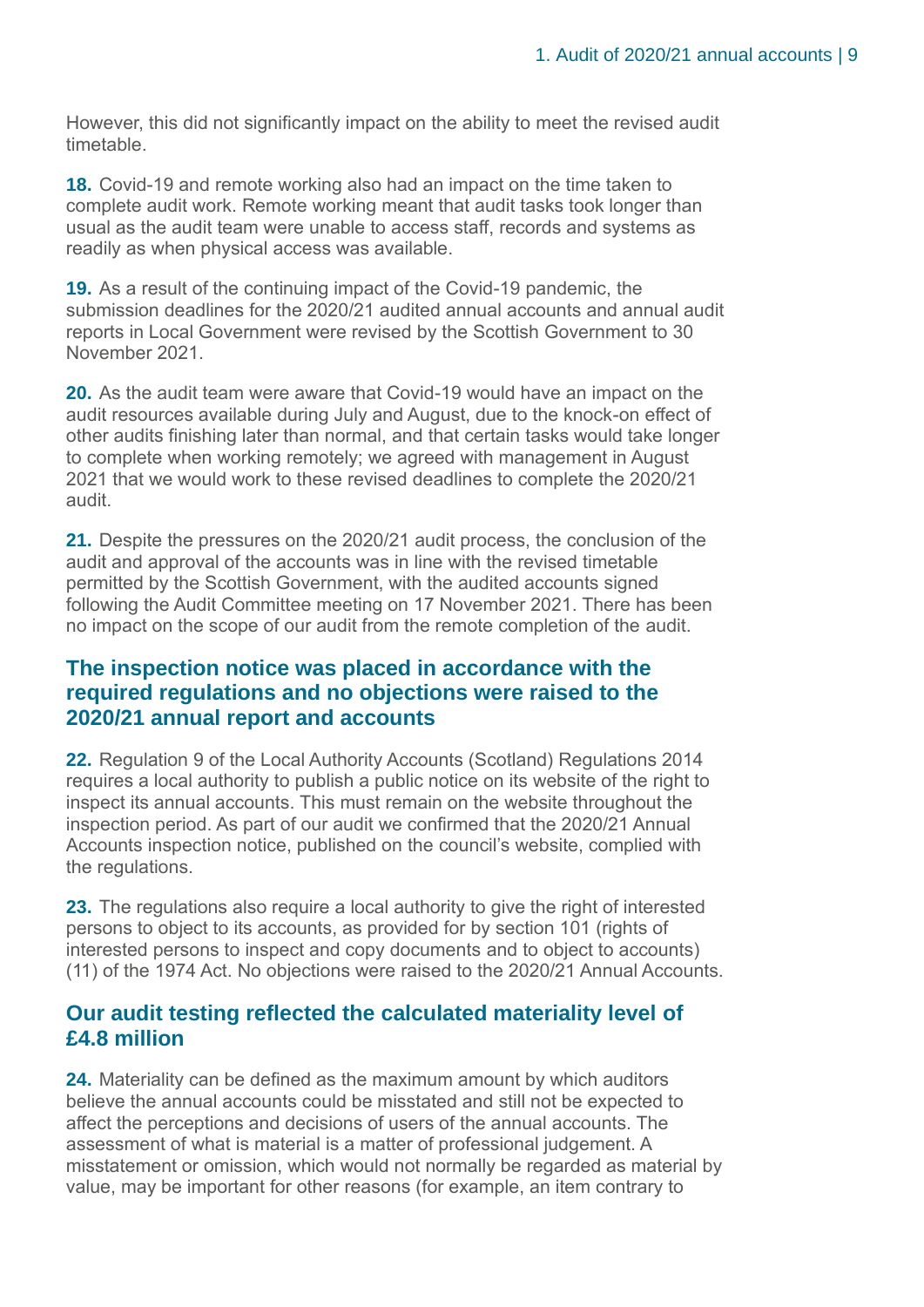However, this did not significantly impact on the ability to meet the revised audit timetable.

**18.** Covid-19 and remote working also had an impact on the time taken to complete audit work. Remote working meant that audit tasks took longer than usual as the audit team were unable to access staff, records and systems as readily as when physical access was available.

**19.** As a result of the continuing impact of the Covid-19 pandemic, the submission deadlines for the 2020/21 audited annual accounts and annual audit reports in Local Government were revised by the Scottish Government to 30 November 2021.

**20.** As the audit team were aware that Covid-19 would have an impact on the audit resources available during July and August, due to the knock-on effect of other audits finishing later than normal, and that certain tasks would take longer to complete when working remotely; we agreed with management in August 2021 that we would work to these revised deadlines to complete the 2020/21 audit.

**21.** Despite the pressures on the 2020/21 audit process, the conclusion of the audit and approval of the accounts was in line with the revised timetable permitted by the Scottish Government, with the audited accounts signed following the Audit Committee meeting on 17 November 2021. There has been no impact on the scope of our audit from the remote completion of the audit.

## The inspection notice was placed in accordance with the required regulations and no objections were raised to the 2020/21 annual report and accounts

**22.** Regulation 9 of the Local Authority Accounts (Scotland) Regulations 2014 requires a local authority to publish a public notice on its website of the right to inspect its annual accounts. This must remain on the website throughout the inspection period. As part of our audit we confirmed that the 2020/21 Annual Accounts inspection notice, published on the council's website, complied with the regulations.

**23.** The regulations also require a local authority to give the right of interested persons to object to its accounts, as provided for by section 101 (rights of interested persons to inspect and copy documents and to object to accounts) (11) of the 1974 Act. No objections were raised to the 2020/21 Annual Accounts.

## Our audit testing reflected the calculated materiality level of £4.8 million

**24.** Materiality can be defined as the maximum amount by which auditors believe the annual accounts could be misstated and still not be expected to affect the perceptions and decisions of users of the annual accounts. The assessment of what is material is a matter of professional judgement. A misstatement or omission, which would not normally be regarded as material by value, may be important for other reasons (for example, an item contrary to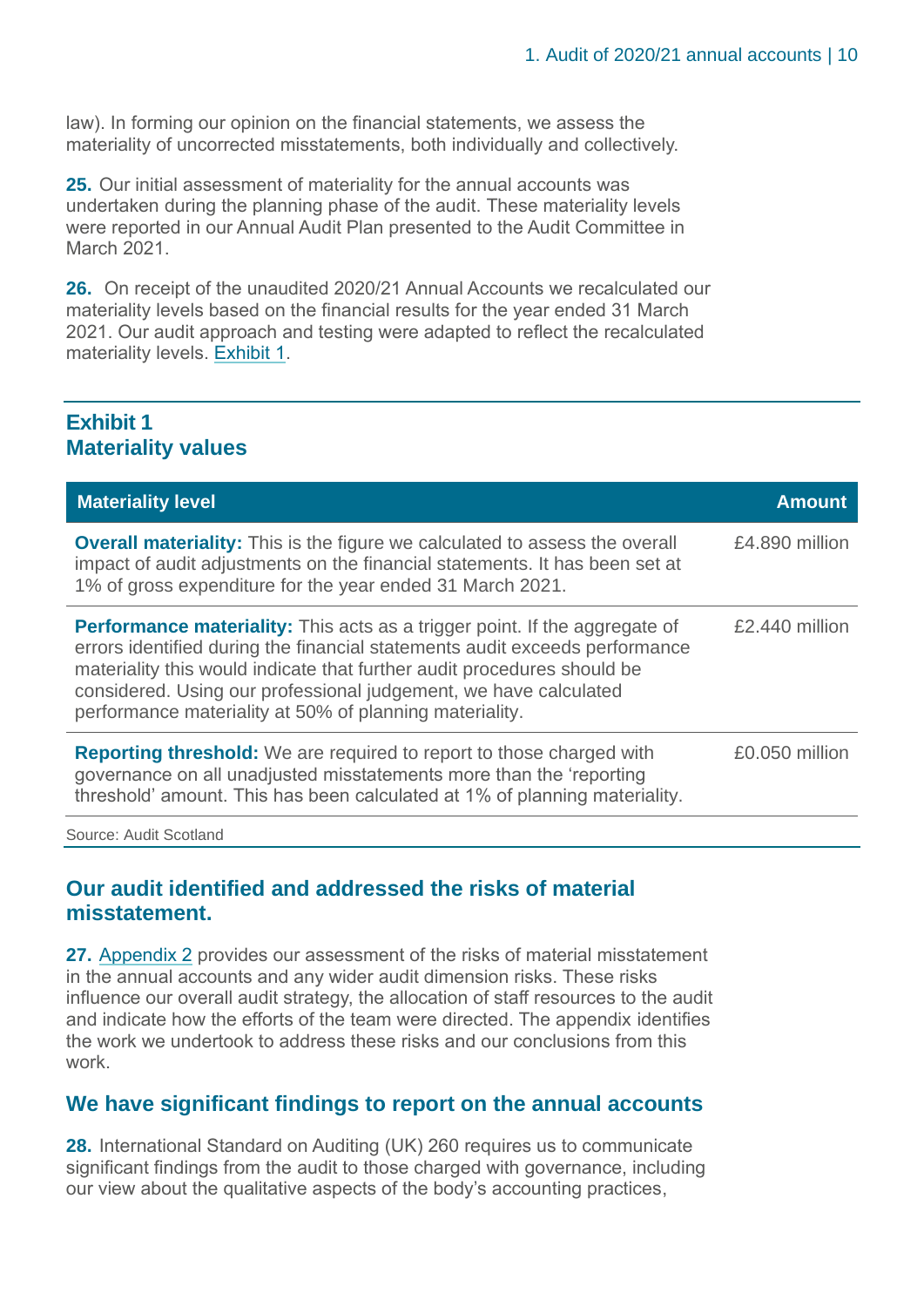law). In forming our opinion on the financial statements, we assess the materiality of uncorrected misstatements, both individually and collectively.

**25.** Our initial assessment of materiality for the annual accounts was undertaken during the planning phase of the audit. These materiality levels were reported in our Annual Audit Plan presented to the Audit Committee in March 2021.

**26.** On receipt of the unaudited 2020/21 Annual Accounts we recalculated our materiality levels based on the financial results for the year ended 31 March 2021. Our audit approach and testing were adapted to reflect the recalculated materiality levels. Exhibit 1.

### Exhibit 1
### Materiality values

| Materiality level | Amount |
|---|---|
| **Overall materiality:** This is the figure we calculated to assess the overall impact of audit adjustments on the financial statements. It has been set at 1% of gross expenditure for the year ended 31 March 2021. | £4.890 million |
| **Performance materiality:** This acts as a trigger point. If the aggregate of errors identified during the financial statements audit exceeds performance materiality this would indicate that further audit procedures should be considered. Using our professional judgement, we have calculated performance materiality at 50% of planning materiality. | £2.440 million |
| **Reporting threshold:** We are required to report to those charged with governance on all unadjusted misstatements more than the 'reporting threshold' amount. This has been calculated at 1% of planning materiality. | £0.050 million |

Source: Audit Scotland

## Our audit identified and addressed the risks of material misstatement.

**27.** Appendix 2 provides our assessment of the risks of material misstatement in the annual accounts and any wider audit dimension risks. These risks influence our overall audit strategy, the allocation of staff resources to the audit and indicate how the efforts of the team were directed. The appendix identifies the work we undertook to address these risks and our conclusions from this work.

## We have significant findings to report on the annual accounts

**28.** International Standard on Auditing (UK) 260 requires us to communicate significant findings from the audit to those charged with governance, including our view about the qualitative aspects of the body's accounting practices,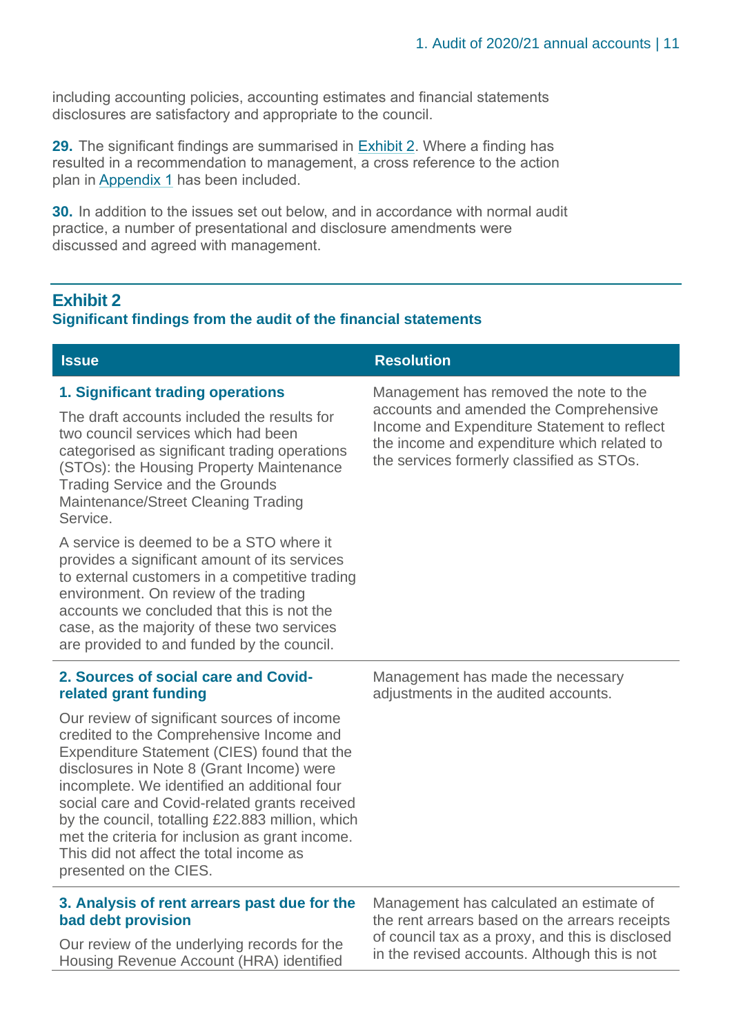including accounting policies, accounting estimates and financial statements disclosures are satisfactory and appropriate to the council.

**29.** The significant findings are summarised in Exhibit 2. Where a finding has resulted in a recommendation to management, a cross reference to the action plan in Appendix 1 has been included.

**30.** In addition to the issues set out below, and in accordance with normal audit practice, a number of presentational and disclosure amendments were discussed and agreed with management.

## Exhibit 2
### Significant findings from the audit of the financial statements

| Issue | Resolution |
|---|---|
| **1. Significant trading operations**<br><br>The draft accounts included the results for two council services which had been categorised as significant trading operations (STOs): the Housing Property Maintenance Trading Service and the Grounds Maintenance/Street Cleaning Trading Service.<br><br>A service is deemed to be a STO where it provides a significant amount of its services to external customers in a competitive trading environment. On review of the trading accounts we concluded that this is not the case, as the majority of these two services are provided to and funded by the council. | Management has removed the note to the accounts and amended the Comprehensive Income and Expenditure Statement to reflect the income and expenditure which related to the services formerly classified as STOs. |
| **2. Sources of social care and Covid-related grant funding**<br><br>Our review of significant sources of income credited to the Comprehensive Income and Expenditure Statement (CIES) found that the disclosures in Note 8 (Grant Income) were incomplete. We identified an additional four social care and Covid-related grants received by the council, totalling £22.883 million, which met the criteria for inclusion as grant income. This did not affect the total income as presented on the CIES. | Management has made the necessary adjustments in the audited accounts. |
| **3. Analysis of rent arrears past due for the bad debt provision**<br><br>Our review of the underlying records for the Housing Revenue Account (HRA) identified | Management has calculated an estimate of the rent arrears based on the arrears receipts of council tax as a proxy, and this is disclosed in the revised accounts. Although this is not |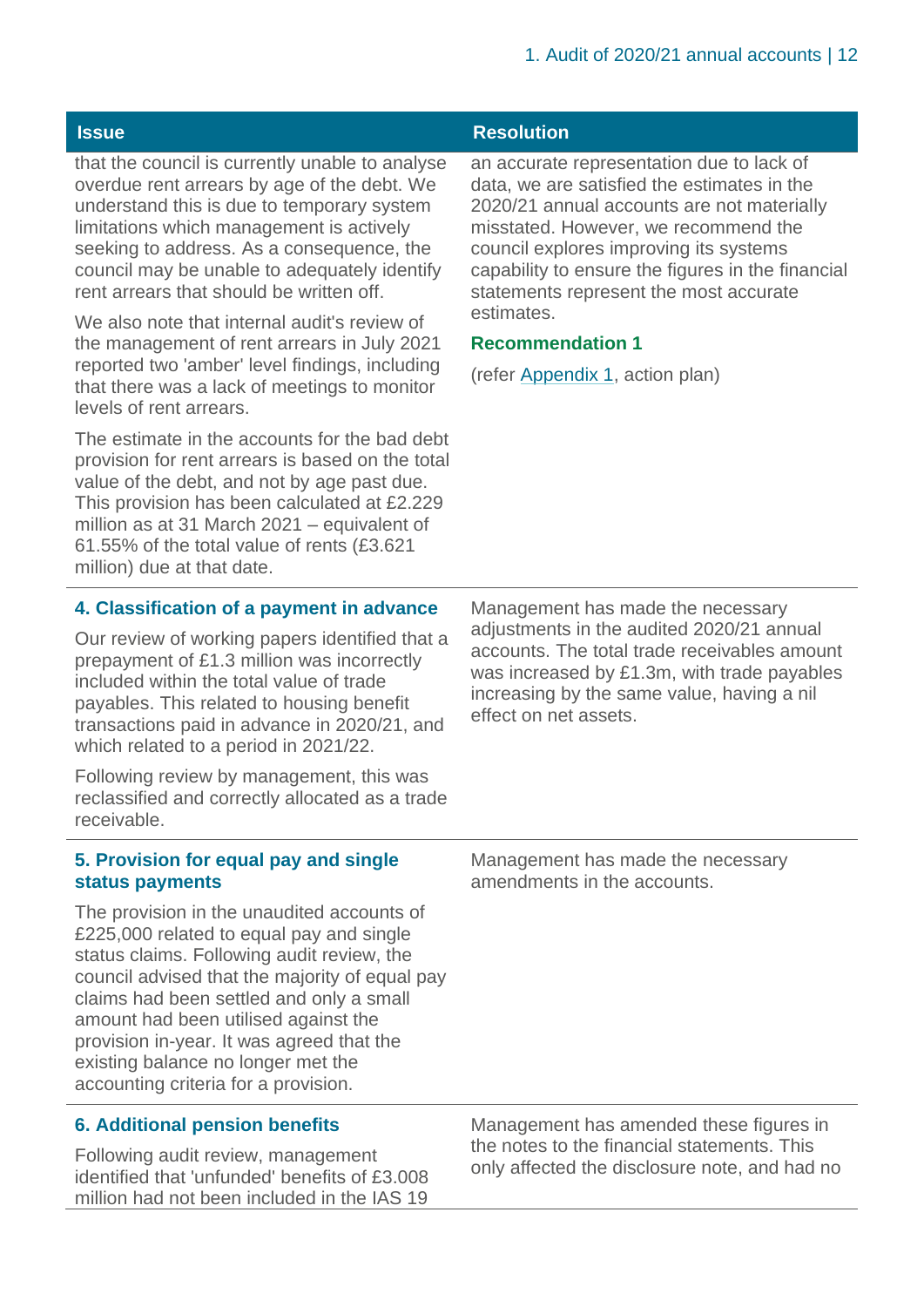| Issue | Resolution |
|---|---|
| that the council is currently unable to analyse overdue rent arrears by age of the debt. We understand this is due to temporary system limitations which management is actively seeking to address. As a consequence, the council may be unable to adequately identify rent arrears that should be written off.<br><br>We also note that internal audit's review of the management of rent arrears in July 2021 reported two 'amber' level findings, including that there was a lack of meetings to monitor levels of rent arrears.<br><br>The estimate in the accounts for the bad debt provision for rent arrears is based on the total value of the debt, and not by age past due. This provision has been calculated at £2.229 million as at 31 March 2021 – equivalent of 61.55% of the total value of rents (£3.621 million) due at that date. | an accurate representation due to lack of data, we are satisfied the estimates in the 2020/21 annual accounts are not materially misstated. However, we recommend the council explores improving its systems capability to ensure the figures in the financial statements represent the most accurate estimates.<br><br>**Recommendation 1**<br><br>(refer Appendix 1, action plan) |
| **4. Classification of a payment in advance**<br><br>Our review of working papers identified that a prepayment of £1.3 million was incorrectly included within the total value of trade payables. This related to housing benefit transactions paid in advance in 2020/21, and which related to a period in 2021/22.<br><br>Following review by management, this was reclassified and correctly allocated as a trade receivable. | Management has made the necessary adjustments in the audited 2020/21 annual accounts. The total trade receivables amount was increased by £1.3m, with trade payables increasing by the same value, having a nil effect on net assets. |
| **5. Provision for equal pay and single status payments**<br><br>The provision in the unaudited accounts of £225,000 related to equal pay and single status claims. Following audit review, the council advised that the majority of equal pay claims had been settled and only a small amount had been utilised against the provision in-year. It was agreed that the existing balance no longer met the accounting criteria for a provision. | Management has made the necessary amendments in the accounts. |
| **6. Additional pension benefits**<br><br>Following audit review, management identified that 'unfunded' benefits of £3.008 million had not been included in the IAS 19 | Management has amended these figures in the notes to the financial statements. This only affected the disclosure note, and had no |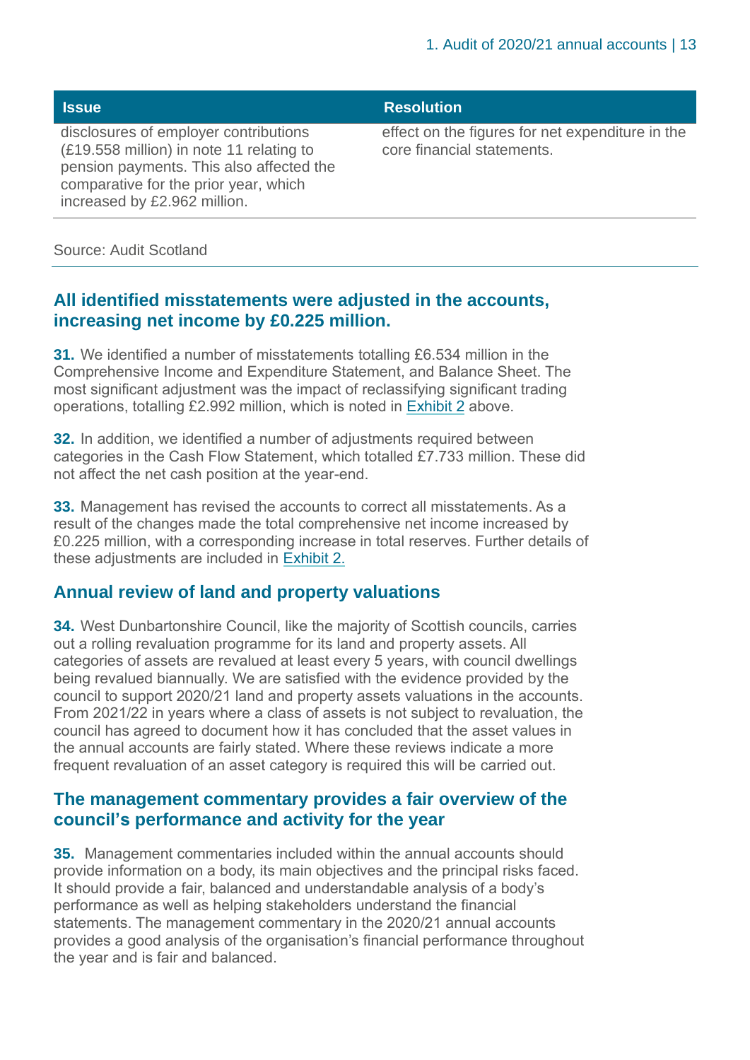| Issue | Resolution |
|---|---|
| disclosures of employer contributions (£19.558 million) in note 11 relating to pension payments. This also affected the comparative for the prior year, which increased by £2.962 million. | effect on the figures for net expenditure in the core financial statements. |

Source: Audit Scotland

## All identified misstatements were adjusted in the accounts, increasing net income by £0.225 million.

**31.** We identified a number of misstatements totalling £6.534 million in the Comprehensive Income and Expenditure Statement, and Balance Sheet. The most significant adjustment was the impact of reclassifying significant trading operations, totalling £2.992 million, which is noted in Exhibit 2 above.

**32.** In addition, we identified a number of adjustments required between categories in the Cash Flow Statement, which totalled £7.733 million. These did not affect the net cash position at the year-end.

**33.** Management has revised the accounts to correct all misstatements. As a result of the changes made the total comprehensive net income increased by £0.225 million, with a corresponding increase in total reserves. Further details of these adjustments are included in Exhibit 2.

## Annual review of land and property valuations

**34.** West Dunbartonshire Council, like the majority of Scottish councils, carries out a rolling revaluation programme for its land and property assets. All categories of assets are revalued at least every 5 years, with council dwellings being revalued biannually. We are satisfied with the evidence provided by the council to support 2020/21 land and property assets valuations in the accounts. From 2021/22 in years where a class of assets is not subject to revaluation, the council has agreed to document how it has concluded that the asset values in the annual accounts are fairly stated. Where these reviews indicate a more frequent revaluation of an asset category is required this will be carried out.

## The management commentary provides a fair overview of the council's performance and activity for the year

**35.** Management commentaries included within the annual accounts should provide information on a body, its main objectives and the principal risks faced. It should provide a fair, balanced and understandable analysis of a body's performance as well as helping stakeholders understand the financial statements. The management commentary in the 2020/21 annual accounts provides a good analysis of the organisation's financial performance throughout the year and is fair and balanced.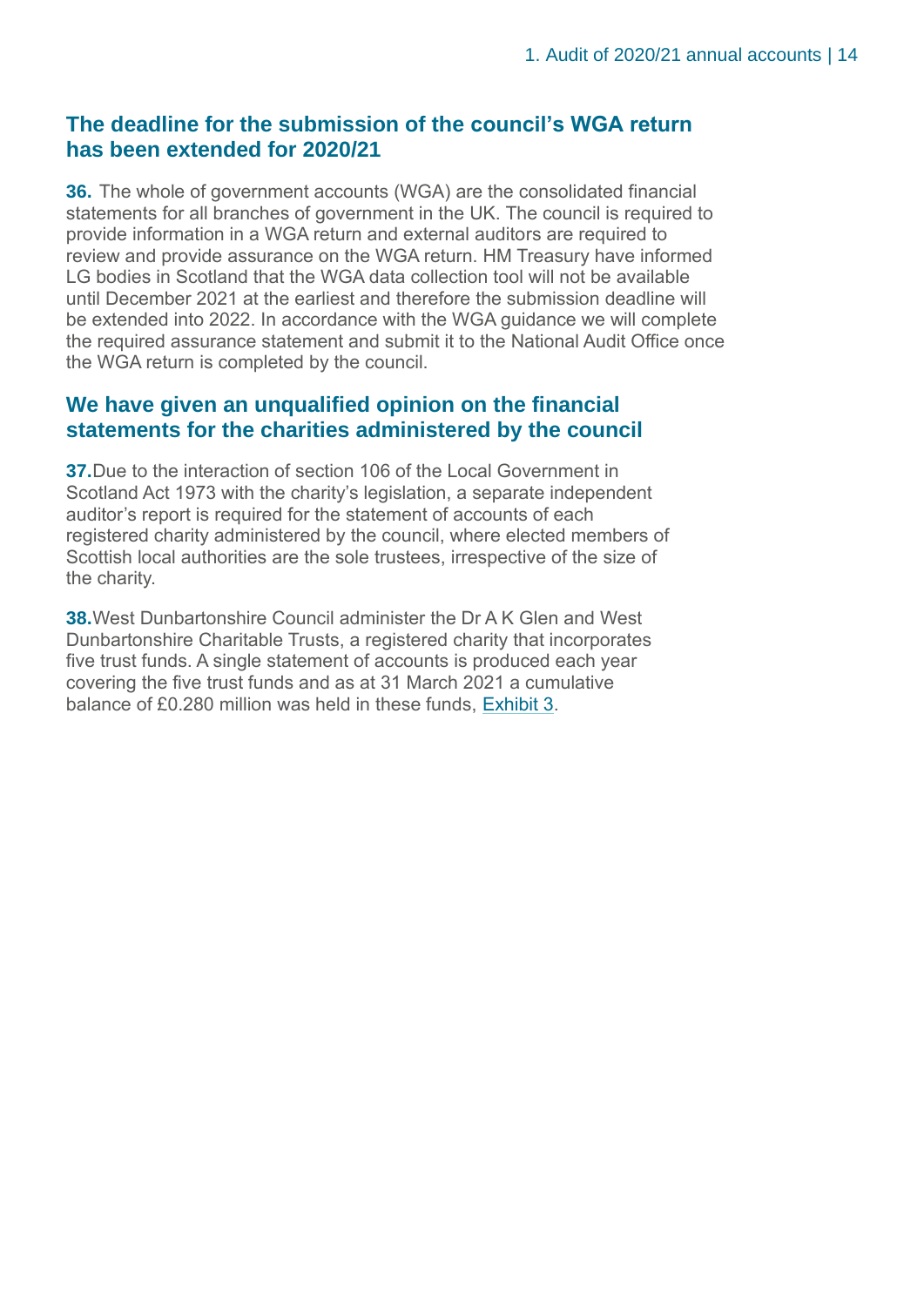## The deadline for the submission of the council's WGA return has been extended for 2020/21

**36.** The whole of government accounts (WGA) are the consolidated financial statements for all branches of government in the UK. The council is required to provide information in a WGA return and external auditors are required to review and provide assurance on the WGA return. HM Treasury have informed LG bodies in Scotland that the WGA data collection tool will not be available until December 2021 at the earliest and therefore the submission deadline will be extended into 2022. In accordance with the WGA guidance we will complete the required assurance statement and submit it to the National Audit Office once the WGA return is completed by the council.

## We have given an unqualified opinion on the financial statements for the charities administered by the council

**37.** Due to the interaction of section 106 of the Local Government in Scotland Act 1973 with the charity's legislation, a separate independent auditor's report is required for the statement of accounts of each registered charity administered by the council, where elected members of Scottish local authorities are the sole trustees, irrespective of the size of the charity.

**38.** West Dunbartonshire Council administer the Dr A K Glen and West Dunbartonshire Charitable Trusts, a registered charity that incorporates five trust funds. A single statement of accounts is produced each year covering the five trust funds and as at 31 March 2021 a cumulative balance of £0.280 million was held in these funds, Exhibit 3.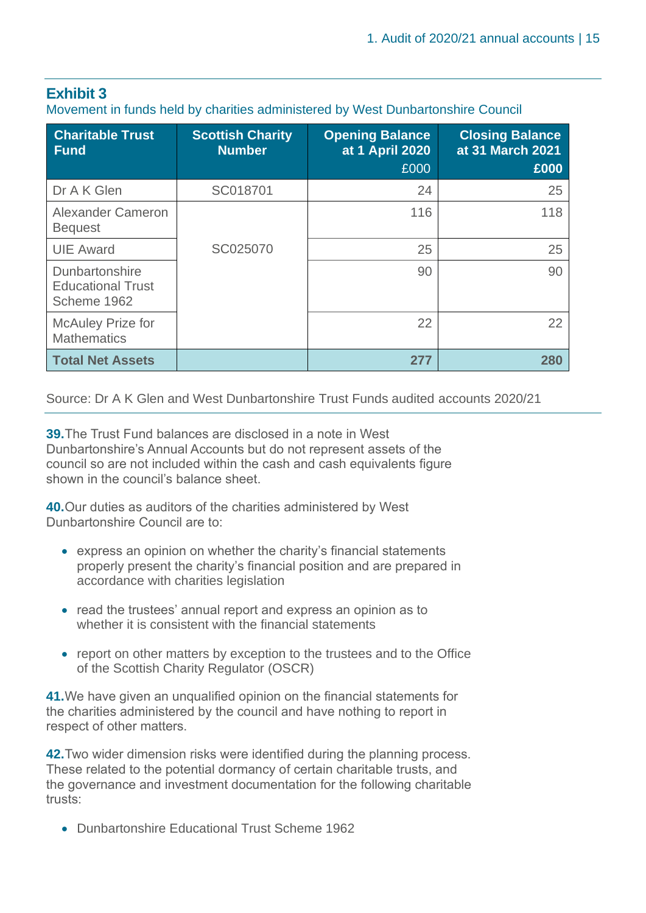## Exhibit 3

Movement in funds held by charities administered by West Dunbartonshire Council

| Charitable Trust Fund | Scottish Charity Number | Opening Balance at 1 April 2020 £000 | Closing Balance at 31 March 2021 £000 |
|---|---|---|---|
| Dr A K Glen | SC018701 | 24 | 25 |
| Alexander Cameron Bequest | SC025070 | 116 | 118 |
| UIE Award | | 25 | 25 |
| Dunbartonshire Educational Trust Scheme 1962 | | 90 | 90 |
| McAuley Prize for Mathematics | | 22 | 22 |
| **Total Net Assets** | | **277** | **280** |

Source: Dr A K Glen and West Dunbartonshire Trust Funds audited accounts 2020/21

**39.** The Trust Fund balances are disclosed in a note in West Dunbartonshire's Annual Accounts but do not represent assets of the council so are not included within the cash and cash equivalents figure shown in the council's balance sheet.

**40.** Our duties as auditors of the charities administered by West Dunbartonshire Council are to:

- express an opinion on whether the charity's financial statements properly present the charity's financial position and are prepared in accordance with charities legislation
- read the trustees' annual report and express an opinion as to whether it is consistent with the financial statements
- report on other matters by exception to the trustees and to the Office of the Scottish Charity Regulator (OSCR)

**41.** We have given an unqualified opinion on the financial statements for the charities administered by the council and have nothing to report in respect of other matters.

**42.** Two wider dimension risks were identified during the planning process. These related to the potential dormancy of certain charitable trusts, and the governance and investment documentation for the following charitable trusts:

- Dunbartonshire Educational Trust Scheme 1962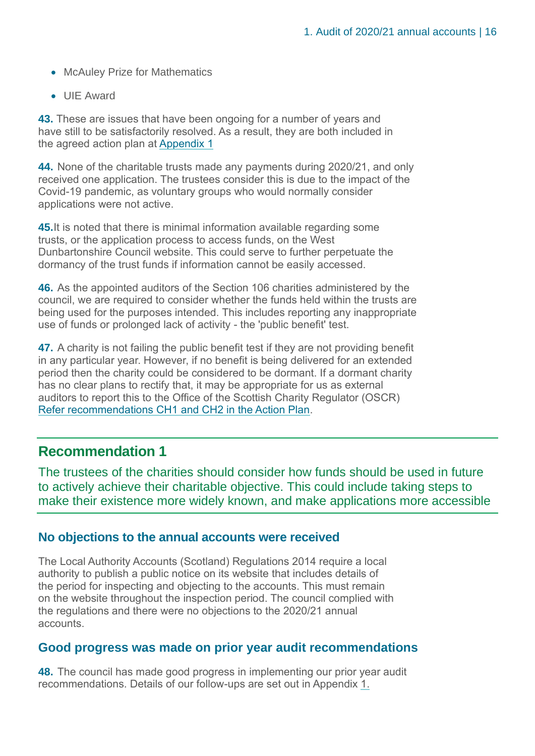- McAuley Prize for Mathematics
- UIE Award

**43.** These are issues that have been ongoing for a number of years and have still to be satisfactorily resolved. As a result, they are both included in the agreed action plan at Appendix 1

**44.** None of the charitable trusts made any payments during 2020/21, and only received one application. The trustees consider this is due to the impact of the Covid-19 pandemic, as voluntary groups who would normally consider applications were not active.

**45.** It is noted that there is minimal information available regarding some trusts, or the application process to access funds, on the West Dunbartonshire Council website. This could serve to further perpetuate the dormancy of the trust funds if information cannot be easily accessed.

**46.** As the appointed auditors of the Section 106 charities administered by the council, we are required to consider whether the funds held within the trusts are being used for the purposes intended. This includes reporting any inappropriate use of funds or prolonged lack of activity - the 'public benefit' test.

**47.** A charity is not failing the public benefit test if they are not providing benefit in any particular year. However, if no benefit is being delivered for an extended period then the charity could be considered to be dormant. If a dormant charity has no clear plans to rectify that, it may be appropriate for us as external auditors to report this to the Office of the Scottish Charity Regulator (OSCR) Refer recommendations CH1 and CH2 in the Action Plan.

## Recommendation 1

The trustees of the charities should consider how funds should be used in future to actively achieve their charitable objective. This could include taking steps to make their existence more widely known, and make applications more accessible

### No objections to the annual accounts were received

The Local Authority Accounts (Scotland) Regulations 2014 require a local authority to publish a public notice on its website that includes details of the period for inspecting and objecting to the accounts. This must remain on the website throughout the inspection period. The council complied with the regulations and there were no objections to the 2020/21 annual accounts.

### Good progress was made on prior year audit recommendations

**48.** The council has made good progress in implementing our prior year audit recommendations. Details of our follow-ups are set out in Appendix 1.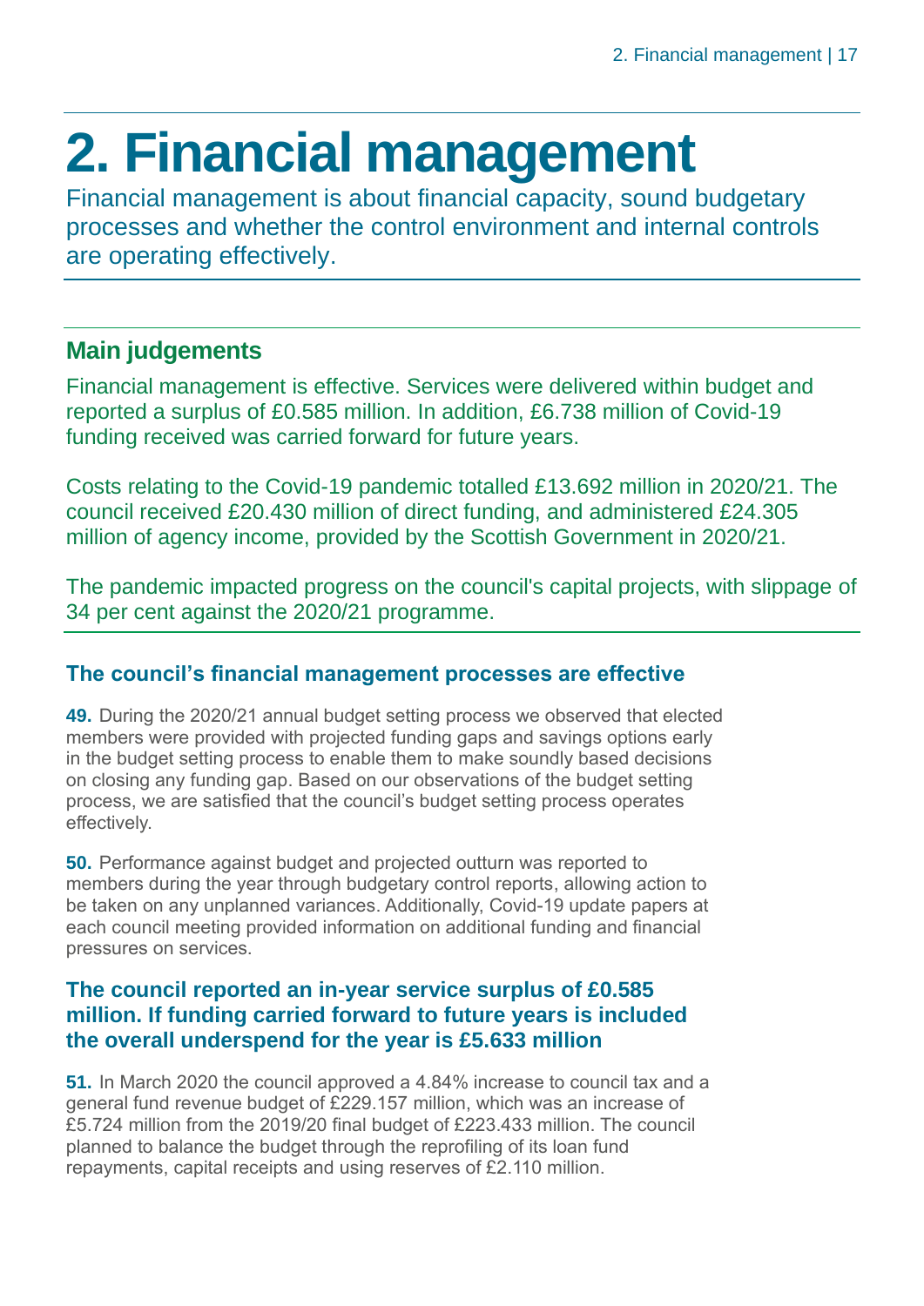# 2. Financial management

Financial management is about financial capacity, sound budgetary processes and whether the control environment and internal controls are operating effectively.

## Main judgements

Financial management is effective. Services were delivered within budget and reported a surplus of £0.585 million. In addition, £6.738 million of Covid-19 funding received was carried forward for future years.

Costs relating to the Covid-19 pandemic totalled £13.692 million in 2020/21. The council received £20.430 million of direct funding, and administered £24.305 million of agency income, provided by the Scottish Government in 2020/21.

The pandemic impacted progress on the council's capital projects, with slippage of 34 per cent against the 2020/21 programme.

### The council's financial management processes are effective

**49.** During the 2020/21 annual budget setting process we observed that elected members were provided with projected funding gaps and savings options early in the budget setting process to enable them to make soundly based decisions on closing any funding gap. Based on our observations of the budget setting process, we are satisfied that the council's budget setting process operates effectively.

**50.** Performance against budget and projected outturn was reported to members during the year through budgetary control reports, allowing action to be taken on any unplanned variances. Additionally, Covid-19 update papers at each council meeting provided information on additional funding and financial pressures on services.

### The council reported an in-year service surplus of £0.585 million. If funding carried forward to future years is included the overall underspend for the year is £5.633 million

**51.** In March 2020 the council approved a 4.84% increase to council tax and a general fund revenue budget of £229.157 million, which was an increase of £5.724 million from the 2019/20 final budget of £223.433 million. The council planned to balance the budget through the reprofiling of its loan fund repayments, capital receipts and using reserves of £2.110 million.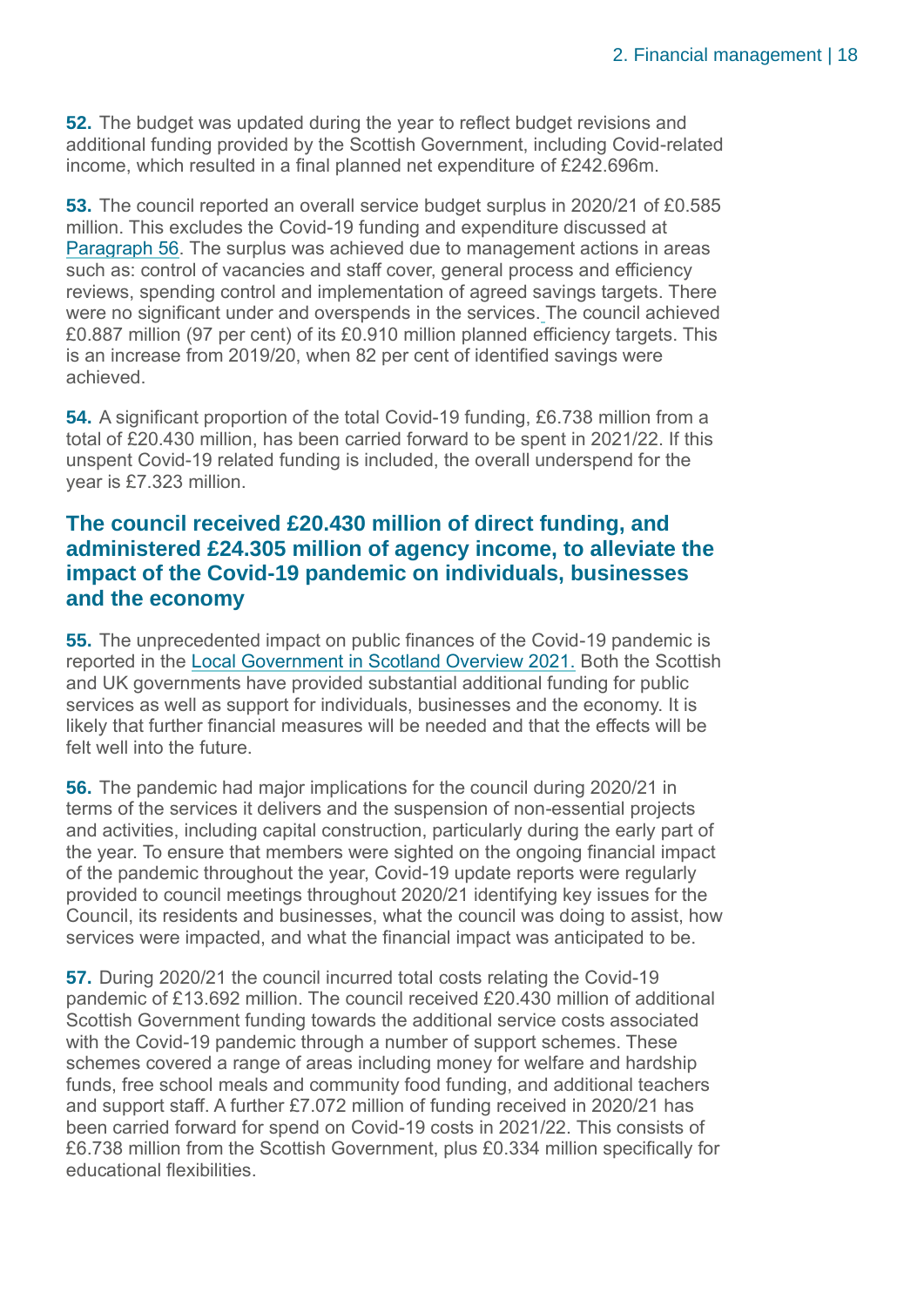**52.** The budget was updated during the year to reflect budget revisions and additional funding provided by the Scottish Government, including Covid-related income, which resulted in a final planned net expenditure of £242.696m.

**53.** The council reported an overall service budget surplus in 2020/21 of £0.585 million. This excludes the Covid-19 funding and expenditure discussed at Paragraph 56. The surplus was achieved due to management actions in areas such as: control of vacancies and staff cover, general process and efficiency reviews, spending control and implementation of agreed savings targets. There were no significant under and overspends in the services. The council achieved £0.887 million (97 per cent) of its £0.910 million planned efficiency targets. This is an increase from 2019/20, when 82 per cent of identified savings were achieved.

**54.** A significant proportion of the total Covid-19 funding, £6.738 million from a total of £20.430 million, has been carried forward to be spent in 2021/22. If this unspent Covid-19 related funding is included, the overall underspend for the year is £7.323 million.

## The council received £20.430 million of direct funding, and administered £24.305 million of agency income, to alleviate the impact of the Covid-19 pandemic on individuals, businesses and the economy

**55.** The unprecedented impact on public finances of the Covid-19 pandemic is reported in the Local Government in Scotland Overview 2021. Both the Scottish and UK governments have provided substantial additional funding for public services as well as support for individuals, businesses and the economy. It is likely that further financial measures will be needed and that the effects will be felt well into the future.

**56.** The pandemic had major implications for the council during 2020/21 in terms of the services it delivers and the suspension of non-essential projects and activities, including capital construction, particularly during the early part of the year. To ensure that members were sighted on the ongoing financial impact of the pandemic throughout the year, Covid-19 update reports were regularly provided to council meetings throughout 2020/21 identifying key issues for the Council, its residents and businesses, what the council was doing to assist, how services were impacted, and what the financial impact was anticipated to be.

**57.** During 2020/21 the council incurred total costs relating the Covid-19 pandemic of £13.692 million. The council received £20.430 million of additional Scottish Government funding towards the additional service costs associated with the Covid-19 pandemic through a number of support schemes. These schemes covered a range of areas including money for welfare and hardship funds, free school meals and community food funding, and additional teachers and support staff. A further £7.072 million of funding received in 2020/21 has been carried forward for spend on Covid-19 costs in 2021/22. This consists of £6.738 million from the Scottish Government, plus £0.334 million specifically for educational flexibilities.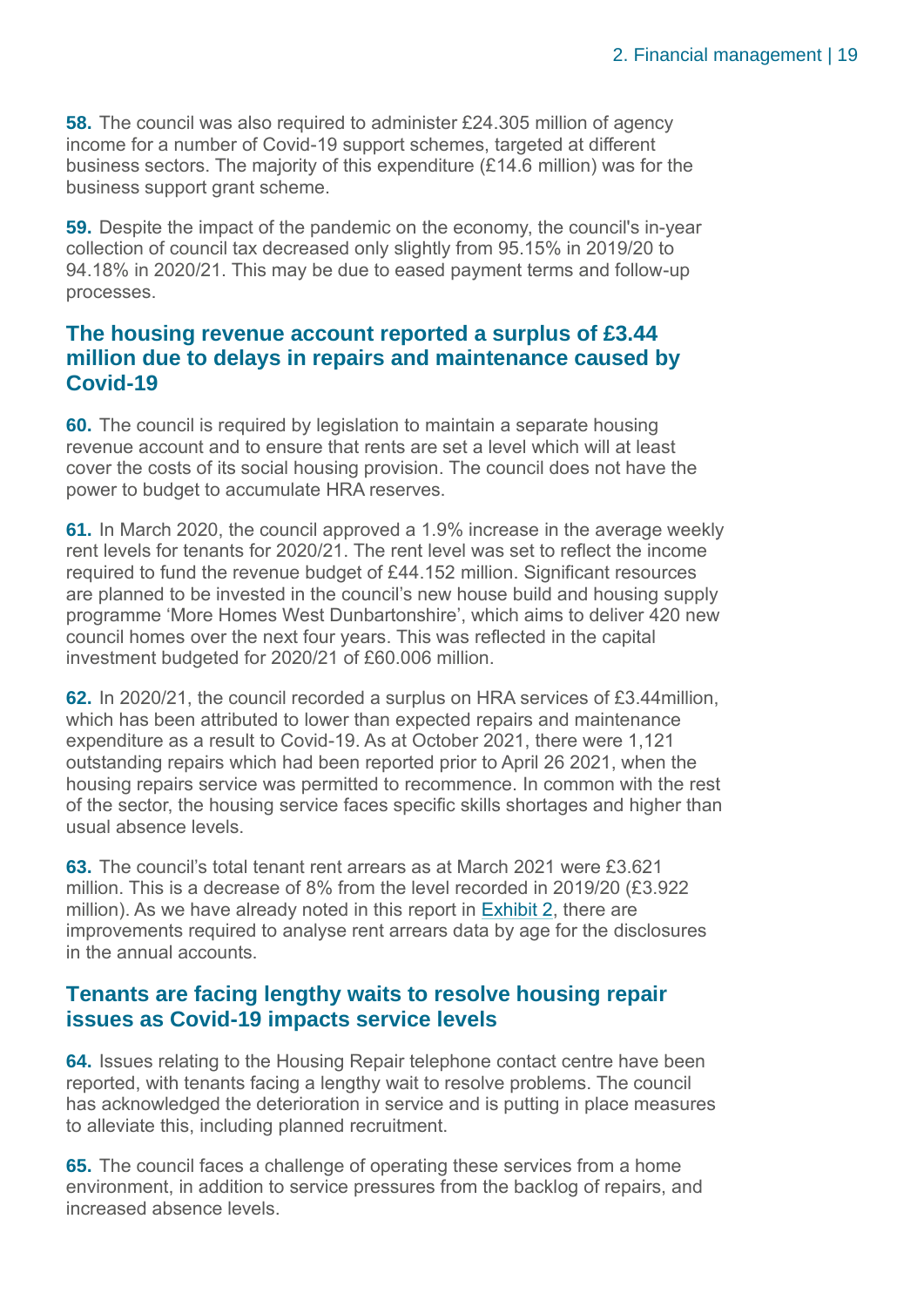**58.** The council was also required to administer £24.305 million of agency income for a number of Covid-19 support schemes, targeted at different business sectors. The majority of this expenditure (£14.6 million) was for the business support grant scheme.

**59.** Despite the impact of the pandemic on the economy, the council's in-year collection of council tax decreased only slightly from 95.15% in 2019/20 to 94.18% in 2020/21. This may be due to eased payment terms and follow-up processes.

## The housing revenue account reported a surplus of £3.44 million due to delays in repairs and maintenance caused by Covid-19

**60.** The council is required by legislation to maintain a separate housing revenue account and to ensure that rents are set a level which will at least cover the costs of its social housing provision. The council does not have the power to budget to accumulate HRA reserves.

**61.** In March 2020, the council approved a 1.9% increase in the average weekly rent levels for tenants for 2020/21. The rent level was set to reflect the income required to fund the revenue budget of £44.152 million. Significant resources are planned to be invested in the council's new house build and housing supply programme 'More Homes West Dunbartonshire', which aims to deliver 420 new council homes over the next four years. This was reflected in the capital investment budgeted for 2020/21 of £60.006 million.

**62.** In 2020/21, the council recorded a surplus on HRA services of £3.44million, which has been attributed to lower than expected repairs and maintenance expenditure as a result to Covid-19. As at October 2021, there were 1,121 outstanding repairs which had been reported prior to April 26 2021, when the housing repairs service was permitted to recommence. In common with the rest of the sector, the housing service faces specific skills shortages and higher than usual absence levels.

**63.** The council's total tenant rent arrears as at March 2021 were £3.621 million. This is a decrease of 8% from the level recorded in 2019/20 (£3.922 million). As we have already noted in this report in Exhibit 2, there are improvements required to analyse rent arrears data by age for the disclosures in the annual accounts.

## Tenants are facing lengthy waits to resolve housing repair issues as Covid-19 impacts service levels

**64.** Issues relating to the Housing Repair telephone contact centre have been reported, with tenants facing a lengthy wait to resolve problems. The council has acknowledged the deterioration in service and is putting in place measures to alleviate this, including planned recruitment.

**65.** The council faces a challenge of operating these services from a home environment, in addition to service pressures from the backlog of repairs, and increased absence levels.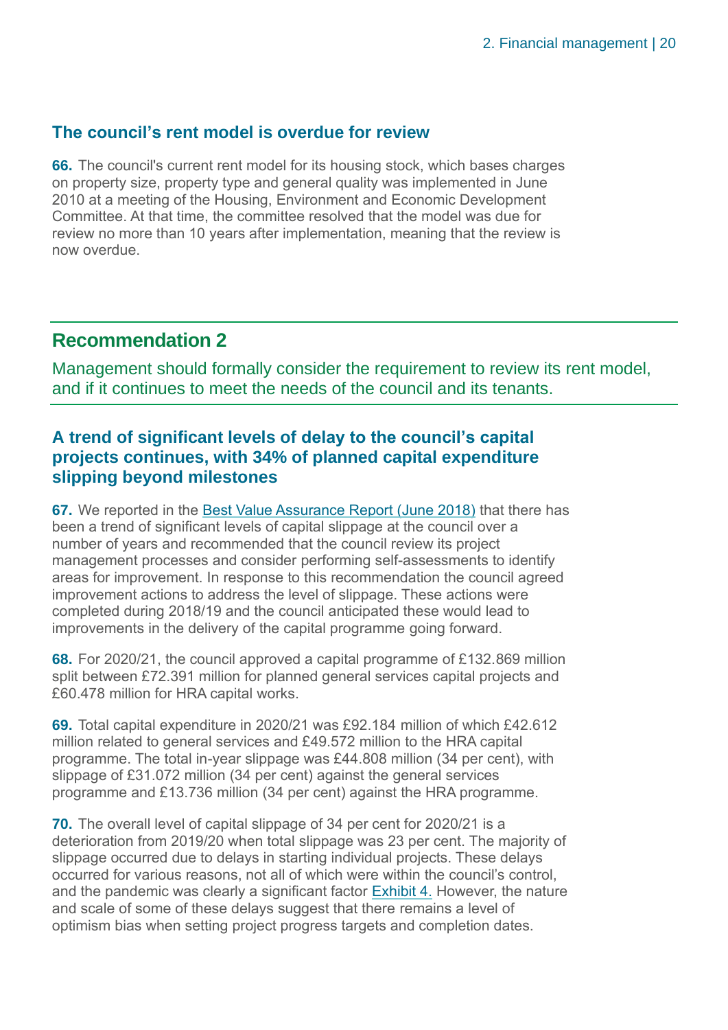### The council's rent model is overdue for review

**66.** The council's current rent model for its housing stock, which bases charges on property size, property type and general quality was implemented in June 2010 at a meeting of the Housing, Environment and Economic Development Committee. At that time, the committee resolved that the model was due for review no more than 10 years after implementation, meaning that the review is now overdue.

## Recommendation 2

Management should formally consider the requirement to review its rent model, and if it continues to meet the needs of the council and its tenants.

### A trend of significant levels of delay to the council's capital projects continues, with 34% of planned capital expenditure slipping beyond milestones

**67.** We reported in the Best Value Assurance Report (June 2018) that there has been a trend of significant levels of capital slippage at the council over a number of years and recommended that the council review its project management processes and consider performing self-assessments to identify areas for improvement. In response to this recommendation the council agreed improvement actions to address the level of slippage. These actions were completed during 2018/19 and the council anticipated these would lead to improvements in the delivery of the capital programme going forward.

**68.** For 2020/21, the council approved a capital programme of £132.869 million split between £72.391 million for planned general services capital projects and £60.478 million for HRA capital works.

**69.** Total capital expenditure in 2020/21 was £92.184 million of which £42.612 million related to general services and £49.572 million to the HRA capital programme. The total in-year slippage was £44.808 million (34 per cent), with slippage of £31.072 million (34 per cent) against the general services programme and £13.736 million (34 per cent) against the HRA programme.

**70.** The overall level of capital slippage of 34 per cent for 2020/21 is a deterioration from 2019/20 when total slippage was 23 per cent. The majority of slippage occurred due to delays in starting individual projects. These delays occurred for various reasons, not all of which were within the council's control, and the pandemic was clearly a significant factor Exhibit 4. However, the nature and scale of some of these delays suggest that there remains a level of optimism bias when setting project progress targets and completion dates.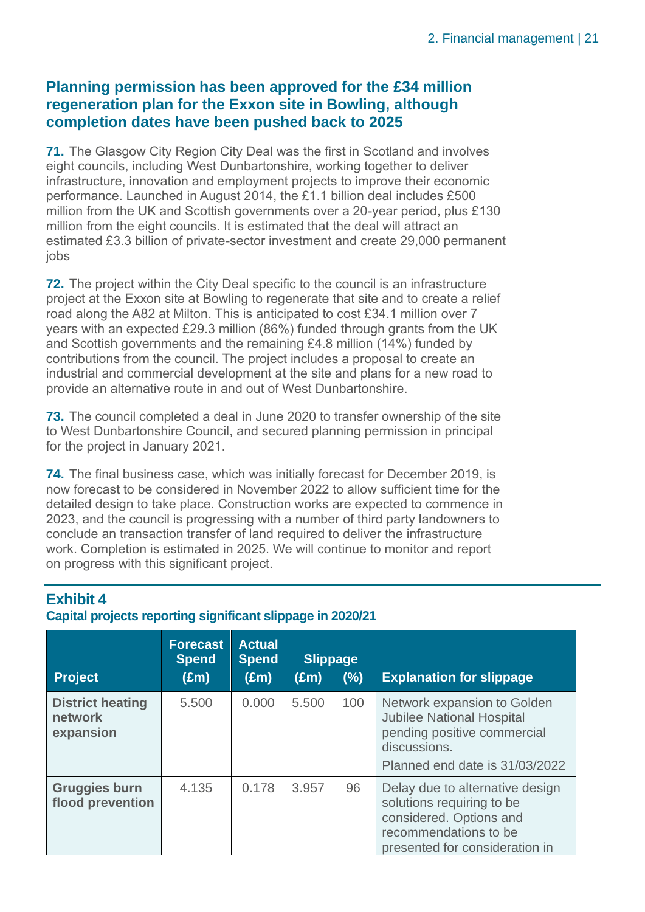## Planning permission has been approved for the £34 million regeneration plan for the Exxon site in Bowling, although completion dates have been pushed back to 2025

**71.** The Glasgow City Region City Deal was the first in Scotland and involves eight councils, including West Dunbartonshire, working together to deliver infrastructure, innovation and employment projects to improve their economic performance. Launched in August 2014, the £1.1 billion deal includes £500 million from the UK and Scottish governments over a 20-year period, plus £130 million from the eight councils. It is estimated that the deal will attract an estimated £3.3 billion of private-sector investment and create 29,000 permanent jobs

**72.** The project within the City Deal specific to the council is an infrastructure project at the Exxon site at Bowling to regenerate that site and to create a relief road along the A82 at Milton. This is anticipated to cost £34.1 million over 7 years with an expected £29.3 million (86%) funded through grants from the UK and Scottish governments and the remaining £4.8 million (14%) funded by contributions from the council. The project includes a proposal to create an industrial and commercial development at the site and plans for a new road to provide an alternative route in and out of West Dunbartonshire.

**73.** The council completed a deal in June 2020 to transfer ownership of the site to West Dunbartonshire Council, and secured planning permission in principal for the project in January 2021.

**74.** The final business case, which was initially forecast for December 2019, is now forecast to be considered in November 2022 to allow sufficient time for the detailed design to take place. Construction works are expected to commence in 2023, and the council is progressing with a number of third party landowners to conclude an transaction transfer of land required to deliver the infrastructure work. Completion is estimated in 2025. We will continue to monitor and report on progress with this significant project.

### Exhibit 4
**Capital projects reporting significant slippage in 2020/21**

| Project | Forecast Spend (£m) | Actual Spend (£m) | Slippage (£m) | Slippage (%) | Explanation for slippage |
|---|---|---|---|---|---|
| **District heating network expansion** | 5.500 | 0.000 | 5.500 | 100 | Network expansion to Golden Jubilee National Hospital pending positive commercial discussions. Planned end date is 31/03/2022 |
| **Gruggies burn flood prevention** | 4.135 | 0.178 | 3.957 | 96 | Delay due to alternative design solutions requiring to be considered. Options and recommendations to be presented for consideration in |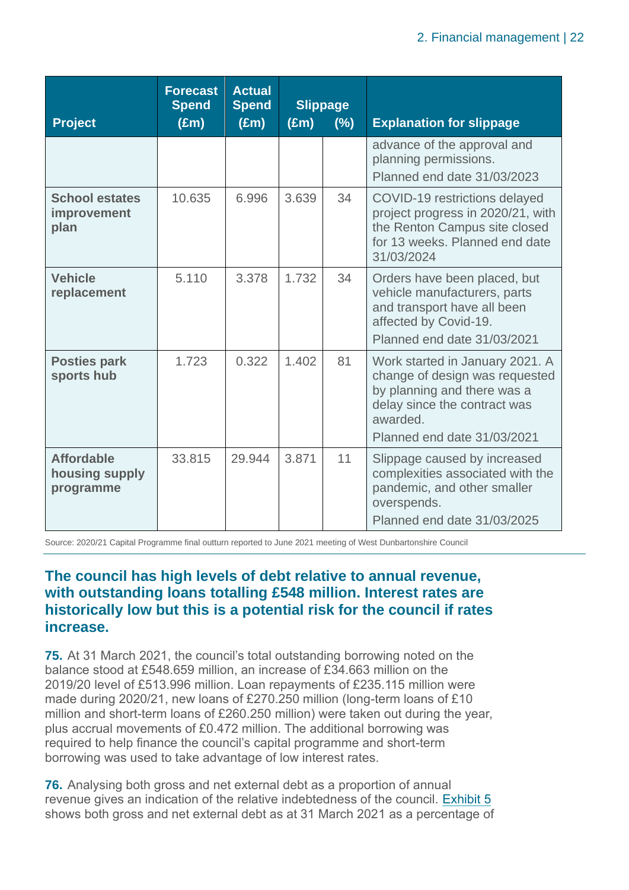| Project | Forecast Spend (£m) | Actual Spend (£m) | Slippage (£m) | Slippage (%) | Explanation for slippage |
|---|---|---|---|---|---|
| | | | | | advance of the approval and planning permissions. Planned end date 31/03/2023 |
| **School estates improvement plan** | 10.635 | 6.996 | 3.639 | 34 | COVID-19 restrictions delayed project progress in 2020/21, with the Renton Campus site closed for 13 weeks. Planned end date 31/03/2024 |
| **Vehicle replacement** | 5.110 | 3.378 | 1.732 | 34 | Orders have been placed, but vehicle manufacturers, parts and transport have all been affected by Covid-19. Planned end date 31/03/2021 |
| **Posties park sports hub** | 1.723 | 0.322 | 1.402 | 81 | Work started in January 2021. A change of design was requested by planning and there was a delay since the contract was awarded. Planned end date 31/03/2021 |
| **Affordable housing supply programme** | 33.815 | 29.944 | 3.871 | 11 | Slippage caused by increased complexities associated with the pandemic, and other smaller overspends. Planned end date 31/03/2025 |

Source: 2020/21 Capital Programme final outturn reported to June 2021 meeting of West Dunbartonshire Council

### The council has high levels of debt relative to annual revenue, with outstanding loans totalling £548 million. Interest rates are historically low but this is a potential risk for the council if rates increase.

**75.** At 31 March 2021, the council's total outstanding borrowing noted on the balance stood at £548.659 million, an increase of £34.663 million on the 2019/20 level of £513.996 million. Loan repayments of £235.115 million were made during 2020/21, new loans of £270.250 million (long-term loans of £10 million and short-term loans of £260.250 million) were taken out during the year, plus accrual movements of £0.472 million. The additional borrowing was required to help finance the council's capital programme and short-term borrowing was used to take advantage of low interest rates.

**76.** Analysing both gross and net external debt as a proportion of annual revenue gives an indication of the relative indebtedness of the council. Exhibit 5 shows both gross and net external debt as at 31 March 2021 as a percentage of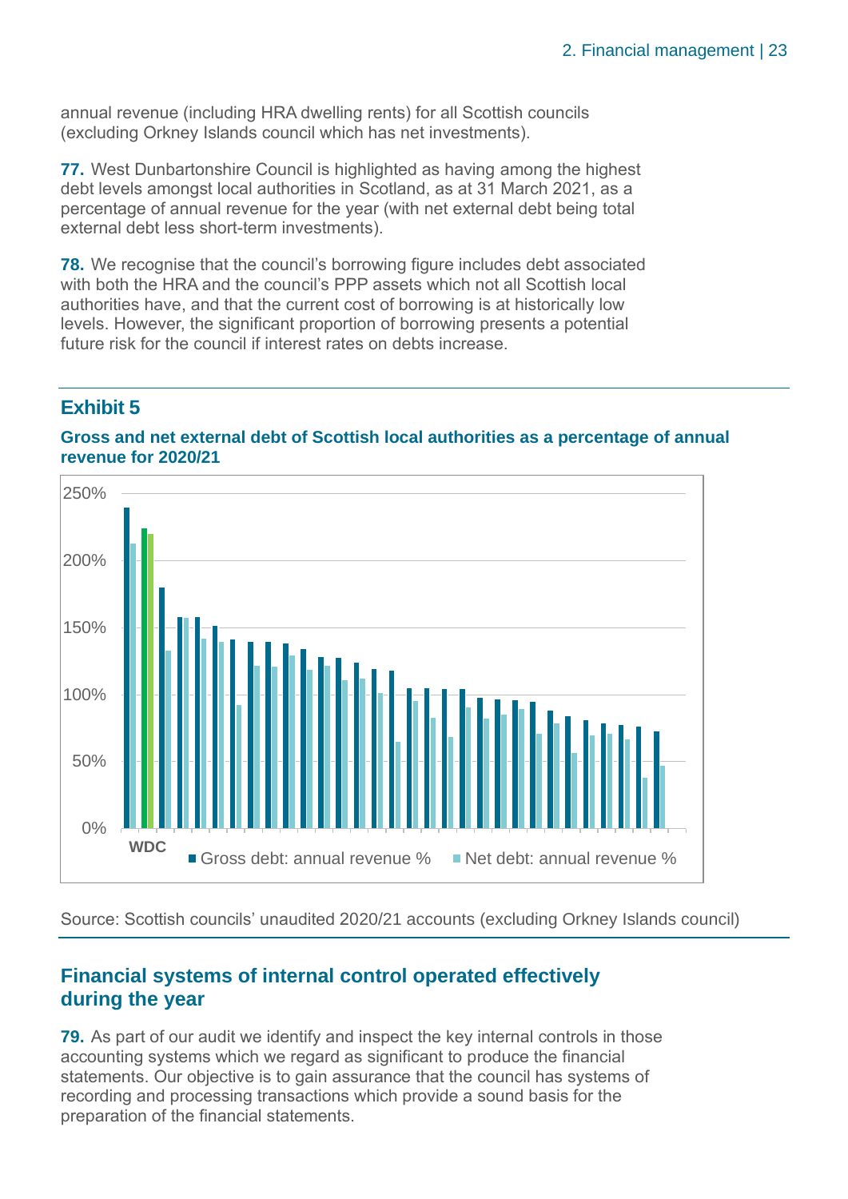annual revenue (including HRA dwelling rents) for all Scottish councils (excluding Orkney Islands council which has net investments).

**77.** West Dunbartonshire Council is highlighted as having among the highest debt levels amongst local authorities in Scotland, as at 31 March 2021, as a percentage of annual revenue for the year (with net external debt being total external debt less short-term investments).

**78.** We recognise that the council's borrowing figure includes debt associated with both the HRA and the council's PPP assets which not all Scottish local authorities have, and that the current cost of borrowing is at historically low levels. However, the significant proportion of borrowing presents a potential future risk for the council if interest rates on debts increase.

### Exhibit 5

**Gross and net external debt of Scottish local authorities as a percentage of annual revenue for 2020/21**

250%
200%
150%
100%
50%
0%

WDC

Gross debt: annual revenue % Net debt: annual revenue %

Source: Scottish councils' unaudited 2020/21 accounts (excluding Orkney Islands council)

## Financial systems of internal control operated effectively during the year

**79.** As part of our audit we identify and inspect the key internal controls in those accounting systems which we regard as significant to produce the financial statements. Our objective is to gain assurance that the council has systems of recording and processing transactions which provide a sound basis for the preparation of the financial statements.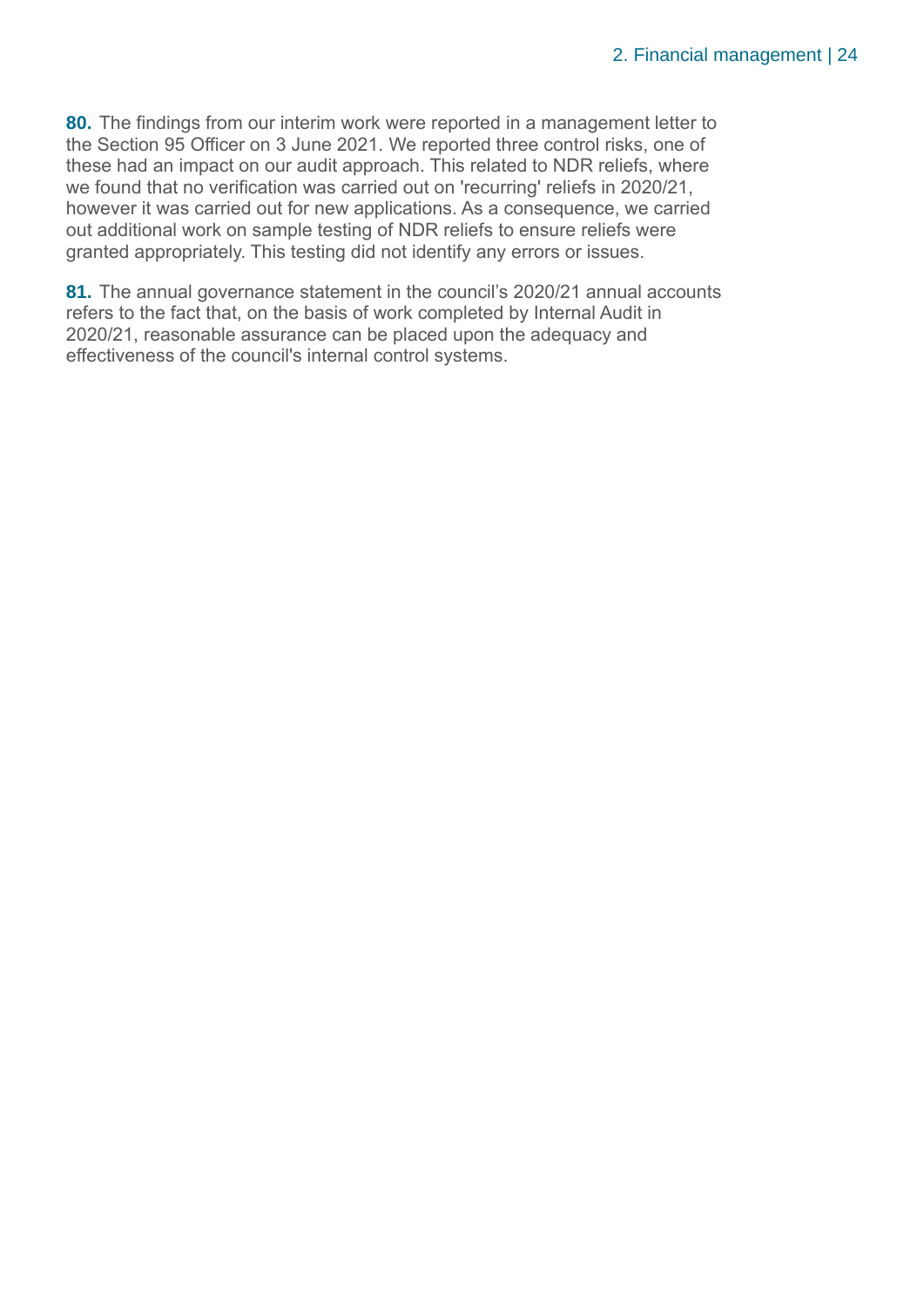**80.** The findings from our interim work were reported in a management letter to the Section 95 Officer on 3 June 2021. We reported three control risks, one of these had an impact on our audit approach. This related to NDR reliefs, where we found that no verification was carried out on 'recurring' reliefs in 2020/21, however it was carried out for new applications. As a consequence, we carried out additional work on sample testing of NDR reliefs to ensure reliefs were granted appropriately. This testing did not identify any errors or issues.

**81.** The annual governance statement in the council's 2020/21 annual accounts refers to the fact that, on the basis of work completed by Internal Audit in 2020/21, reasonable assurance can be placed upon the adequacy and effectiveness of the council's internal control systems.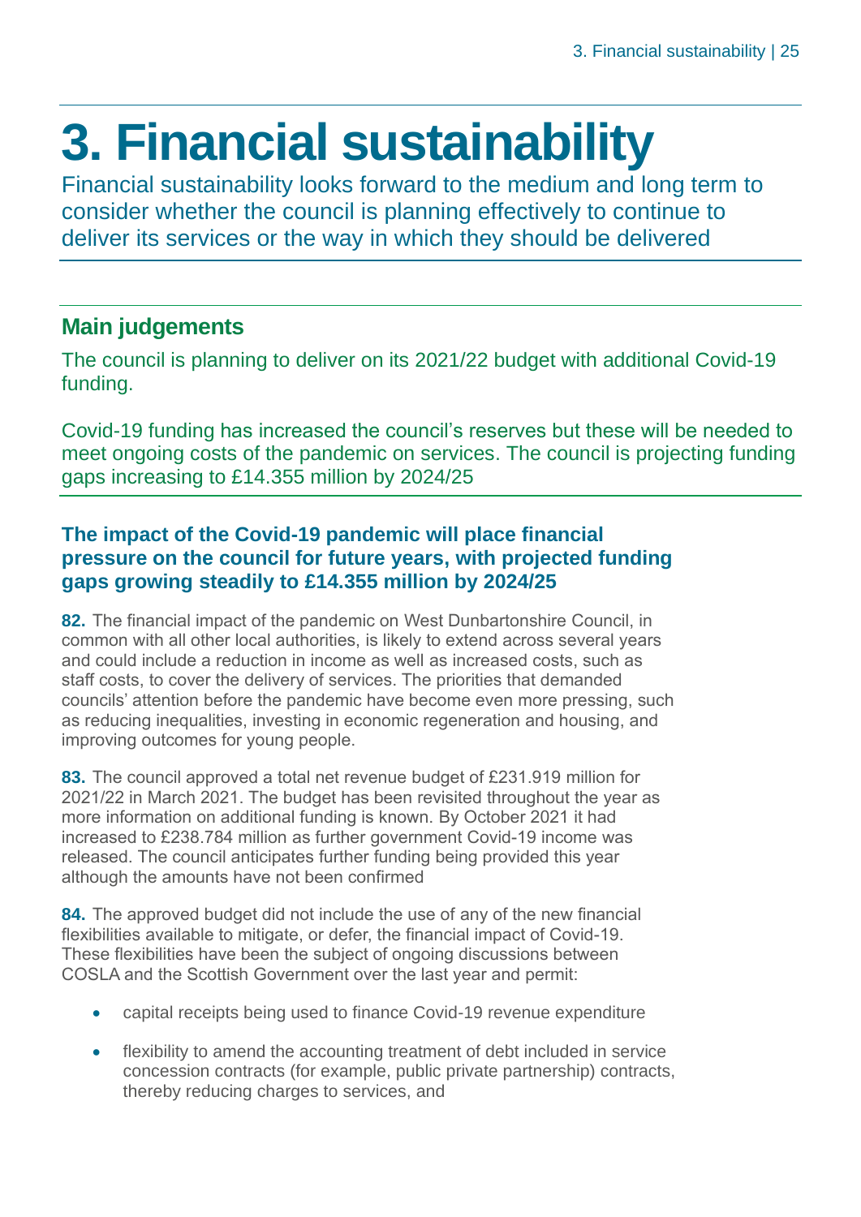# 3. Financial sustainability

Financial sustainability looks forward to the medium and long term to consider whether the council is planning effectively to continue to deliver its services or the way in which they should be delivered

## Main judgements

The council is planning to deliver on its 2021/22 budget with additional Covid-19 funding.

Covid-19 funding has increased the council's reserves but these will be needed to meet ongoing costs of the pandemic on services. The council is projecting funding gaps increasing to £14.355 million by 2024/25

### The impact of the Covid-19 pandemic will place financial pressure on the council for future years, with projected funding gaps growing steadily to £14.355 million by 2024/25

**82.** The financial impact of the pandemic on West Dunbartonshire Council, in common with all other local authorities, is likely to extend across several years and could include a reduction in income as well as increased costs, such as staff costs, to cover the delivery of services. The priorities that demanded councils' attention before the pandemic have become even more pressing, such as reducing inequalities, investing in economic regeneration and housing, and improving outcomes for young people.

**83.** The council approved a total net revenue budget of £231.919 million for 2021/22 in March 2021. The budget has been revisited throughout the year as more information on additional funding is known. By October 2021 it had increased to £238.784 million as further government Covid-19 income was released. The council anticipates further funding being provided this year although the amounts have not been confirmed

**84.** The approved budget did not include the use of any of the new financial flexibilities available to mitigate, or defer, the financial impact of Covid-19. These flexibilities have been the subject of ongoing discussions between COSLA and the Scottish Government over the last year and permit:

- capital receipts being used to finance Covid-19 revenue expenditure
- flexibility to amend the accounting treatment of debt included in service concession contracts (for example, public private partnership) contracts, thereby reducing charges to services, and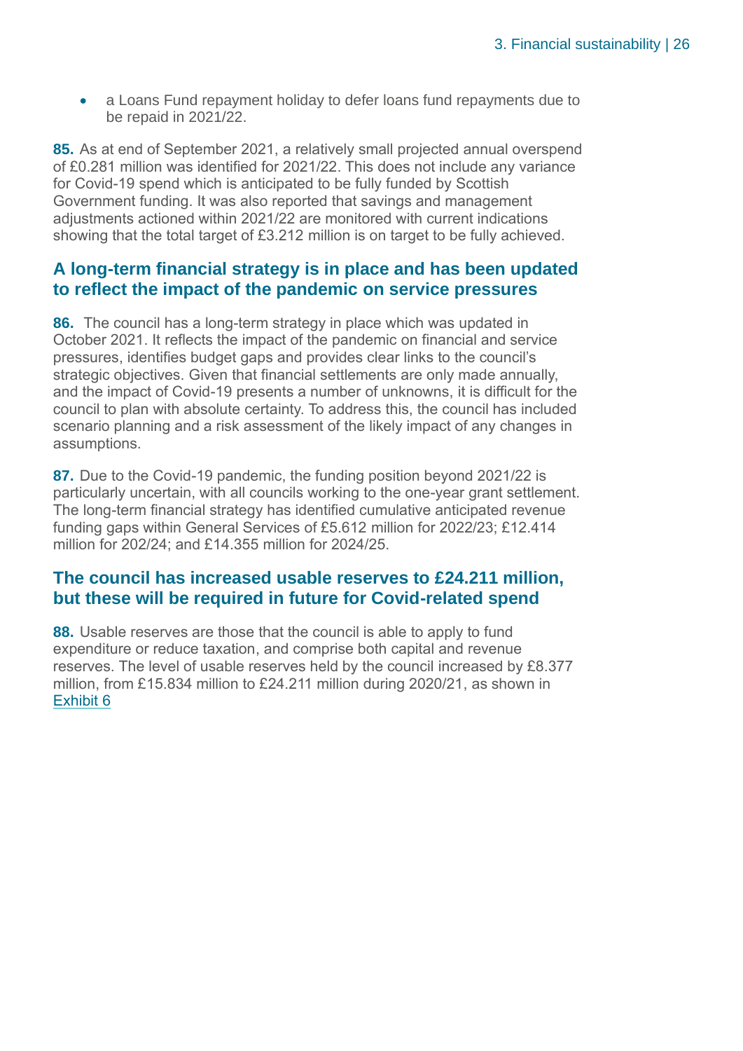- a Loans Fund repayment holiday to defer loans fund repayments due to be repaid in 2021/22.

**85.** As at end of September 2021, a relatively small projected annual overspend of £0.281 million was identified for 2021/22. This does not include any variance for Covid-19 spend which is anticipated to be fully funded by Scottish Government funding. It was also reported that savings and management adjustments actioned within 2021/22 are monitored with current indications showing that the total target of £3.212 million is on target to be fully achieved.

## A long-term financial strategy is in place and has been updated to reflect the impact of the pandemic on service pressures

**86.** The council has a long-term strategy in place which was updated in October 2021. It reflects the impact of the pandemic on financial and service pressures, identifies budget gaps and provides clear links to the council's strategic objectives. Given that financial settlements are only made annually, and the impact of Covid-19 presents a number of unknowns, it is difficult for the council to plan with absolute certainty. To address this, the council has included scenario planning and a risk assessment of the likely impact of any changes in assumptions.

**87.** Due to the Covid-19 pandemic, the funding position beyond 2021/22 is particularly uncertain, with all councils working to the one-year grant settlement. The long-term financial strategy has identified cumulative anticipated revenue funding gaps within General Services of £5.612 million for 2022/23; £12.414 million for 202/24; and £14.355 million for 2024/25.

## The council has increased usable reserves to £24.211 million, but these will be required in future for Covid-related spend

**88.** Usable reserves are those that the council is able to apply to fund expenditure or reduce taxation, and comprise both capital and revenue reserves. The level of usable reserves held by the council increased by £8.377 million, from £15.834 million to £24.211 million during 2020/21, as shown in Exhibit 6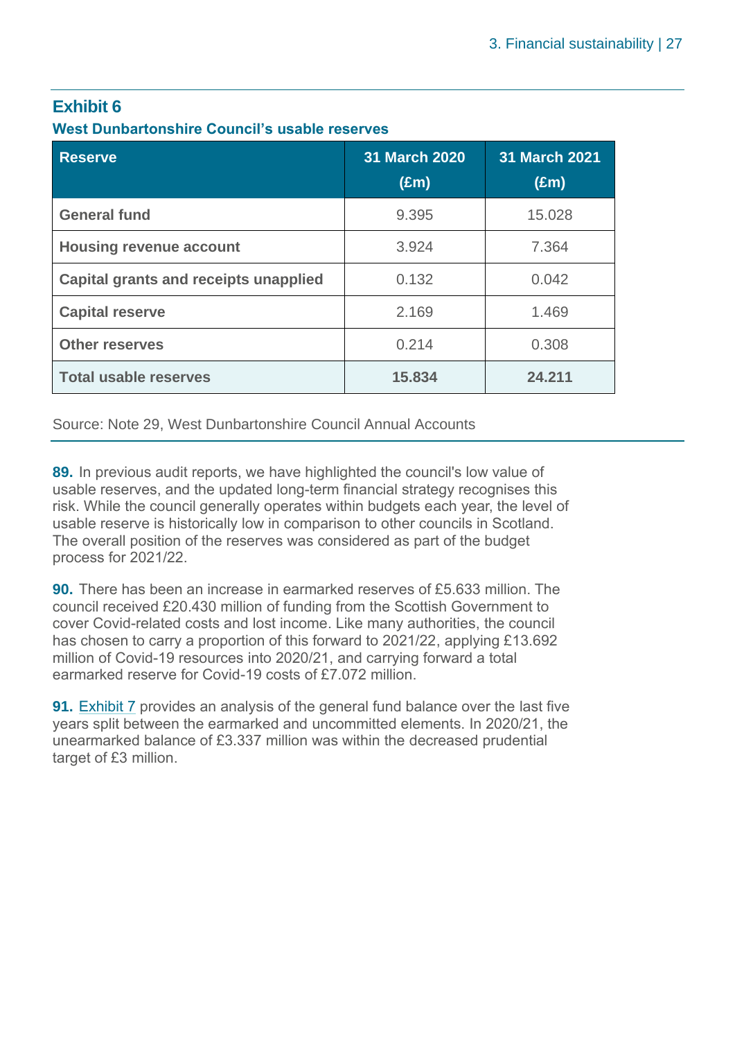## Exhibit 6

### West Dunbartonshire Council's usable reserves

| Reserve | 31 March 2020 (£m) | 31 March 2021 (£m) |
|---|---|---|
| **General fund** | 9.395 | 15.028 |
| **Housing revenue account** | 3.924 | 7.364 |
| **Capital grants and receipts unapplied** | 0.132 | 0.042 |
| **Capital reserve** | 2.169 | 1.469 |
| **Other reserves** | 0.214 | 0.308 |
| **Total usable reserves** | **15.834** | **24.211** |

Source: Note 29, West Dunbartonshire Council Annual Accounts

**89.** In previous audit reports, we have highlighted the council's low value of usable reserves, and the updated long-term financial strategy recognises this risk. While the council generally operates within budgets each year, the level of usable reserve is historically low in comparison to other councils in Scotland. The overall position of the reserves was considered as part of the budget process for 2021/22.

**90.** There has been an increase in earmarked reserves of £5.633 million. The council received £20.430 million of funding from the Scottish Government to cover Covid-related costs and lost income. Like many authorities, the council has chosen to carry a proportion of this forward to 2021/22, applying £13.692 million of Covid-19 resources into 2020/21, and carrying forward a total earmarked reserve for Covid-19 costs of £7.072 million.

**91.** Exhibit 7 provides an analysis of the general fund balance over the last five years split between the earmarked and uncommitted elements. In 2020/21, the unearmarked balance of £3.337 million was within the decreased prudential target of £3 million.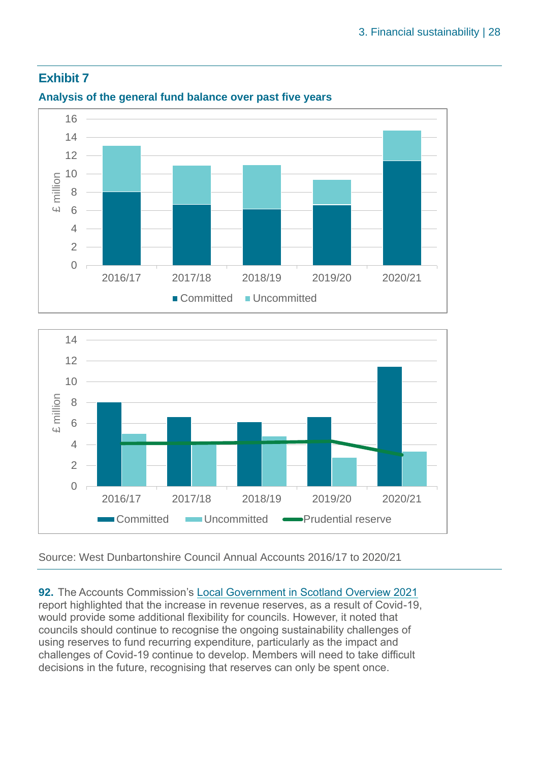## Exhibit 7

### Analysis of the general fund balance over past five years

16
14
12
10
8
6
4
2
0
£ million
2016/17
2017/18
2018/19
2019/20
2020/21
Committed
Uncommitted

14
12
10
8
6
4
2
0
£ million
2016/17
2017/18
2018/19
2019/20
2020/21
Committed
Uncommitted
Prudential reserve

Source: West Dunbartonshire Council Annual Accounts 2016/17 to 2020/21

**92.** The Accounts Commission's Local Government in Scotland Overview 2021 report highlighted that the increase in revenue reserves, as a result of Covid-19, would provide some additional flexibility for councils. However, it noted that councils should continue to recognise the ongoing sustainability challenges of using reserves to fund recurring expenditure, particularly as the impact and challenges of Covid-19 continue to develop. Members will need to take difficult decisions in the future, recognising that reserves can only be spent once.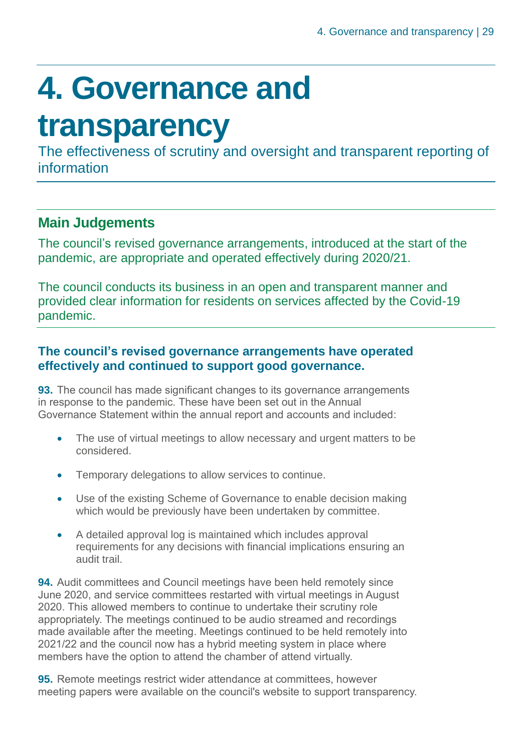# 4. Governance and transparency

The effectiveness of scrutiny and oversight and transparent reporting of information

## Main Judgements

The council's revised governance arrangements, introduced at the start of the pandemic, are appropriate and operated effectively during 2020/21.

The council conducts its business in an open and transparent manner and provided clear information for residents on services affected by the Covid-19 pandemic.

### The council's revised governance arrangements have operated effectively and continued to support good governance.

**93.** The council has made significant changes to its governance arrangements in response to the pandemic. These have been set out in the Annual Governance Statement within the annual report and accounts and included:

- The use of virtual meetings to allow necessary and urgent matters to be considered.
- Temporary delegations to allow services to continue.
- Use of the existing Scheme of Governance to enable decision making which would be previously have been undertaken by committee.
- A detailed approval log is maintained which includes approval requirements for any decisions with financial implications ensuring an audit trail.

**94.** Audit committees and Council meetings have been held remotely since June 2020, and service committees restarted with virtual meetings in August 2020. This allowed members to continue to undertake their scrutiny role appropriately. The meetings continued to be audio streamed and recordings made available after the meeting. Meetings continued to be held remotely into 2021/22 and the council now has a hybrid meeting system in place where members have the option to attend the chamber of attend virtually.

**95.** Remote meetings restrict wider attendance at committees, however meeting papers were available on the council's website to support transparency.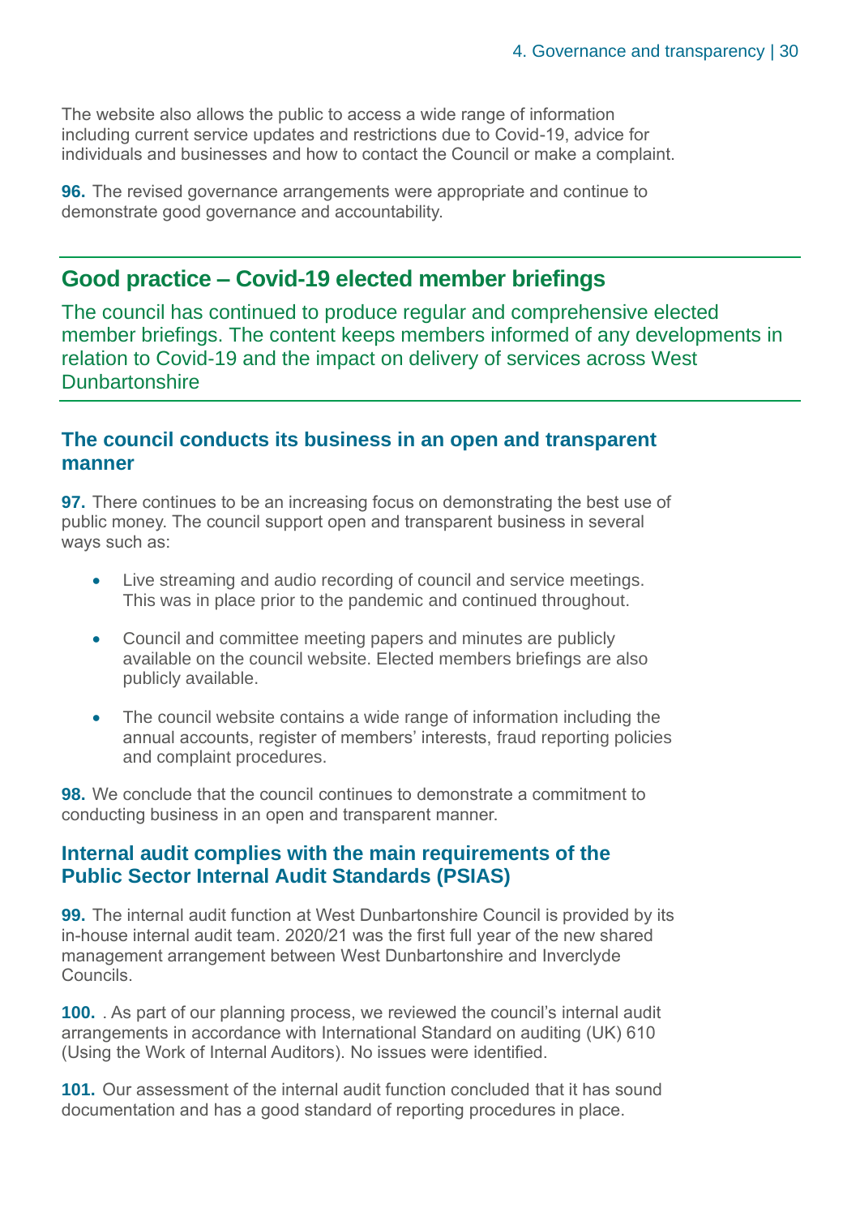The website also allows the public to access a wide range of information including current service updates and restrictions due to Covid-19, advice for individuals and businesses and how to contact the Council or make a complaint.

**96.** The revised governance arrangements were appropriate and continue to demonstrate good governance and accountability.

## Good practice – Covid-19 elected member briefings

The council has continued to produce regular and comprehensive elected member briefings. The content keeps members informed of any developments in relation to Covid-19 and the impact on delivery of services across West Dunbartonshire

### The council conducts its business in an open and transparent manner

**97.** There continues to be an increasing focus on demonstrating the best use of public money. The council support open and transparent business in several ways such as:

- Live streaming and audio recording of council and service meetings. This was in place prior to the pandemic and continued throughout.
- Council and committee meeting papers and minutes are publicly available on the council website. Elected members briefings are also publicly available.
- The council website contains a wide range of information including the annual accounts, register of members' interests, fraud reporting policies and complaint procedures.

**98.** We conclude that the council continues to demonstrate a commitment to conducting business in an open and transparent manner.

### Internal audit complies with the main requirements of the Public Sector Internal Audit Standards (PSIAS)

**99.** The internal audit function at West Dunbartonshire Council is provided by its in-house internal audit team. 2020/21 was the first full year of the new shared management arrangement between West Dunbartonshire and Inverclyde Councils.

**100.** . As part of our planning process, we reviewed the council's internal audit arrangements in accordance with International Standard on auditing (UK) 610 (Using the Work of Internal Auditors). No issues were identified.

**101.** Our assessment of the internal audit function concluded that it has sound documentation and has a good standard of reporting procedures in place.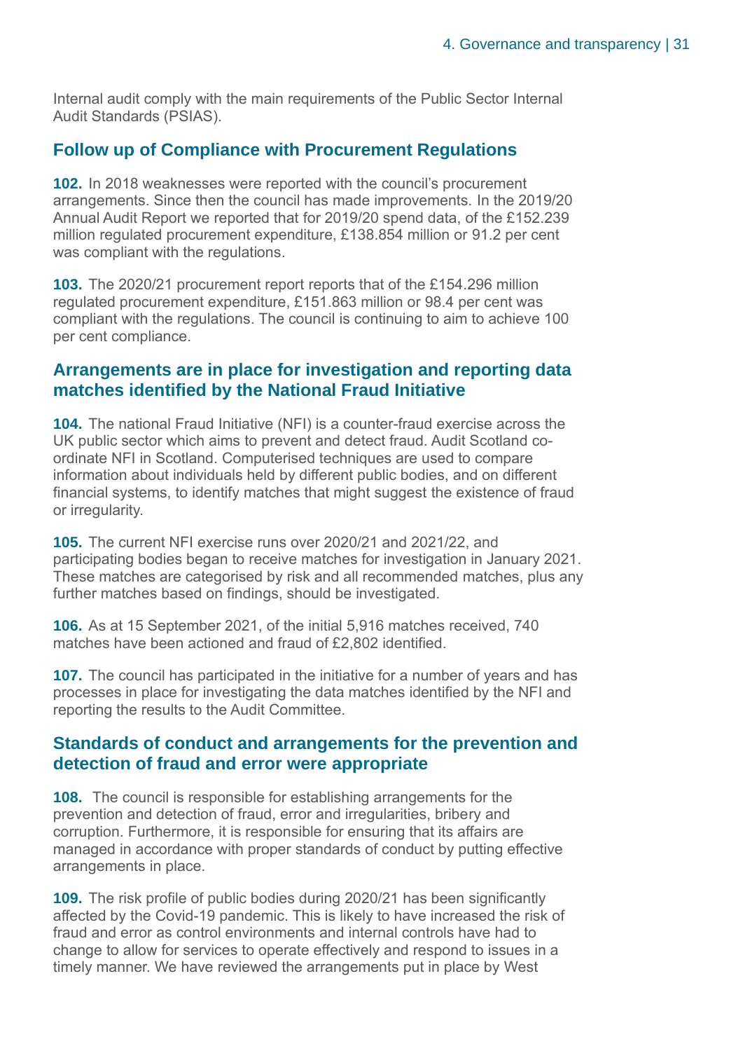Internal audit comply with the main requirements of the Public Sector Internal Audit Standards (PSIAS).

## Follow up of Compliance with Procurement Regulations

**102.** In 2018 weaknesses were reported with the council's procurement arrangements. Since then the council has made improvements. In the 2019/20 Annual Audit Report we reported that for 2019/20 spend data, of the £152.239 million regulated procurement expenditure, £138.854 million or 91.2 per cent was compliant with the regulations.

**103.** The 2020/21 procurement report reports that of the £154.296 million regulated procurement expenditure, £151.863 million or 98.4 per cent was compliant with the regulations. The council is continuing to aim to achieve 100 per cent compliance.

## Arrangements are in place for investigation and reporting data matches identified by the National Fraud Initiative

**104.** The national Fraud Initiative (NFI) is a counter-fraud exercise across the UK public sector which aims to prevent and detect fraud. Audit Scotland co-ordinate NFI in Scotland. Computerised techniques are used to compare information about individuals held by different public bodies, and on different financial systems, to identify matches that might suggest the existence of fraud or irregularity.

**105.** The current NFI exercise runs over 2020/21 and 2021/22, and participating bodies began to receive matches for investigation in January 2021. These matches are categorised by risk and all recommended matches, plus any further matches based on findings, should be investigated.

**106.** As at 15 September 2021, of the initial 5,916 matches received, 740 matches have been actioned and fraud of £2,802 identified.

**107.** The council has participated in the initiative for a number of years and has processes in place for investigating the data matches identified by the NFI and reporting the results to the Audit Committee.

## Standards of conduct and arrangements for the prevention and detection of fraud and error were appropriate

**108.** The council is responsible for establishing arrangements for the prevention and detection of fraud, error and irregularities, bribery and corruption. Furthermore, it is responsible for ensuring that its affairs are managed in accordance with proper standards of conduct by putting effective arrangements in place.

**109.** The risk profile of public bodies during 2020/21 has been significantly affected by the Covid-19 pandemic. This is likely to have increased the risk of fraud and error as control environments and internal controls have had to change to allow for services to operate effectively and respond to issues in a timely manner. We have reviewed the arrangements put in place by West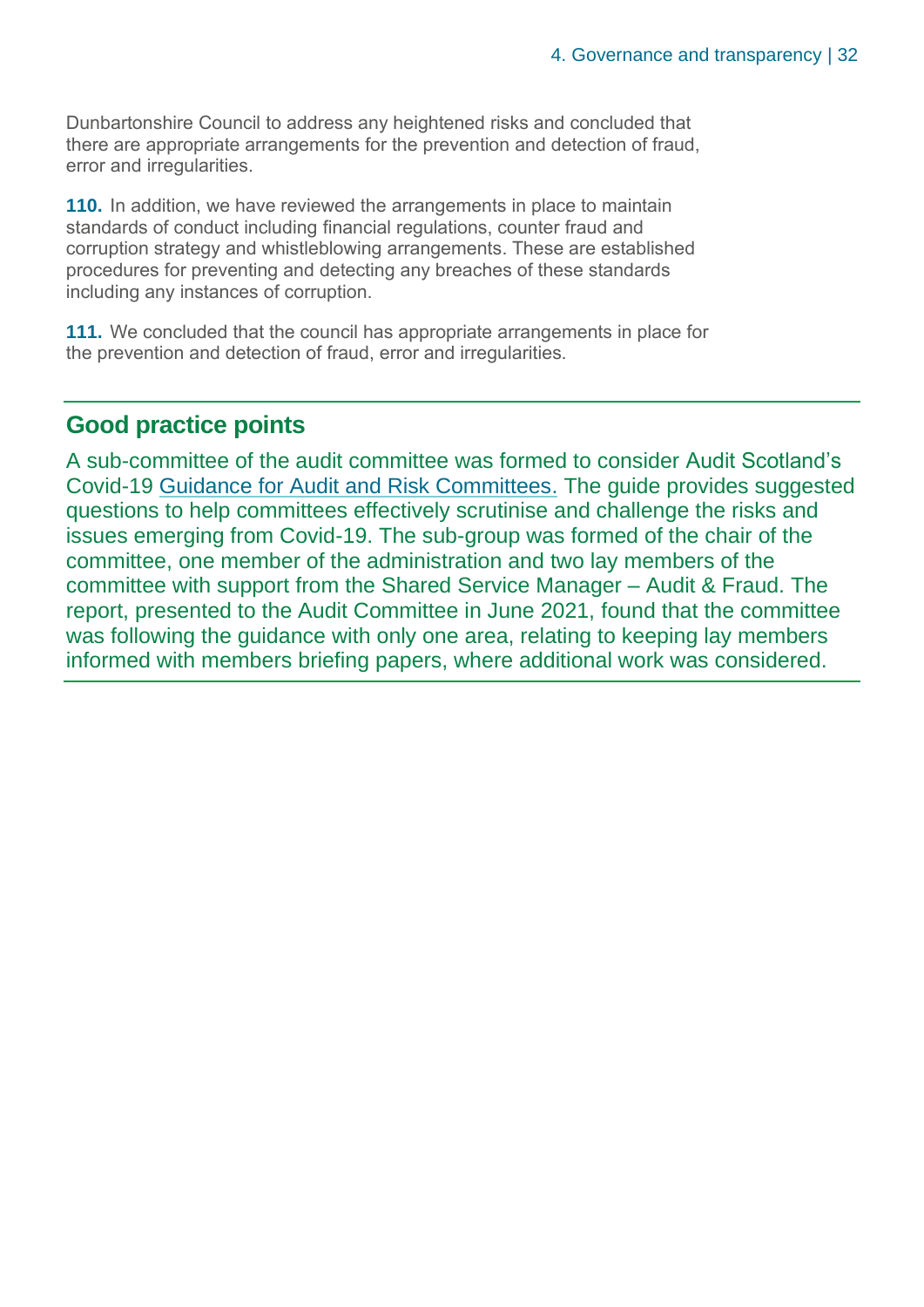Dunbartonshire Council to address any heightened risks and concluded that there are appropriate arrangements for the prevention and detection of fraud, error and irregularities.

**110.** In addition, we have reviewed the arrangements in place to maintain standards of conduct including financial regulations, counter fraud and corruption strategy and whistleblowing arrangements. These are established procedures for preventing and detecting any breaches of these standards including any instances of corruption.

**111.** We concluded that the council has appropriate arrangements in place for the prevention and detection of fraud, error and irregularities.

## Good practice points

A sub-committee of the audit committee was formed to consider Audit Scotland's Covid-19 Guidance for Audit and Risk Committees. The guide provides suggested questions to help committees effectively scrutinise and challenge the risks and issues emerging from Covid-19. The sub-group was formed of the chair of the committee, one member of the administration and two lay members of the committee with support from the Shared Service Manager – Audit & Fraud. The report, presented to the Audit Committee in June 2021, found that the committee was following the guidance with only one area, relating to keeping lay members informed with members briefing papers, where additional work was considered.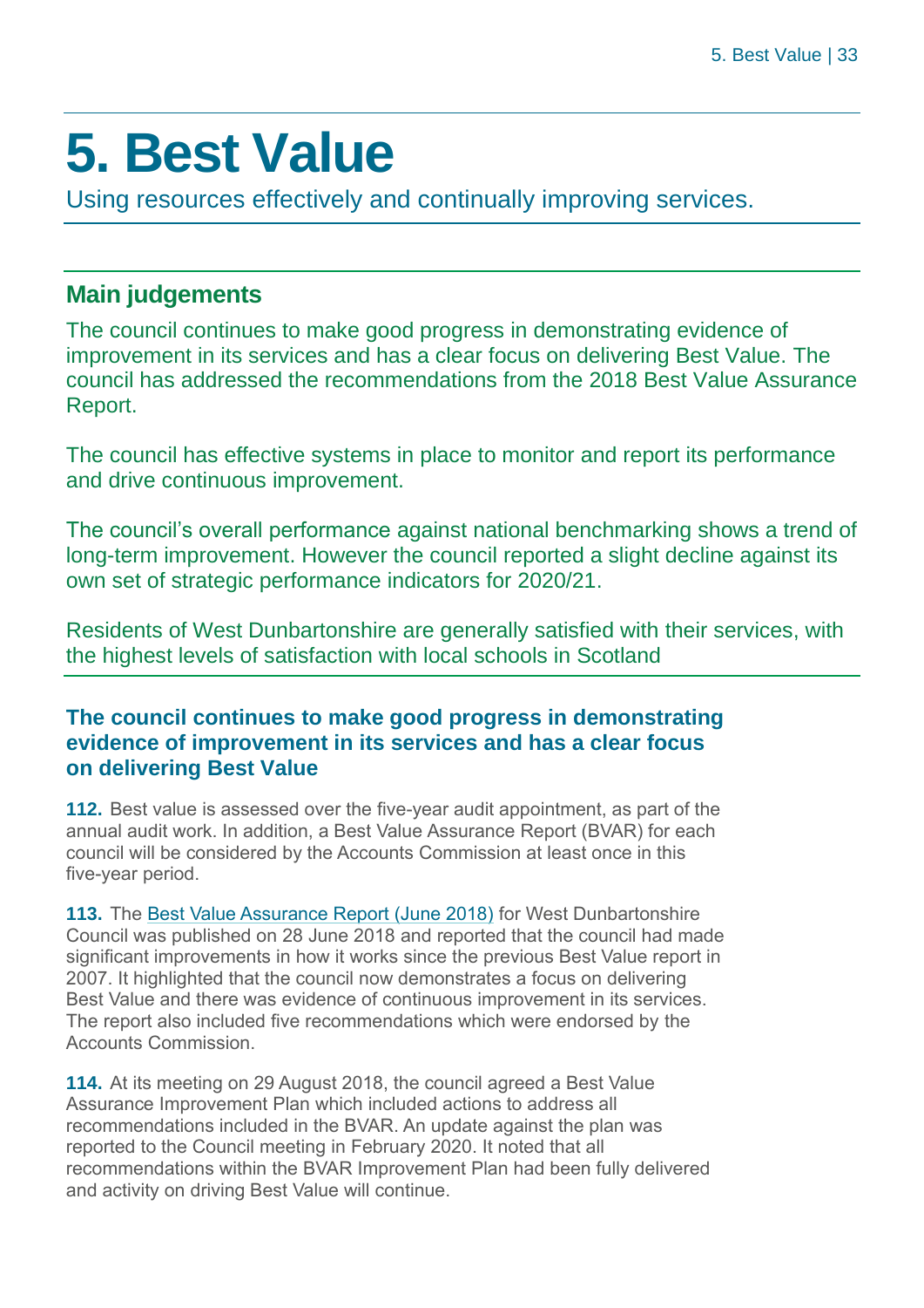# 5. Best Value

Using resources effectively and continually improving services.

## Main judgements

The council continues to make good progress in demonstrating evidence of improvement in its services and has a clear focus on delivering Best Value. The council has addressed the recommendations from the 2018 Best Value Assurance Report.

The council has effective systems in place to monitor and report its performance and drive continuous improvement.

The council's overall performance against national benchmarking shows a trend of long-term improvement. However the council reported a slight decline against its own set of strategic performance indicators for 2020/21.

Residents of West Dunbartonshire are generally satisfied with their services, with the highest levels of satisfaction with local schools in Scotland

### The council continues to make good progress in demonstrating evidence of improvement in its services and has a clear focus on delivering Best Value

**112.** Best value is assessed over the five-year audit appointment, as part of the annual audit work. In addition, a Best Value Assurance Report (BVAR) for each council will be considered by the Accounts Commission at least once in this five-year period.

**113.** The Best Value Assurance Report (June 2018) for West Dunbartonshire Council was published on 28 June 2018 and reported that the council had made significant improvements in how it works since the previous Best Value report in 2007. It highlighted that the council now demonstrates a focus on delivering Best Value and there was evidence of continuous improvement in its services. The report also included five recommendations which were endorsed by the Accounts Commission.

**114.** At its meeting on 29 August 2018, the council agreed a Best Value Assurance Improvement Plan which included actions to address all recommendations included in the BVAR. An update against the plan was reported to the Council meeting in February 2020. It noted that all recommendations within the BVAR Improvement Plan had been fully delivered and activity on driving Best Value will continue.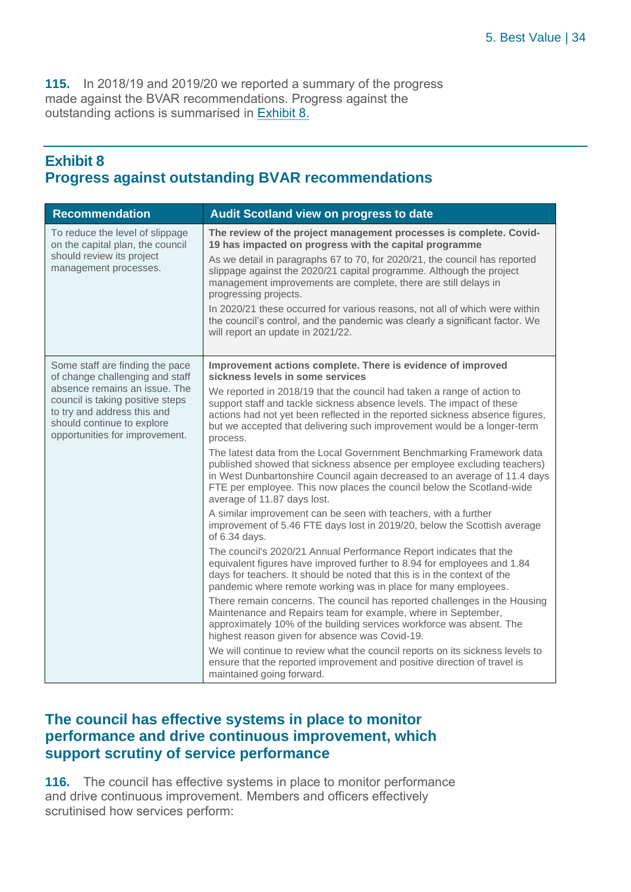**115.** In 2018/19 and 2019/20 we reported a summary of the progress made against the BVAR recommendations. Progress against the outstanding actions is summarised in Exhibit 8.

## Exhibit 8
## Progress against outstanding BVAR recommendations

| Recommendation | Audit Scotland view on progress to date |
|---|---|
| To reduce the level of slippage on the capital plan, the council should review its project management processes. | **The review of the project management processes is complete. Covid-19 has impacted on progress with the capital programme**<br><br>As we detail in paragraphs 67 to 70, for 2020/21, the council has reported slippage against the 2020/21 capital programme. Although the project management improvements are complete, there are still delays in progressing projects.<br><br>In 2020/21 these occurred for various reasons, not all of which were within the council's control, and the pandemic was clearly a significant factor. We will report an update in 2021/22. |
| Some staff are finding the pace of change challenging and staff absence remains an issue. The council is taking positive steps to try and address this and should continue to explore opportunities for improvement. | **Improvement actions complete. There is evidence of improved sickness levels in some services**<br><br>We reported in 2018/19 that the council had taken a range of action to support staff and tackle sickness absence levels. The impact of these actions had not yet been reflected in the reported sickness absence figures, but we accepted that delivering such improvement would be a longer-term process.<br><br>The latest data from the Local Government Benchmarking Framework data published showed that sickness absence per employee excluding teachers) in West Dunbartonshire Council again decreased to an average of 11.4 days FTE per employee. This now places the council below the Scotland-wide average of 11.87 days lost.<br><br>A similar improvement can be seen with teachers, with a further improvement of 5.46 FTE days lost in 2019/20, below the Scottish average of 6.34 days.<br><br>The council's 2020/21 Annual Performance Report indicates that the equivalent figures have improved further to 8.94 for employees and 1.84 days for teachers. It should be noted that this is in the context of the pandemic where remote working was in place for many employees.<br><br>There remain concerns. The council has reported challenges in the Housing Maintenance and Repairs team for example, where in September, approximately 10% of the building services workforce was absent. The highest reason given for absence was Covid-19.<br><br>We will continue to review what the council reports on its sickness levels to ensure that the reported improvement and positive direction of travel is maintained going forward. |

## The council has effective systems in place to monitor performance and drive continuous improvement, which support scrutiny of service performance

**116.** The council has effective systems in place to monitor performance and drive continuous improvement. Members and officers effectively scrutinised how services perform: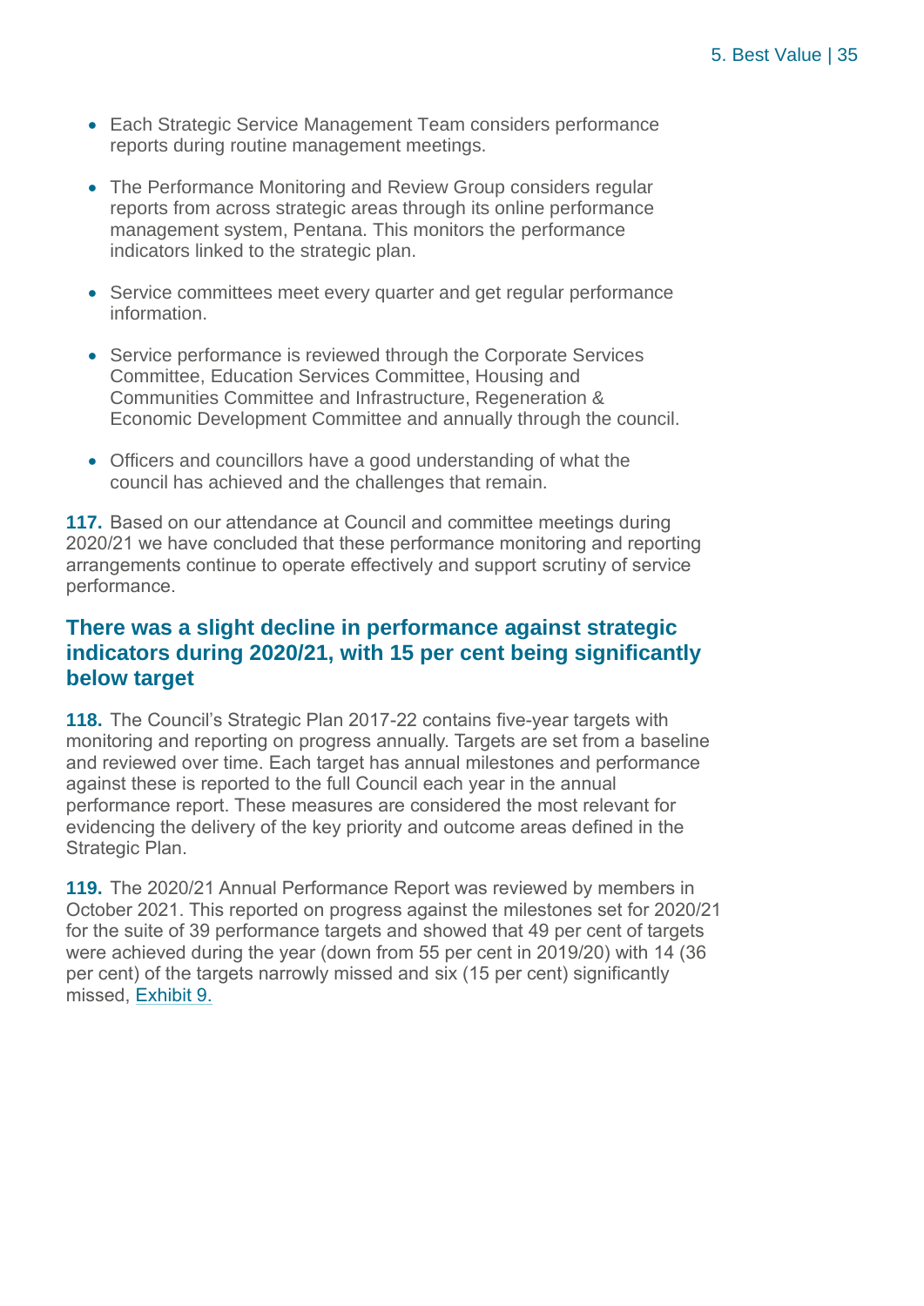- Each Strategic Service Management Team considers performance reports during routine management meetings.
- The Performance Monitoring and Review Group considers regular reports from across strategic areas through its online performance management system, Pentana. This monitors the performance indicators linked to the strategic plan.
- Service committees meet every quarter and get regular performance information.
- Service performance is reviewed through the Corporate Services Committee, Education Services Committee, Housing and Communities Committee and Infrastructure, Regeneration & Economic Development Committee and annually through the council.
- Officers and councillors have a good understanding of what the council has achieved and the challenges that remain.

**117.** Based on our attendance at Council and committee meetings during 2020/21 we have concluded that these performance monitoring and reporting arrangements continue to operate effectively and support scrutiny of service performance.

## There was a slight decline in performance against strategic indicators during 2020/21, with 15 per cent being significantly below target

**118.** The Council's Strategic Plan 2017-22 contains five-year targets with monitoring and reporting on progress annually. Targets are set from a baseline and reviewed over time. Each target has annual milestones and performance against these is reported to the full Council each year in the annual performance report. These measures are considered the most relevant for evidencing the delivery of the key priority and outcome areas defined in the Strategic Plan.

**119.** The 2020/21 Annual Performance Report was reviewed by members in October 2021. This reported on progress against the milestones set for 2020/21 for the suite of 39 performance targets and showed that 49 per cent of targets were achieved during the year (down from 55 per cent in 2019/20) with 14 (36 per cent) of the targets narrowly missed and six (15 per cent) significantly missed, Exhibit 9.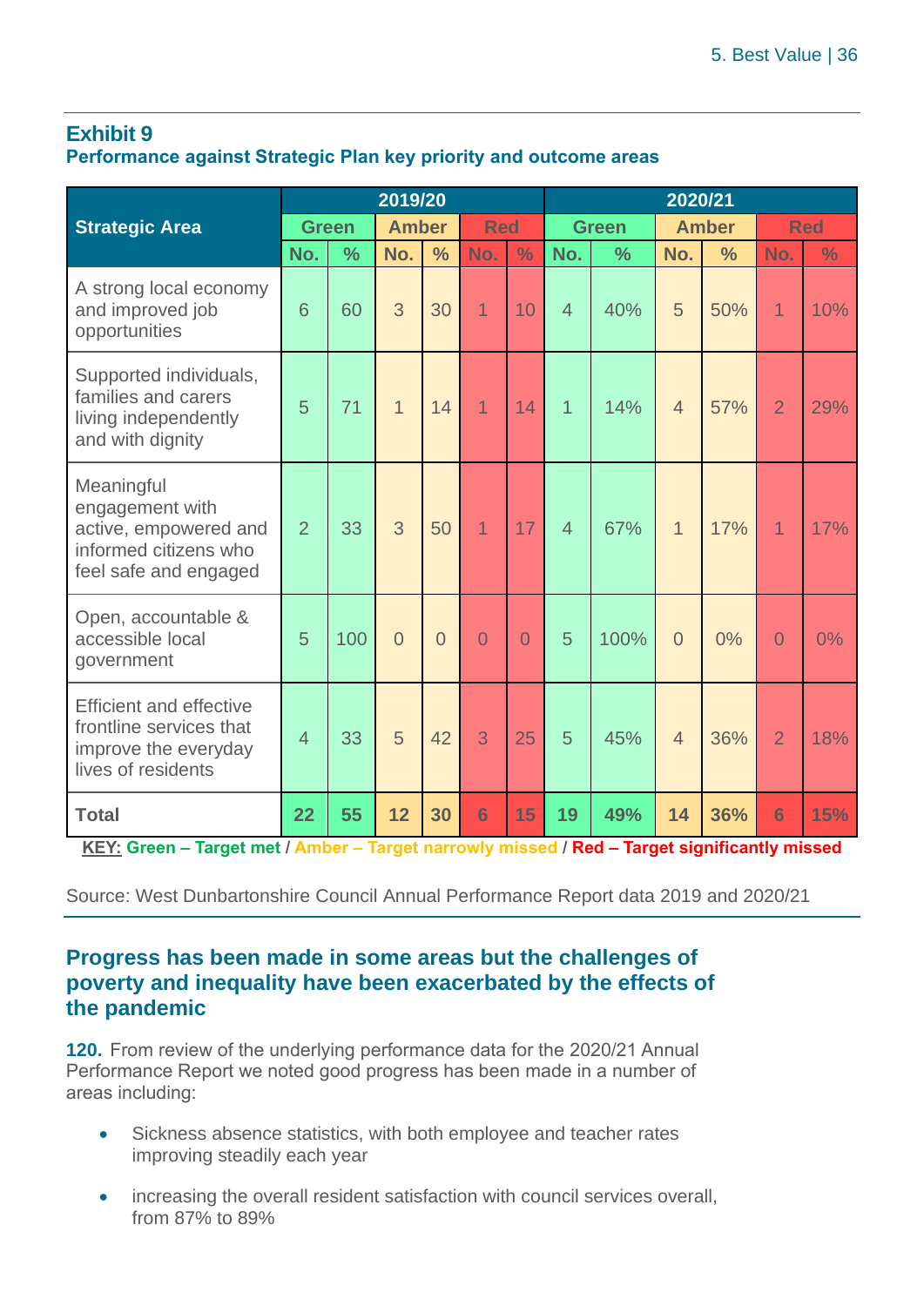## Exhibit 9

### Performance against Strategic Plan key priority and outcome areas

| Strategic Area | 2019/20 | | | | | | 2020/21 | | | | | |
|---|---|---|---|---|---|---|---|---|---|---|---|---|
| | Green | | Amber | | Red | | Green | | Amber | | Red | |
| | No. | % | No. | % | No. | % | No. | % | No. | % | No. | % |
| A strong local economy and improved job opportunities | 6 | 60 | 3 | 30 | 1 | 10 | 4 | 40% | 5 | 50% | 1 | 10% |
| Supported individuals, families and carers living independently and with dignity | 5 | 71 | 1 | 14 | 1 | 14 | 1 | 14% | 4 | 57% | 2 | 29% |
| Meaningful engagement with active, empowered and informed citizens who feel safe and engaged | 2 | 33 | 3 | 50 | 1 | 17 | 4 | 67% | 1 | 17% | 1 | 17% |
| Open, accountable & accessible local government | 5 | 100 | 0 | 0 | 0 | 0 | 5 | 100% | 0 | 0% | 0 | 0% |
| Efficient and effective frontline services that improve the everyday lives of residents | 4 | 33 | 5 | 42 | 3 | 25 | 5 | 45% | 4 | 36% | 2 | 18% |
| **Total** | **22** | **55** | **12** | **30** | **6** | **15** | **19** | **49%** | **14** | **36%** | **6** | **15%** |

**KEY:** **Green – Target met** / **Amber – Target narrowly missed** / **Red – Target significantly missed**

Source: West Dunbartonshire Council Annual Performance Report data 2019 and 2020/21

## Progress has been made in some areas but the challenges of poverty and inequality have been exacerbated by the effects of the pandemic

**120.** From review of the underlying performance data for the 2020/21 Annual Performance Report we noted good progress has been made in a number of areas including:

- Sickness absence statistics, with both employee and teacher rates improving steadily each year
- increasing the overall resident satisfaction with council services overall, from 87% to 89%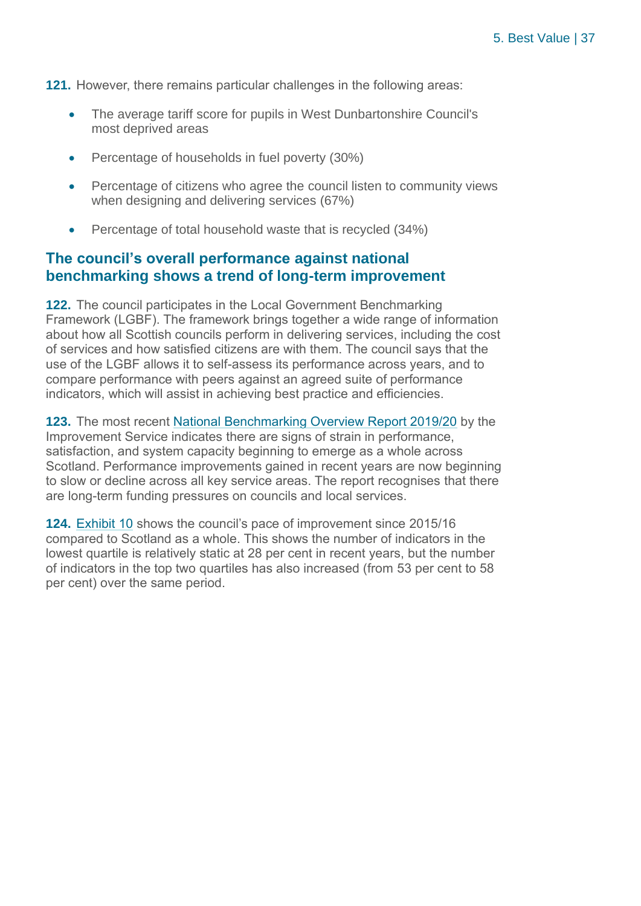**121.** However, there remains particular challenges in the following areas:

- The average tariff score for pupils in West Dunbartonshire Council's most deprived areas
- Percentage of households in fuel poverty (30%)
- Percentage of citizens who agree the council listen to community views when designing and delivering services (67%)
- Percentage of total household waste that is recycled (34%)

## The council's overall performance against national benchmarking shows a trend of long-term improvement

**122.** The council participates in the Local Government Benchmarking Framework (LGBF). The framework brings together a wide range of information about how all Scottish councils perform in delivering services, including the cost of services and how satisfied citizens are with them. The council says that the use of the LGBF allows it to self-assess its performance across years, and to compare performance with peers against an agreed suite of performance indicators, which will assist in achieving best practice and efficiencies.

**123.** The most recent National Benchmarking Overview Report 2019/20 by the Improvement Service indicates there are signs of strain in performance, satisfaction, and system capacity beginning to emerge as a whole across Scotland. Performance improvements gained in recent years are now beginning to slow or decline across all key service areas. The report recognises that there are long-term funding pressures on councils and local services.

**124.** Exhibit 10 shows the council's pace of improvement since 2015/16 compared to Scotland as a whole. This shows the number of indicators in the lowest quartile is relatively static at 28 per cent in recent years, but the number of indicators in the top two quartiles has also increased (from 53 per cent to 58 per cent) over the same period.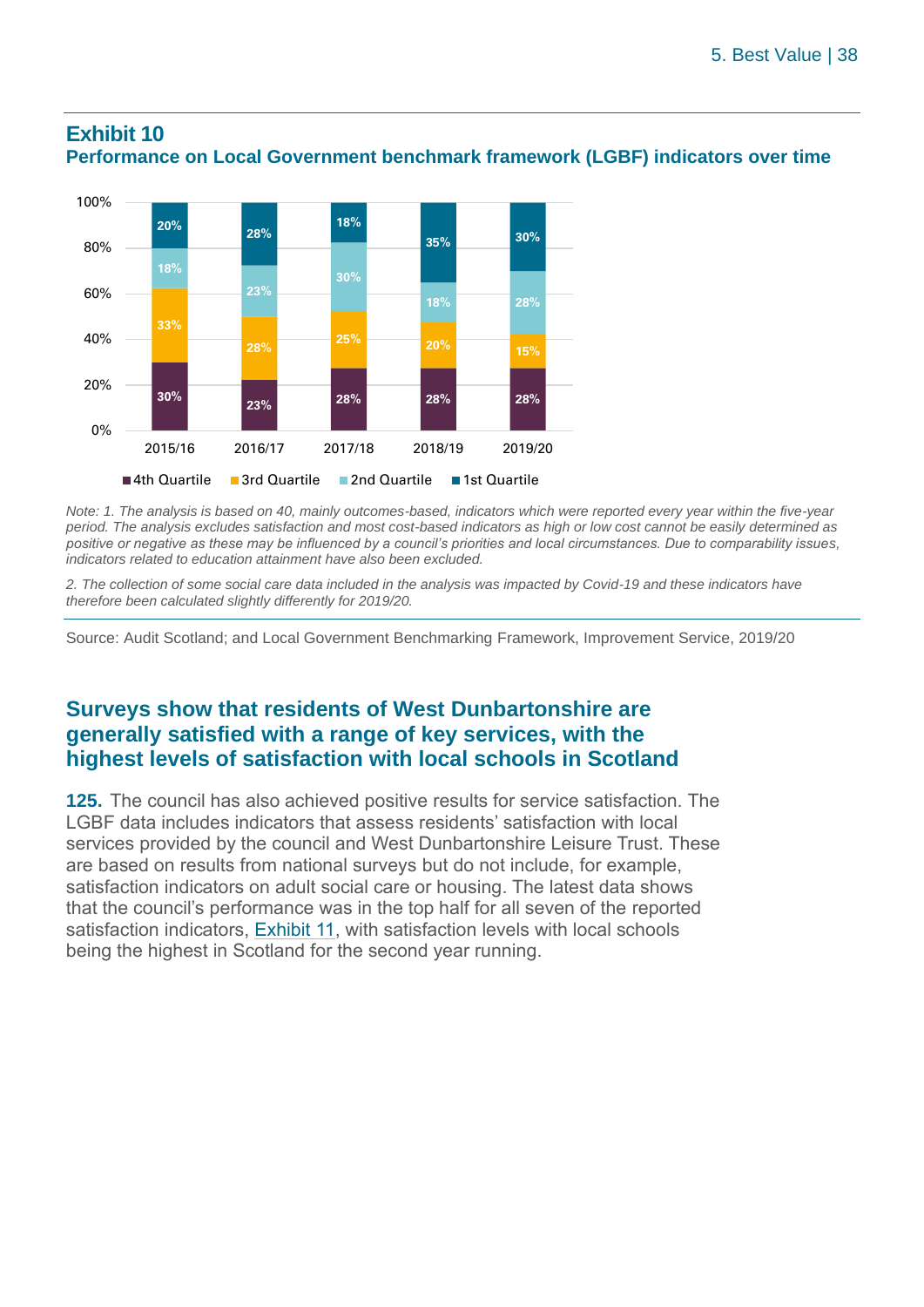## Exhibit 10

### Performance on Local Government benchmark framework (LGBF) indicators over time

100%
80%
60%
40%
20%
0%

2015/16: 20%, 18%, 33%, 30%
2016/17: 28%, 23%, 28%, 23%
2017/18: 18%, 30%, 25%, 28%
2018/19: 35%, 18%, 20%, 28%
2019/20: 30%, 28%, 15%, 28%

4th Quartile
3rd Quartile
2nd Quartile
1st Quartile

*Note: 1. The analysis is based on 40, mainly outcomes-based, indicators which were reported every year within the five-year period. The analysis excludes satisfaction and most cost-based indicators as high or low cost cannot be easily determined as positive or negative as these may be influenced by a council's priorities and local circumstances. Due to comparability issues, indicators related to education attainment have also been excluded.*

*2. The collection of some social care data included in the analysis was impacted by Covid-19 and these indicators have therefore been calculated slightly differently for 2019/20.*

Source: Audit Scotland; and Local Government Benchmarking Framework, Improvement Service, 2019/20

## Surveys show that residents of West Dunbartonshire are generally satisfied with a range of key services, with the highest levels of satisfaction with local schools in Scotland

**125.** The council has also achieved positive results for service satisfaction. The LGBF data includes indicators that assess residents' satisfaction with local services provided by the council and West Dunbartonshire Leisure Trust. These are based on results from national surveys but do not include, for example, satisfaction indicators on adult social care or housing. The latest data shows that the council's performance was in the top half for all seven of the reported satisfaction indicators, Exhibit 11, with satisfaction levels with local schools being the highest in Scotland for the second year running.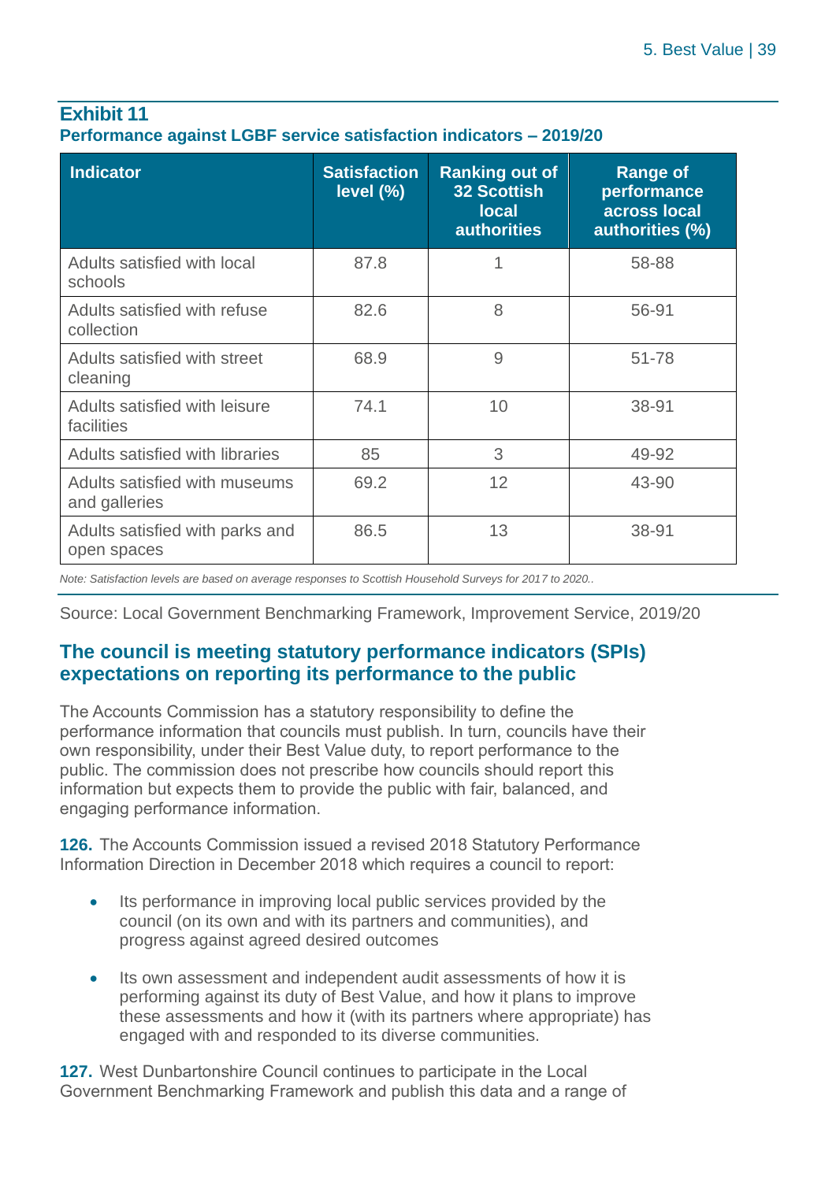## Exhibit 11
**Performance against LGBF service satisfaction indicators – 2019/20**

| Indicator | Satisfaction level (%) | Ranking out of 32 Scottish local authorities | Range of performance across local authorities (%) |
|---|---|---|---|
| Adults satisfied with local schools | 87.8 | 1 | 58-88 |
| Adults satisfied with refuse collection | 82.6 | 8 | 56-91 |
| Adults satisfied with street cleaning | 68.9 | 9 | 51-78 |
| Adults satisfied with leisure facilities | 74.1 | 10 | 38-91 |
| Adults satisfied with libraries | 85 | 3 | 49-92 |
| Adults satisfied with museums and galleries | 69.2 | 12 | 43-90 |
| Adults satisfied with parks and open spaces | 86.5 | 13 | 38-91 |

*Note: Satisfaction levels are based on average responses to Scottish Household Surveys for 2017 to 2020..*

Source: Local Government Benchmarking Framework, Improvement Service, 2019/20

### The council is meeting statutory performance indicators (SPIs) expectations on reporting its performance to the public

The Accounts Commission has a statutory responsibility to define the performance information that councils must publish. In turn, councils have their own responsibility, under their Best Value duty, to report performance to the public. The commission does not prescribe how councils should report this information but expects them to provide the public with fair, balanced, and engaging performance information.

**126.** The Accounts Commission issued a revised 2018 Statutory Performance Information Direction in December 2018 which requires a council to report:

- Its performance in improving local public services provided by the council (on its own and with its partners and communities), and progress against agreed desired outcomes
- Its own assessment and independent audit assessments of how it is performing against its duty of Best Value, and how it plans to improve these assessments and how it (with its partners where appropriate) has engaged with and responded to its diverse communities.

**127.** West Dunbartonshire Council continues to participate in the Local Government Benchmarking Framework and publish this data and a range of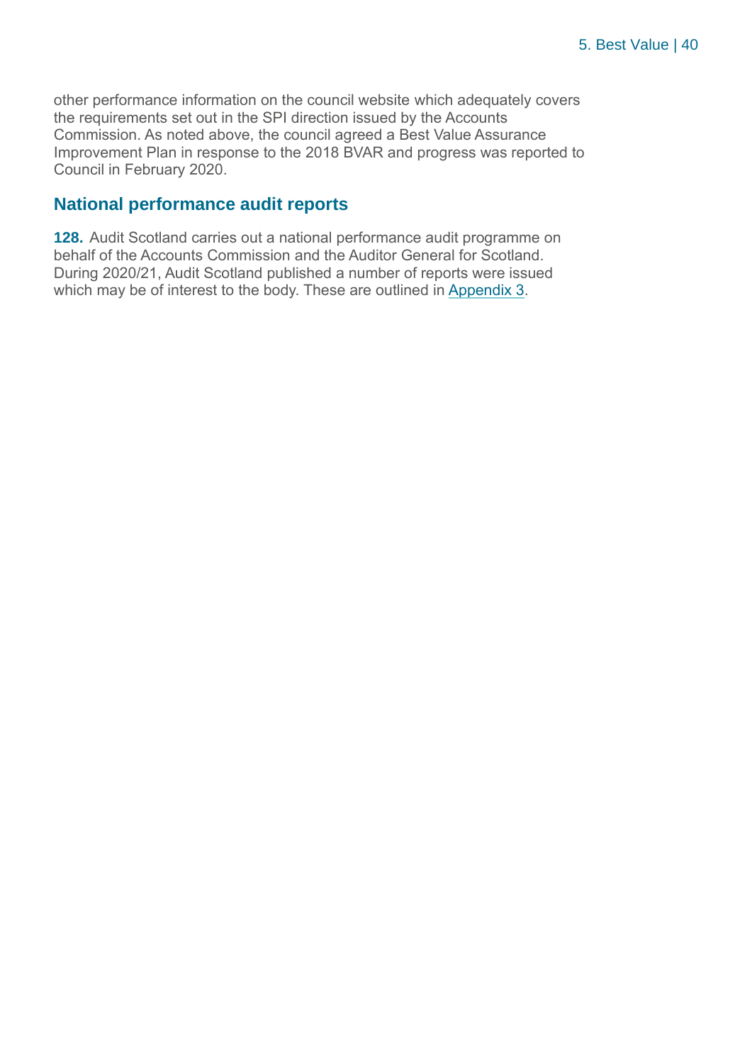other performance information on the council website which adequately covers the requirements set out in the SPI direction issued by the Accounts Commission. As noted above, the council agreed a Best Value Assurance Improvement Plan in response to the 2018 BVAR and progress was reported to Council in February 2020.

## National performance audit reports

**128.** Audit Scotland carries out a national performance audit programme on behalf of the Accounts Commission and the Auditor General for Scotland. During 2020/21, Audit Scotland published a number of reports were issued which may be of interest to the body. These are outlined in Appendix 3.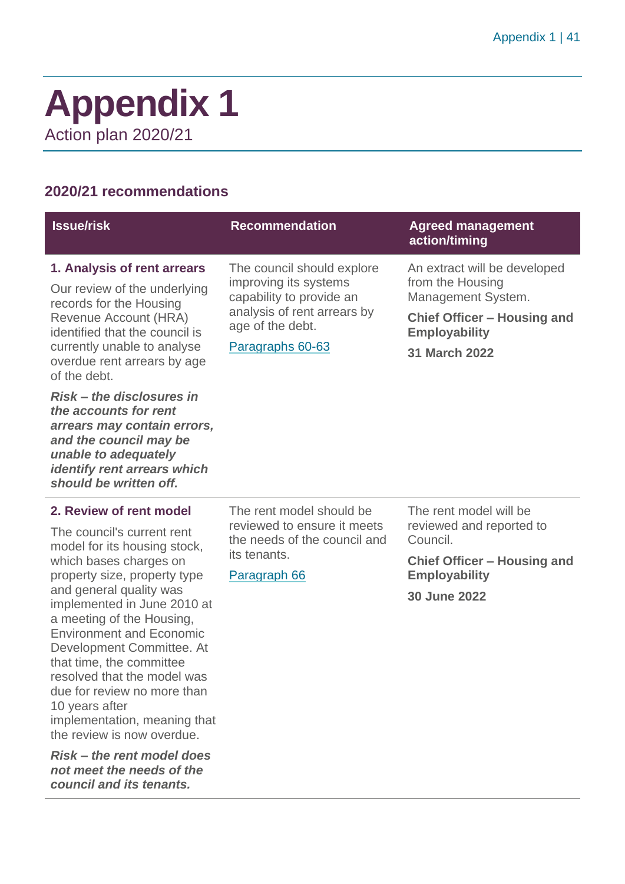# Appendix 1

Action plan 2020/21

## 2020/21 recommendations

| Issue/risk | Recommendation | Agreed management action/timing |
| --- | --- | --- |
| **1. Analysis of rent arrears**<br><br>Our review of the underlying records for the Housing Revenue Account (HRA) identified that the council is currently unable to analyse overdue rent arrears by age of the debt.<br><br>***Risk – the disclosures in the accounts for rent arrears may contain errors, and the council may be unable to adequately identify rent arrears which should be written off.*** | The council should explore improving its systems capability to provide an analysis of rent arrears by age of the debt.<br><br>Paragraphs 60-63 | An extract will be developed from the Housing Management System.<br><br>**Chief Officer – Housing and Employability**<br><br>**31 March 2022** |
| **2. Review of rent model**<br><br>The council's current rent model for its housing stock, which bases charges on property size, property type and general quality was implemented in June 2010 at a meeting of the Housing, Environment and Economic Development Committee. At that time, the committee resolved that the model was due for review no more than 10 years after implementation, meaning that the review is now overdue.<br><br>***Risk – the rent model does not meet the needs of the council and its tenants.*** | The rent model should be reviewed to ensure it meets the needs of the council and its tenants.<br><br>Paragraph 66 | The rent model will be reviewed and reported to Council.<br><br>**Chief Officer – Housing and Employability**<br><br>**30 June 2022** |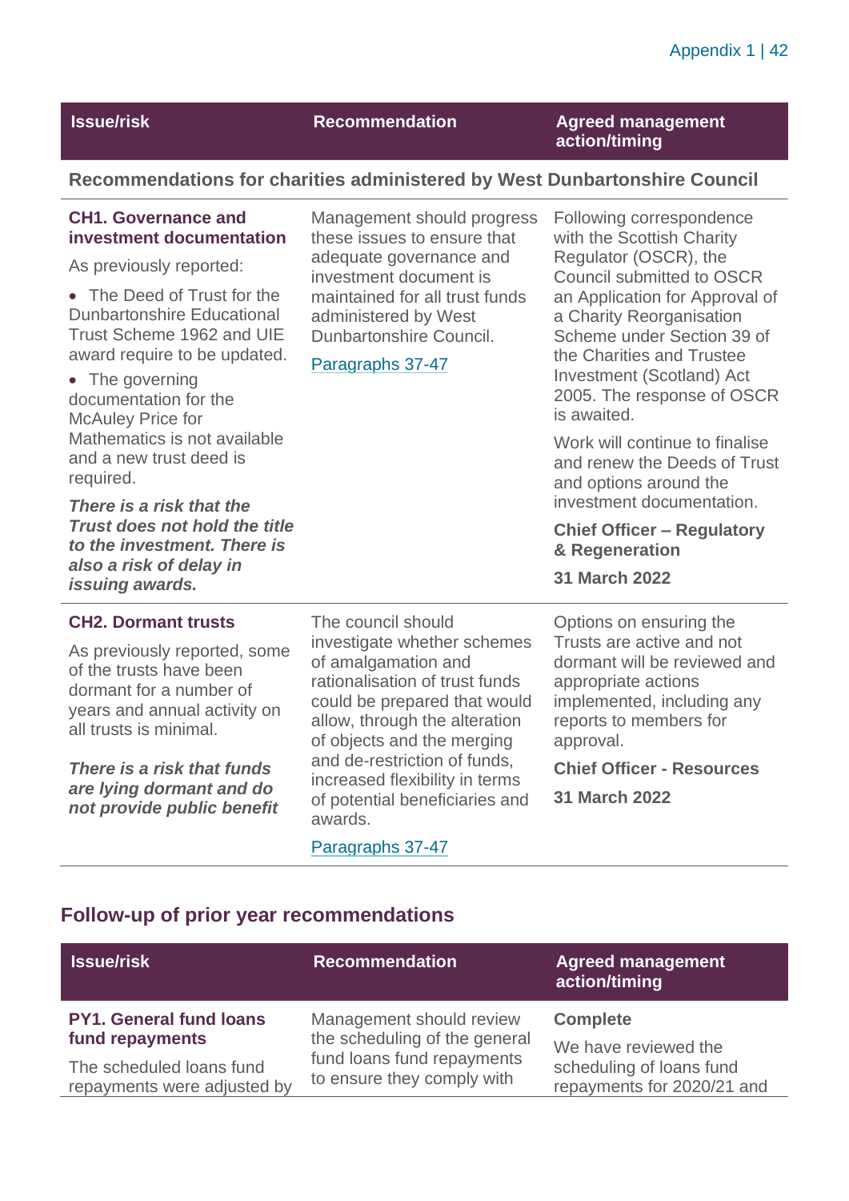| Issue/risk | Recommendation | Agreed management action/timing |
|---|---|---|
| **Recommendations for charities administered by West Dunbartonshire Council** | | |
| **CH1. Governance and investment documentation**<br><br>As previously reported:<br><br>• The Deed of Trust for the Dunbartonshire Educational Trust Scheme 1962 and UIE award require to be updated.<br><br>• The governing documentation for the McAuley Price for Mathematics is not available and a new trust deed is required.<br><br>***There is a risk that the Trust does not hold the title to the investment. There is also a risk of delay in issuing awards.*** | Management should progress these issues to ensure that adequate governance and investment document is maintained for all trust funds administered by West Dunbartonshire Council.<br><br>Paragraphs 37-47 | Following correspondence with the Scottish Charity Regulator (OSCR), the Council submitted to OSCR an Application for Approval of a Charity Reorganisation Scheme under Section 39 of the Charities and Trustee Investment (Scotland) Act 2005. The response of OSCR is awaited.<br><br>Work will continue to finalise and renew the Deeds of Trust and options around the investment documentation.<br><br>**Chief Officer – Regulatory & Regeneration**<br><br>**31 March 2022** |
| **CH2. Dormant trusts**<br><br>As previously reported, some of the trusts have been dormant for a number of years and annual activity on all trusts is minimal.<br><br>***There is a risk that funds are lying dormant and do not provide public benefit*** | The council should investigate whether schemes of amalgamation and rationalisation of trust funds could be prepared that would allow, through the alteration of objects and the merging and de-restriction of funds, increased flexibility in terms of potential beneficiaries and awards.<br><br>Paragraphs 37-47 | Options on ensuring the Trusts are active and not dormant will be reviewed and appropriate actions implemented, including any reports to members for approval.<br><br>**Chief Officer - Resources**<br><br>**31 March 2022** |

## Follow-up of prior year recommendations

| Issue/risk | Recommendation | Agreed management action/timing |
|---|---|---|
| **PY1. General fund loans fund repayments**<br><br>The scheduled loans fund repayments were adjusted by | Management should review the scheduling of the general fund loans fund repayments to ensure they comply with | **Complete**<br><br>We have reviewed the scheduling of loans fund repayments for 2020/21 and |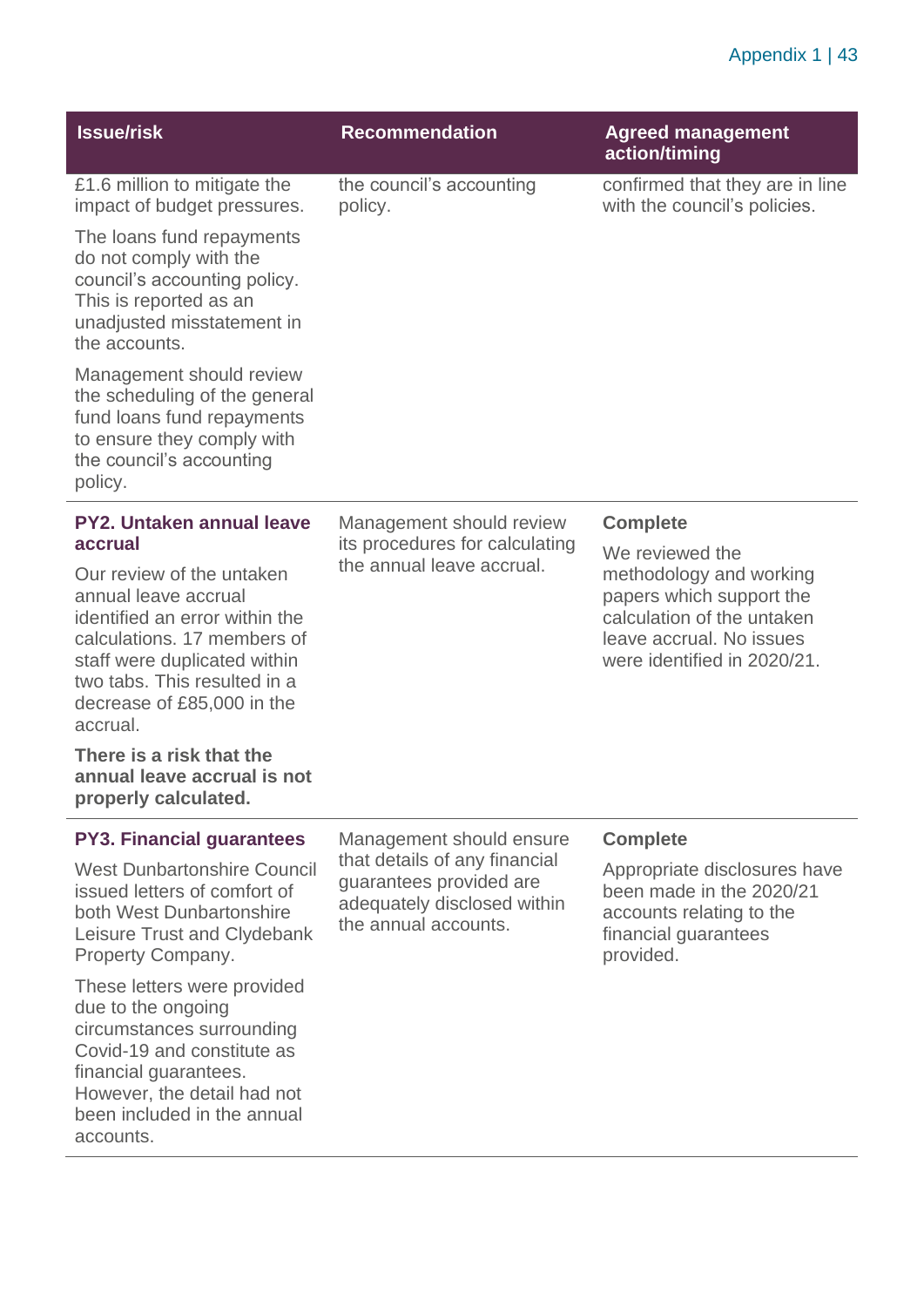| Issue/risk | Recommendation | Agreed management action/timing |
|---|---|---|
| £1.6 million to mitigate the impact of budget pressures.<br><br>The loans fund repayments do not comply with the council's accounting policy. This is reported as an unadjusted misstatement in the accounts.<br><br>Management should review the scheduling of the general fund loans fund repayments to ensure they comply with the council's accounting policy. | the council's accounting policy. | confirmed that they are in line with the council's policies. |
| **PY2. Untaken annual leave accrual**<br><br>Our review of the untaken annual leave accrual identified an error within the calculations. 17 members of staff were duplicated within two tabs. This resulted in a decrease of £85,000 in the accrual.<br><br>**There is a risk that the annual leave accrual is not properly calculated.** | Management should review its procedures for calculating the annual leave accrual. | **Complete**<br><br>We reviewed the methodology and working papers which support the calculation of the untaken leave accrual. No issues were identified in 2020/21. |
| **PY3. Financial guarantees**<br><br>West Dunbartonshire Council issued letters of comfort of both West Dunbartonshire Leisure Trust and Clydebank Property Company.<br><br>These letters were provided due to the ongoing circumstances surrounding Covid-19 and constitute as financial guarantees. However, the detail had not been included in the annual accounts. | Management should ensure that details of any financial guarantees provided are adequately disclosed within the annual accounts. | **Complete**<br><br>Appropriate disclosures have been made in the 2020/21 accounts relating to the financial guarantees provided. |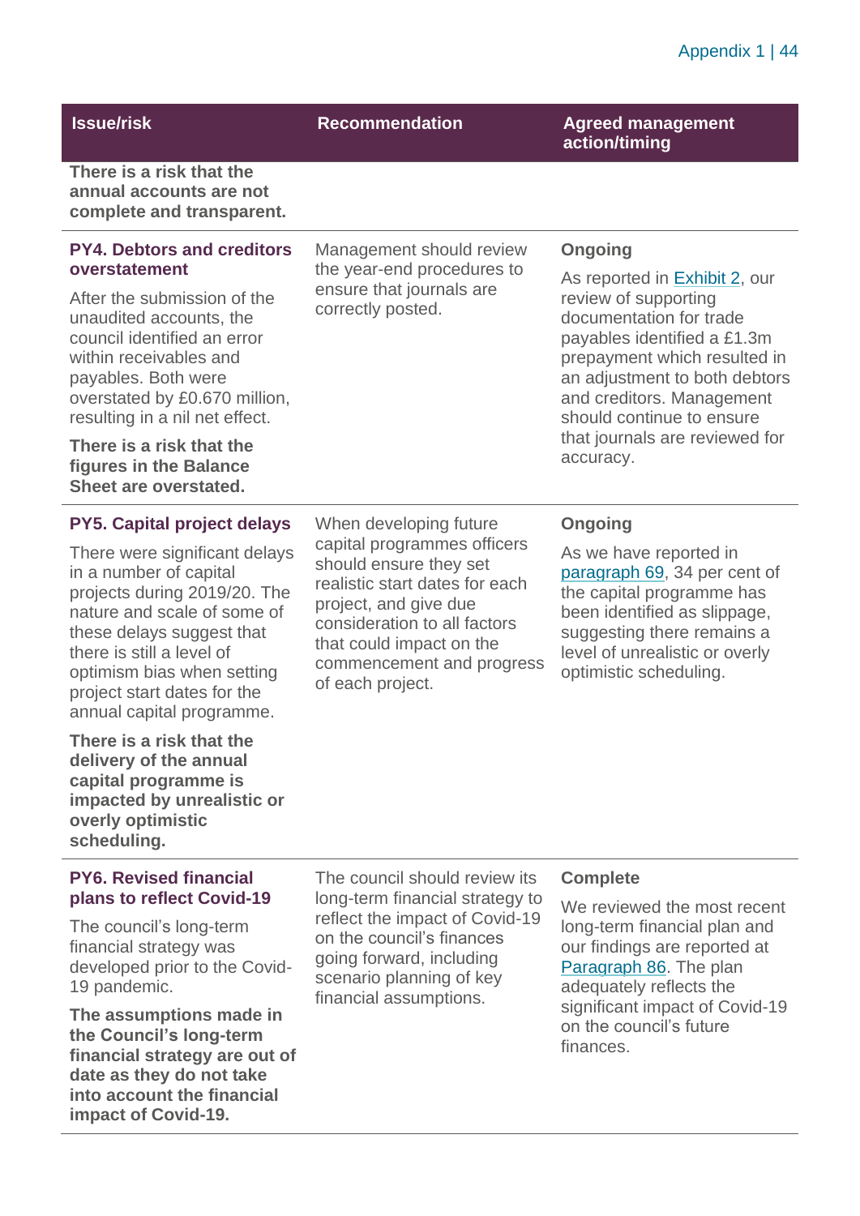| Issue/risk | Recommendation | Agreed management action/timing |
|---|---|---|
| **There is a risk that the annual accounts are not complete and transparent.** | | |
| **PY4. Debtors and creditors overstatement**<br><br>After the submission of the unaudited accounts, the council identified an error within receivables and payables. Both were overstated by £0.670 million, resulting in a nil net effect.<br><br>**There is a risk that the figures in the Balance Sheet are overstated.** | Management should review the year-end procedures to ensure that journals are correctly posted. | **Ongoing**<br><br>As reported in Exhibit 2, our review of supporting documentation for trade payables identified a £1.3m prepayment which resulted in an adjustment to both debtors and creditors. Management should continue to ensure that journals are reviewed for accuracy. |
| **PY5. Capital project delays**<br><br>There were significant delays in a number of capital projects during 2019/20. The nature and scale of some of these delays suggest that there is still a level of optimism bias when setting project start dates for the annual capital programme.<br><br>**There is a risk that the delivery of the annual capital programme is impacted by unrealistic or overly optimistic scheduling.** | When developing future capital programmes officers should ensure they set realistic start dates for each project, and give due consideration to all factors that could impact on the commencement and progress of each project. | **Ongoing**<br><br>As we have reported in paragraph 69, 34 per cent of the capital programme has been identified as slippage, suggesting there remains a level of unrealistic or overly optimistic scheduling. |
| **PY6. Revised financial plans to reflect Covid-19**<br><br>The council's long-term financial strategy was developed prior to the Covid-19 pandemic.<br><br>**The assumptions made in the Council's long-term financial strategy are out of date as they do not take into account the financial impact of Covid-19.** | The council should review its long-term financial strategy to reflect the impact of Covid-19 on the council's finances going forward, including scenario planning of key financial assumptions. | **Complete**<br><br>We reviewed the most recent long-term financial plan and our findings are reported at Paragraph 86. The plan adequately reflects the significant impact of Covid-19 on the council's future finances. |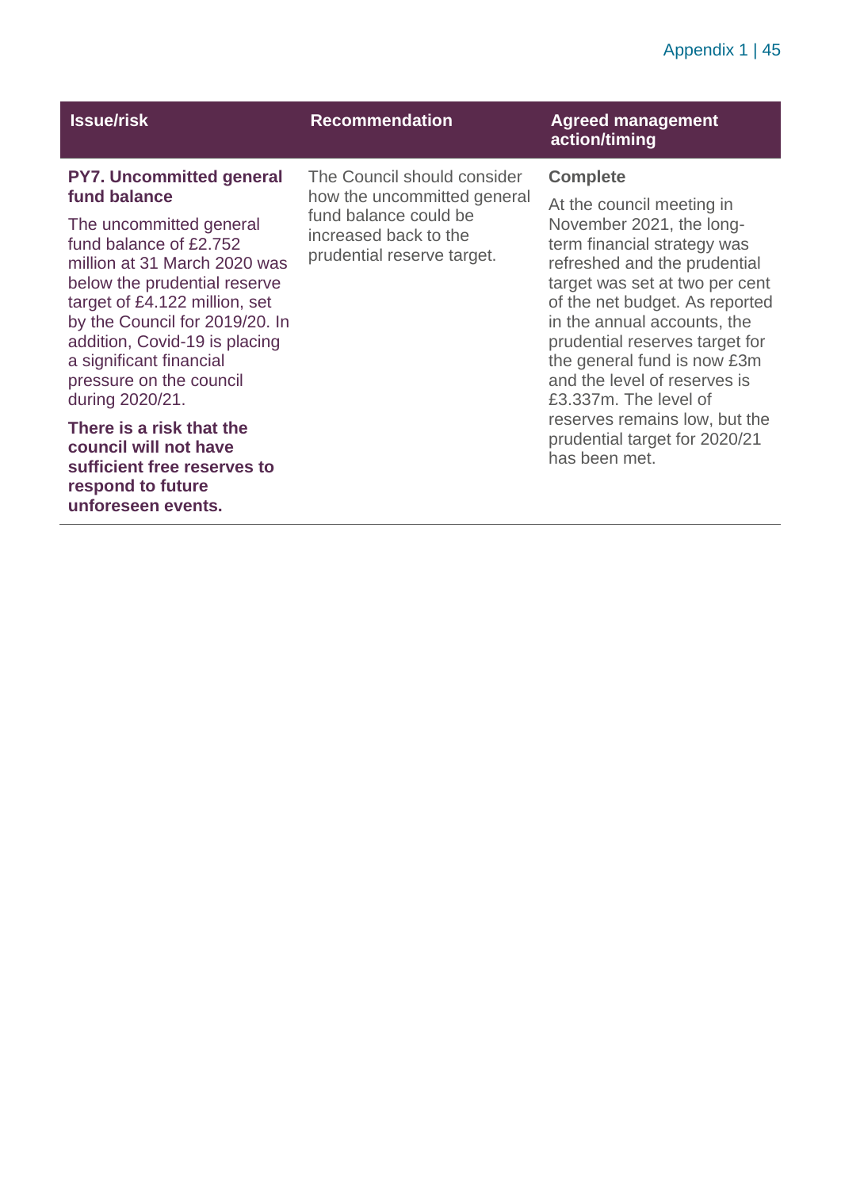| Issue/risk | Recommendation | Agreed management action/timing |
|---|---|---|
| **PY7. Uncommitted general fund balance**<br><br>The uncommitted general fund balance of £2.752 million at 31 March 2020 was below the prudential reserve target of £4.122 million, set by the Council for 2019/20. In addition, Covid-19 is placing a significant financial pressure on the council during 2020/21.<br><br>**There is a risk that the council will not have sufficient free reserves to respond to future unforeseen events.** | The Council should consider how the uncommitted general fund balance could be increased back to the prudential reserve target. | **Complete**<br><br>At the council meeting in November 2021, the long-term financial strategy was refreshed and the prudential target was set at two per cent of the net budget. As reported in the annual accounts, the prudential reserves target for the general fund is now £3m and the level of reserves is £3.337m. The level of reserves remains low, but the prudential target for 2020/21 has been met. |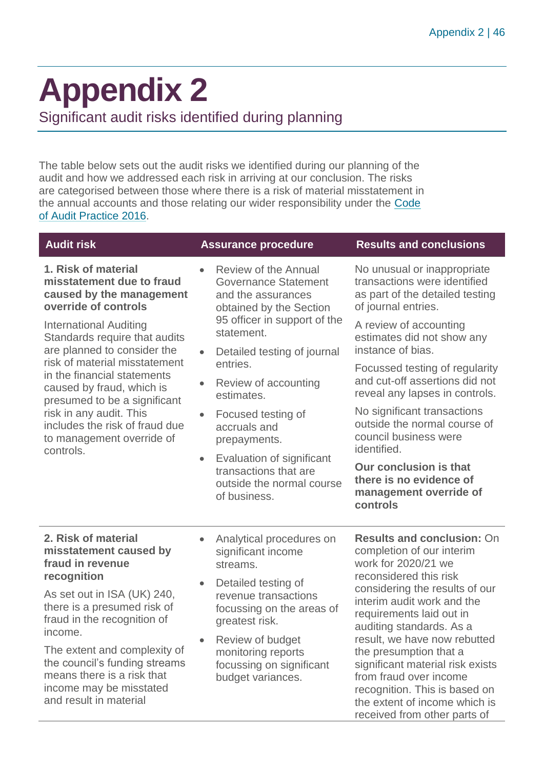# Appendix 2

## Significant audit risks identified during planning

The table below sets out the audit risks we identified during our planning of the audit and how we addressed each risk in arriving at our conclusion. The risks are categorised between those where there is a risk of material misstatement in the annual accounts and those relating our wider responsibility under the Code of Audit Practice 2016.

| Audit risk | Assurance procedure | Results and conclusions |
|---|---|---|
| **1. Risk of material misstatement due to fraud caused by the management override of controls**<br><br>International Auditing Standards require that audits are planned to consider the risk of material misstatement in the financial statements caused by fraud, which is presumed to be a significant risk in any audit. This includes the risk of fraud due to management override of controls. | • Review of the Annual Governance Statement and the assurances obtained by the Section 95 officer in support of the statement.<br>• Detailed testing of journal entries.<br>• Review of accounting estimates.<br>• Focused testing of accruals and prepayments.<br>• Evaluation of significant transactions that are outside the normal course of business. | No unusual or inappropriate transactions were identified as part of the detailed testing of journal entries.<br><br>A review of accounting estimates did not show any instance of bias.<br><br>Focussed testing of regularity and cut-off assertions did not reveal any lapses in controls.<br><br>No significant transactions outside the normal course of council business were identified.<br><br>**Our conclusion is that there is no evidence of management override of controls** |
| **2. Risk of material misstatement caused by fraud in revenue recognition**<br><br>As set out in ISA (UK) 240, there is a presumed risk of fraud in the recognition of income.<br><br>The extent and complexity of the council's funding streams means there is a risk that income may be misstated and result in material | • Analytical procedures on significant income streams.<br>• Detailed testing of revenue transactions focussing on the areas of greatest risk.<br>• Review of budget monitoring reports focussing on significant budget variances. | **Results and conclusion:** On completion of our interim work for 2020/21 we reconsidered this risk considering the results of our interim audit work and the requirements laid out in auditing standards. As a result, we have now rebutted the presumption that a significant material risk exists from fraud over income recognition. This is based on the extent of income which is received from other parts of |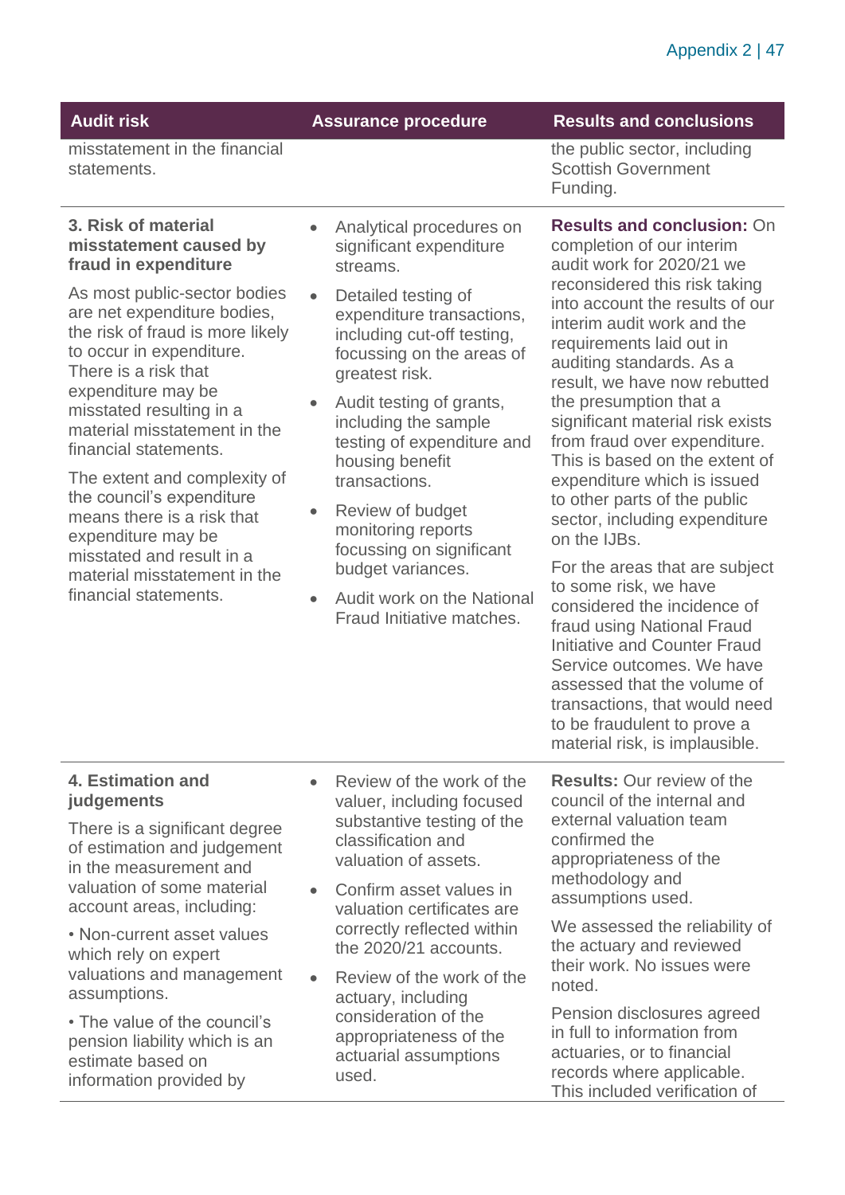| Audit risk | Assurance procedure | Results and conclusions |
|---|---|---|
| misstatement in the financial statements. | | the public sector, including Scottish Government Funding. |
| **3. Risk of material misstatement caused by fraud in expenditure**<br><br>As most public-sector bodies are net expenditure bodies, the risk of fraud is more likely to occur in expenditure. There is a risk that expenditure may be misstated resulting in a material misstatement in the financial statements.<br><br>The extent and complexity of the council's expenditure means there is a risk that expenditure may be misstated and result in a material misstatement in the financial statements. | • Analytical procedures on significant expenditure streams.<br>• Detailed testing of expenditure transactions, including cut-off testing, focussing on the areas of greatest risk.<br>• Audit testing of grants, including the sample testing of expenditure and housing benefit transactions.<br>• Review of budget monitoring reports focussing on significant budget variances.<br>• Audit work on the National Fraud Initiative matches. | **Results and conclusion:** On completion of our interim audit work for 2020/21 we reconsidered this risk taking into account the results of our interim audit work and the requirements laid out in auditing standards. As a result, we have now rebutted the presumption that a significant material risk exists from fraud over expenditure. This is based on the extent of expenditure which is issued to other parts of the public sector, including expenditure on the IJBs.<br><br>For the areas that are subject to some risk, we have considered the incidence of fraud using National Fraud Initiative and Counter Fraud Service outcomes. We have assessed that the volume of transactions, that would need to be fraudulent to prove a material risk, is implausible. |
| **4. Estimation and judgements**<br><br>There is a significant degree of estimation and judgement in the measurement and valuation of some material account areas, including:<br><br>• Non-current asset values which rely on expert valuations and management assumptions.<br><br>• The value of the council's pension liability which is an estimate based on information provided by | • Review of the work of the valuer, including focused substantive testing of the classification and valuation of assets.<br>• Confirm asset values in valuation certificates are correctly reflected within the 2020/21 accounts.<br>• Review of the work of the actuary, including consideration of the appropriateness of the actuarial assumptions used. | **Results:** Our review of the council of the internal and external valuation team confirmed the appropriateness of the methodology and assumptions used.<br><br>We assessed the reliability of the actuary and reviewed their work. No issues were noted.<br><br>Pension disclosures agreed in full to information from actuaries, or to financial records where applicable. This included verification of |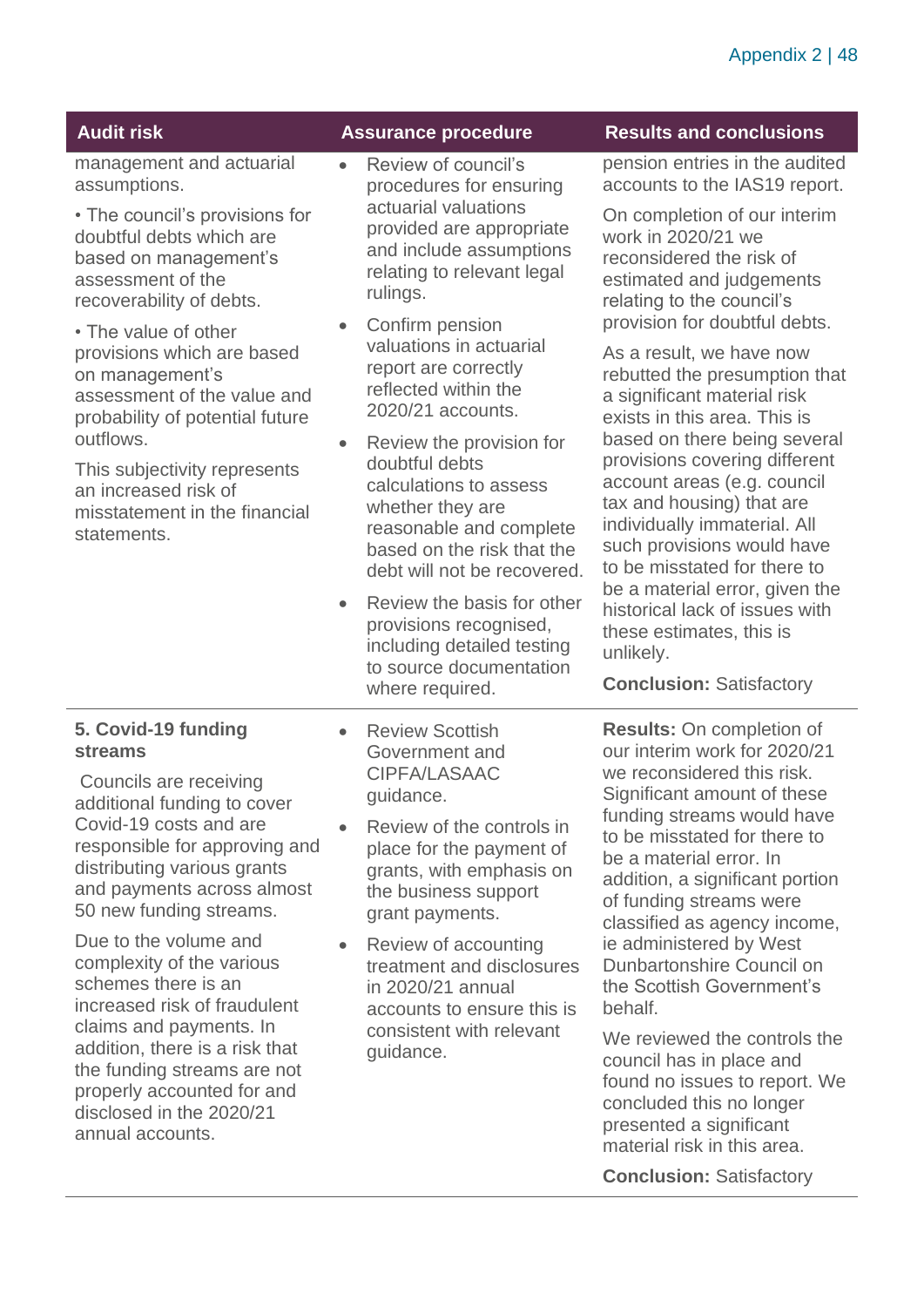| Audit risk | Assurance procedure | Results and conclusions |
| --- | --- | --- |
| management and actuarial assumptions.<br><br>• The council's provisions for doubtful debts which are based on management's assessment of the recoverability of debts.<br><br>• The value of other provisions which are based on management's assessment of the value and probability of potential future outflows.<br><br>This subjectivity represents an increased risk of misstatement in the financial statements. | • Review of council's procedures for ensuring actuarial valuations provided are appropriate and include assumptions relating to relevant legal rulings.<br><br>• Confirm pension valuations in actuarial report are correctly reflected within the 2020/21 accounts.<br><br>• Review the provision for doubtful debts calculations to assess whether they are reasonable and complete based on the risk that the debt will not be recovered.<br><br>• Review the basis for other provisions recognised, including detailed testing to source documentation where required. | pension entries in the audited accounts to the IAS19 report.<br><br>On completion of our interim work in 2020/21 we reconsidered the risk of estimated and judgements relating to the council's provision for doubtful debts.<br><br>As a result, we have now rebutted the presumption that a significant material risk exists in this area. This is based on there being several provisions covering different account areas (e.g. council tax and housing) that are individually immaterial. All such provisions would have to be misstated for there to be a material error, given the historical lack of issues with these estimates, this is unlikely.<br><br>**Conclusion:** Satisfactory |
| **5. Covid-19 funding streams**<br><br>Councils are receiving additional funding to cover Covid-19 costs and are responsible for approving and distributing various grants and payments across almost 50 new funding streams.<br><br>Due to the volume and complexity of the various schemes there is an increased risk of fraudulent claims and payments. In addition, there is a risk that the funding streams are not properly accounted for and disclosed in the 2020/21 annual accounts. | • Review Scottish Government and CIPFA/LASAAC guidance.<br><br>• Review of the controls in place for the payment of grants, with emphasis on the business support grant payments.<br><br>• Review of accounting treatment and disclosures in 2020/21 annual accounts to ensure this is consistent with relevant guidance. | **Results:** On completion of our interim work for 2020/21 we reconsidered this risk. Significant amount of these funding streams would have to be misstated for there to be a material error. In addition, a significant portion of funding streams were classified as agency income, ie administered by West Dunbartonshire Council on the Scottish Government's behalf.<br><br>We reviewed the controls the council has in place and found no issues to report. We concluded this no longer presented a significant material risk in this area.<br><br>**Conclusion:** Satisfactory |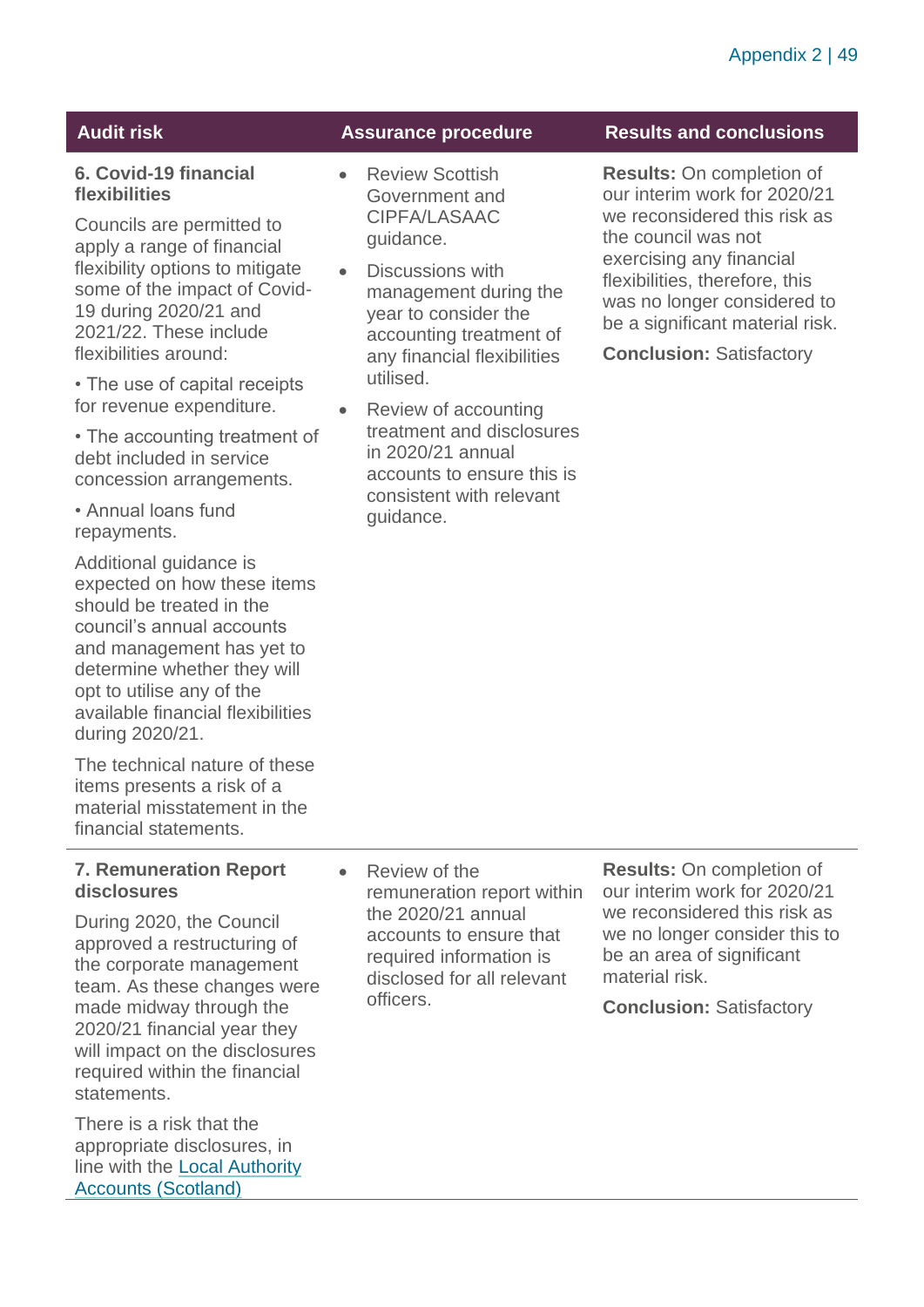| Audit risk | Assurance procedure | Results and conclusions |
|---|---|---|
| **6. Covid-19 financial flexibilities**<br><br>Councils are permitted to apply a range of financial flexibility options to mitigate some of the impact of Covid-19 during 2020/21 and 2021/22. These include flexibilities around:<br><br>• The use of capital receipts for revenue expenditure.<br><br>• The accounting treatment of debt included in service concession arrangements.<br><br>• Annual loans fund repayments.<br><br>Additional guidance is expected on how these items should be treated in the council's annual accounts and management has yet to determine whether they will opt to utilise any of the available financial flexibilities during 2020/21.<br><br>The technical nature of these items presents a risk of a material misstatement in the financial statements. | • Review Scottish Government and CIPFA/LASAAC guidance.<br><br>• Discussions with management during the year to consider the accounting treatment of any financial flexibilities utilised.<br><br>• Review of accounting treatment and disclosures in 2020/21 annual accounts to ensure this is consistent with relevant guidance. | **Results:** On completion of our interim work for 2020/21 we reconsidered this risk as the council was not exercising any financial flexibilities, therefore, this was no longer considered to be a significant material risk.<br><br>**Conclusion:** Satisfactory |
| **7. Remuneration Report disclosures**<br><br>During 2020, the Council approved a restructuring of the corporate management team. As these changes were made midway through the 2020/21 financial year they will impact on the disclosures required within the financial statements.<br><br>There is a risk that the appropriate disclosures, in line with the Local Authority Accounts (Scotland) | • Review of the remuneration report within the 2020/21 annual accounts to ensure that required information is disclosed for all relevant officers. | **Results:** On completion of our interim work for 2020/21 we reconsidered this risk as we no longer consider this to be an area of significant material risk.<br><br>**Conclusion:** Satisfactory |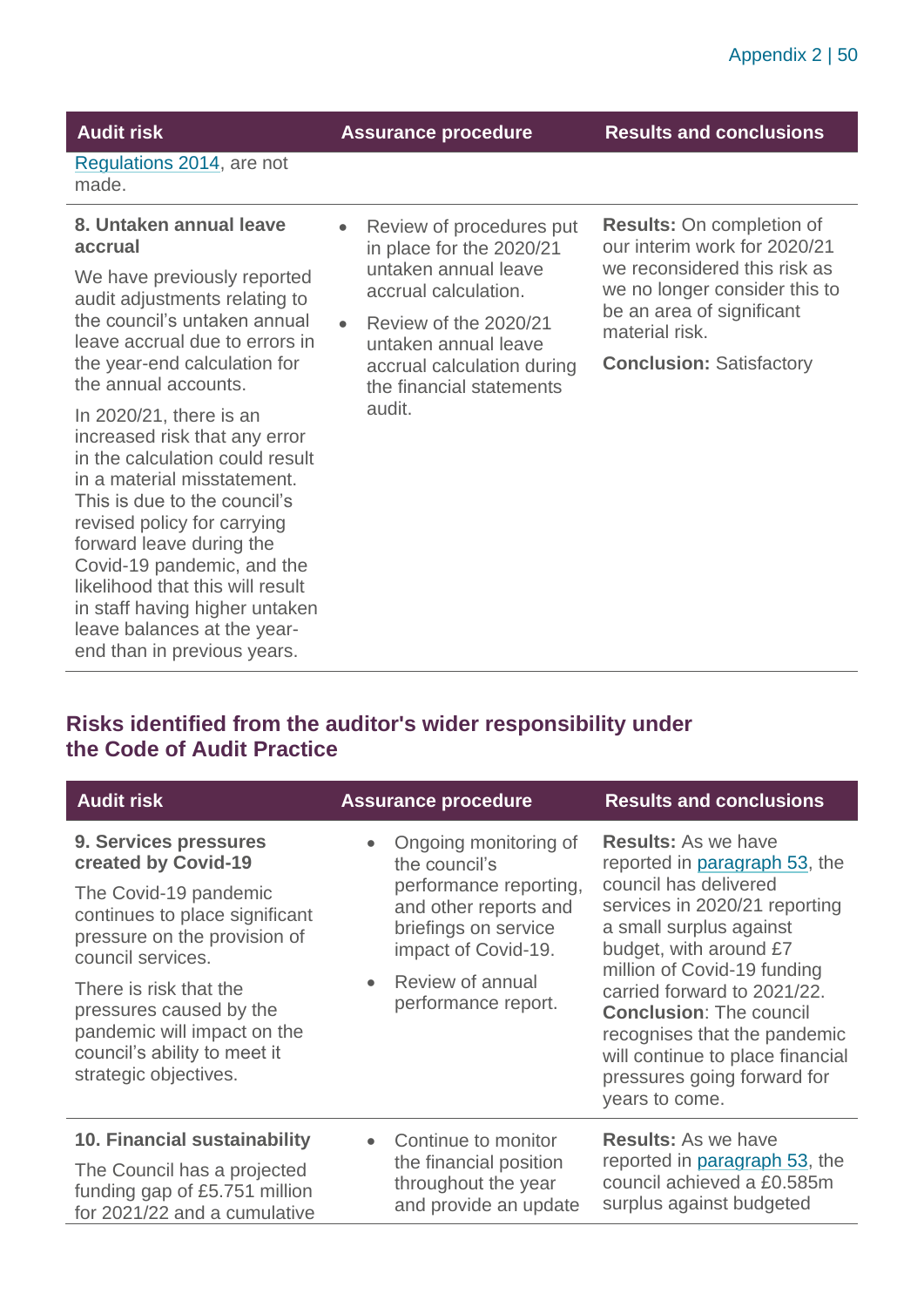| Audit risk | Assurance procedure | Results and conclusions |
|---|---|---|
| Regulations 2014, are not made. | | |
| **8. Untaken annual leave accrual**<br><br>We have previously reported audit adjustments relating to the council's untaken annual leave accrual due to errors in the year-end calculation for the annual accounts.<br><br>In 2020/21, there is an increased risk that any error in the calculation could result in a material misstatement. This is due to the council's revised policy for carrying forward leave during the Covid-19 pandemic, and the likelihood that this will result in staff having higher untaken leave balances at the year-end than in previous years. | • Review of procedures put in place for the 2020/21 untaken annual leave accrual calculation.<br>• Review of the 2020/21 untaken annual leave accrual calculation during the financial statements audit. | **Results:** On completion of our interim work for 2020/21 we reconsidered this risk as we no longer consider this to be an area of significant material risk.<br><br>**Conclusion:** Satisfactory |

## Risks identified from the auditor's wider responsibility under the Code of Audit Practice

| Audit risk | Assurance procedure | Results and conclusions |
|---|---|---|
| **9. Services pressures created by Covid-19**<br><br>The Covid-19 pandemic continues to place significant pressure on the provision of council services.<br><br>There is risk that the pressures caused by the pandemic will impact on the council's ability to meet it strategic objectives. | • Ongoing monitoring of the council's performance reporting, and other reports and briefings on service impact of Covid-19.<br>• Review of annual performance report. | **Results:** As we have reported in paragraph 53, the council has delivered services in 2020/21 reporting a small surplus against budget, with around £7 million of Covid-19 funding carried forward to 2021/22. **Conclusion**: The council recognises that the pandemic will continue to place financial pressures going forward for years to come. |
| **10. Financial sustainability**<br><br>The Council has a projected funding gap of £5.751 million for 2021/22 and a cumulative | • Continue to monitor the financial position throughout the year and provide an update | **Results:** As we have reported in paragraph 53, the council achieved a £0.585m surplus against budgeted |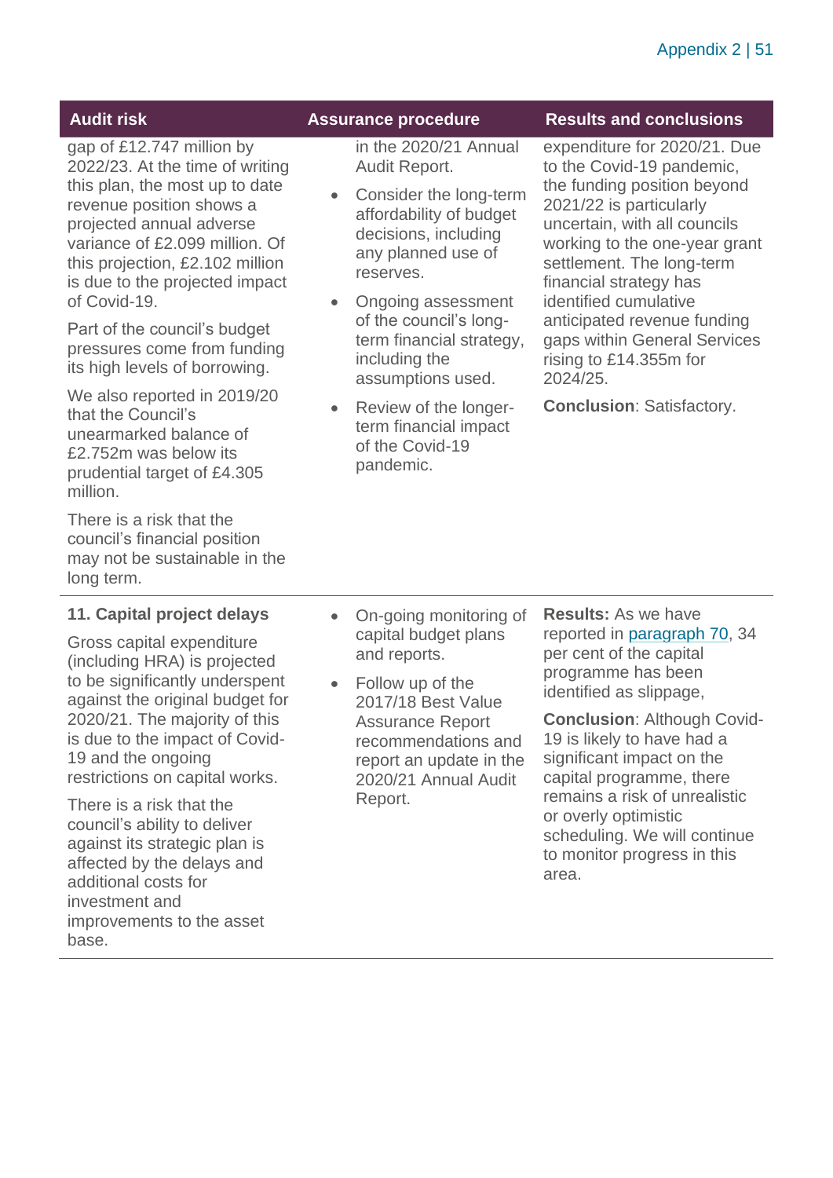| Audit risk | Assurance procedure | Results and conclusions |
|---|---|---|
| gap of £12.747 million by 2022/23. At the time of writing this plan, the most up to date revenue position shows a projected annual adverse variance of £2.099 million. Of this projection, £2.102 million is due to the projected impact of Covid-19.<br><br>Part of the council's budget pressures come from funding its high levels of borrowing.<br><br>We also reported in 2019/20 that the Council's unearmarked balance of £2.752m was below its prudential target of £4.305 million.<br><br>There is a risk that the council's financial position may not be sustainable in the long term. | in the 2020/21 Annual Audit Report.<br>• Consider the long-term affordability of budget decisions, including any planned use of reserves.<br>• Ongoing assessment of the council's long-term financial strategy, including the assumptions used.<br>• Review of the longer-term financial impact of the Covid-19 pandemic. | expenditure for 2020/21. Due to the Covid-19 pandemic, the funding position beyond 2021/22 is particularly uncertain, with all councils working to the one-year grant settlement. The long-term financial strategy has identified cumulative anticipated revenue funding gaps within General Services rising to £14.355m for 2024/25.<br><br>**Conclusion**: Satisfactory. |
| **11. Capital project delays**<br><br>Gross capital expenditure (including HRA) is projected to be significantly underspent against the original budget for 2020/21. The majority of this is due to the impact of Covid-19 and the ongoing restrictions on capital works.<br><br>There is a risk that the council's ability to deliver against its strategic plan is affected by the delays and additional costs for investment and improvements to the asset base. | • On-going monitoring of capital budget plans and reports.<br>• Follow up of the 2017/18 Best Value Assurance Report recommendations and report an update in the 2020/21 Annual Audit Report. | **Results:** As we have reported in paragraph 70, 34 per cent of the capital programme has been identified as slippage,<br><br>**Conclusion**: Although Covid-19 is likely to have had a significant impact on the capital programme, there remains a risk of unrealistic or overly optimistic scheduling. We will continue to monitor progress in this area. |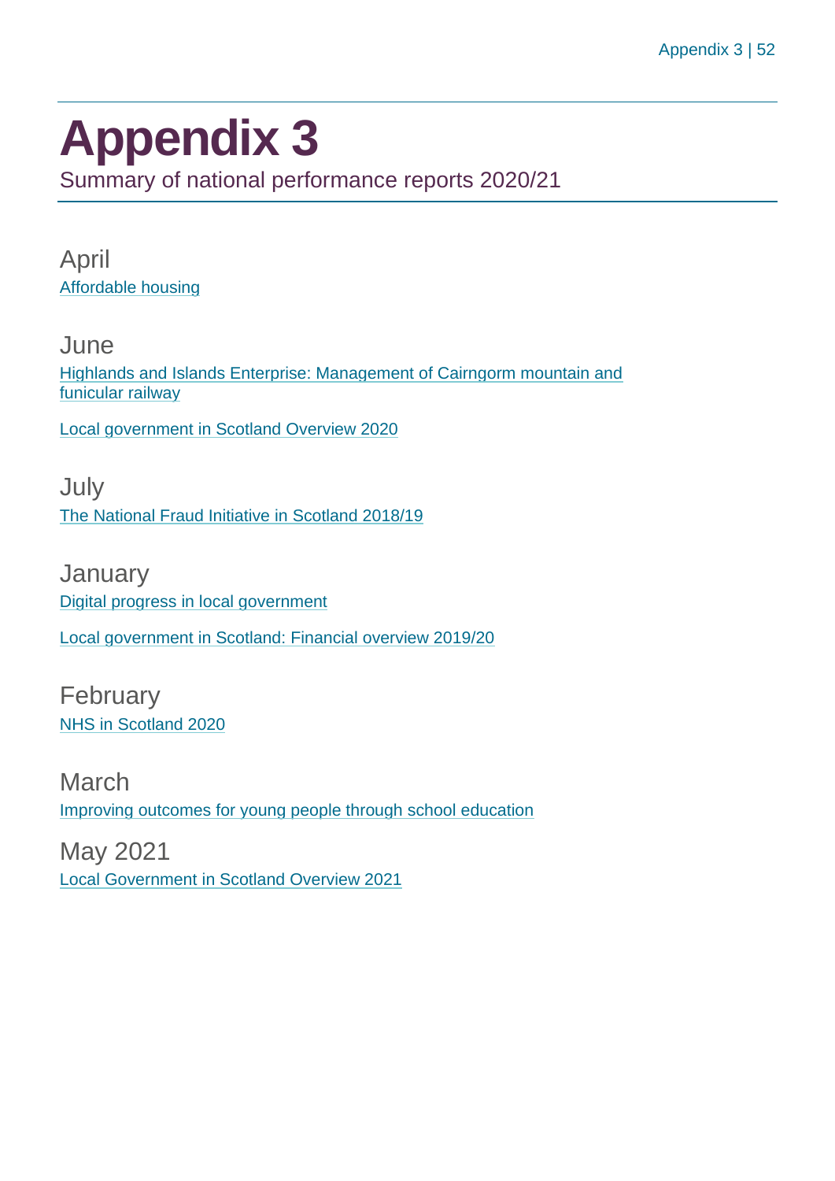# Appendix 3

Summary of national performance reports 2020/21

## April

Affordable housing

## June

Highlands and Islands Enterprise: Management of Cairngorm mountain and funicular railway

Local government in Scotland Overview 2020

## July

The National Fraud Initiative in Scotland 2018/19

## January

Digital progress in local government

Local government in Scotland: Financial overview 2019/20

## February

NHS in Scotland 2020

## March

Improving outcomes for young people through school education

## May 2021

Local Government in Scotland Overview 2021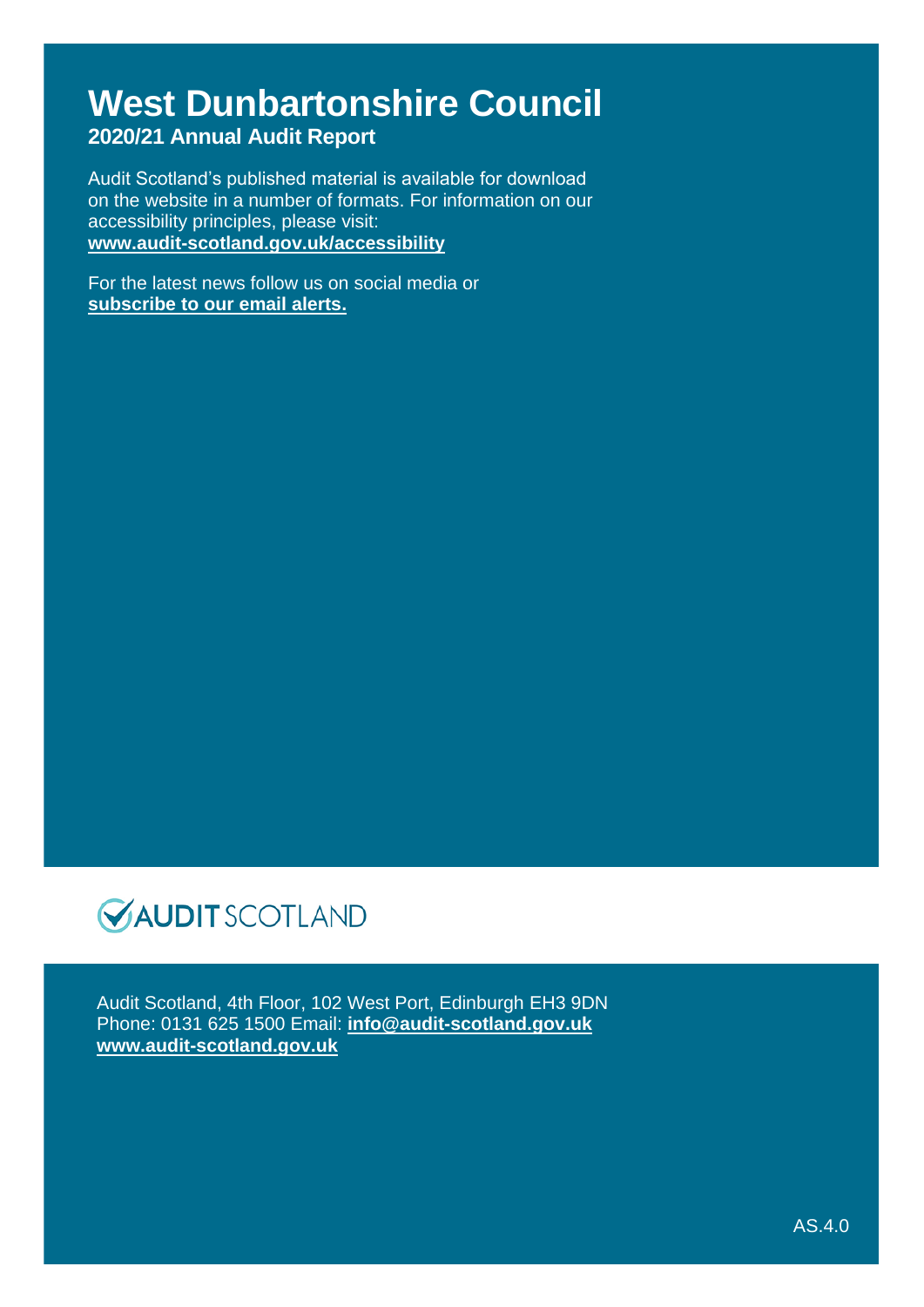# West Dunbartonshire Council

## 2020/21 Annual Audit Report

Audit Scotland's published material is available for download on the website in a number of formats. For information on our accessibility principles, please visit: **www.audit-scotland.gov.uk/accessibility**

For the latest news follow us on social media or **subscribe to our email alerts.**

AUDIT SCOTLAND

Audit Scotland, 4th Floor, 102 West Port, Edinburgh EH3 9DN
Phone: 0131 625 1500 Email: **info@audit-scotland.gov.uk**
**www.audit-scotland.gov.uk**

AS.4.0